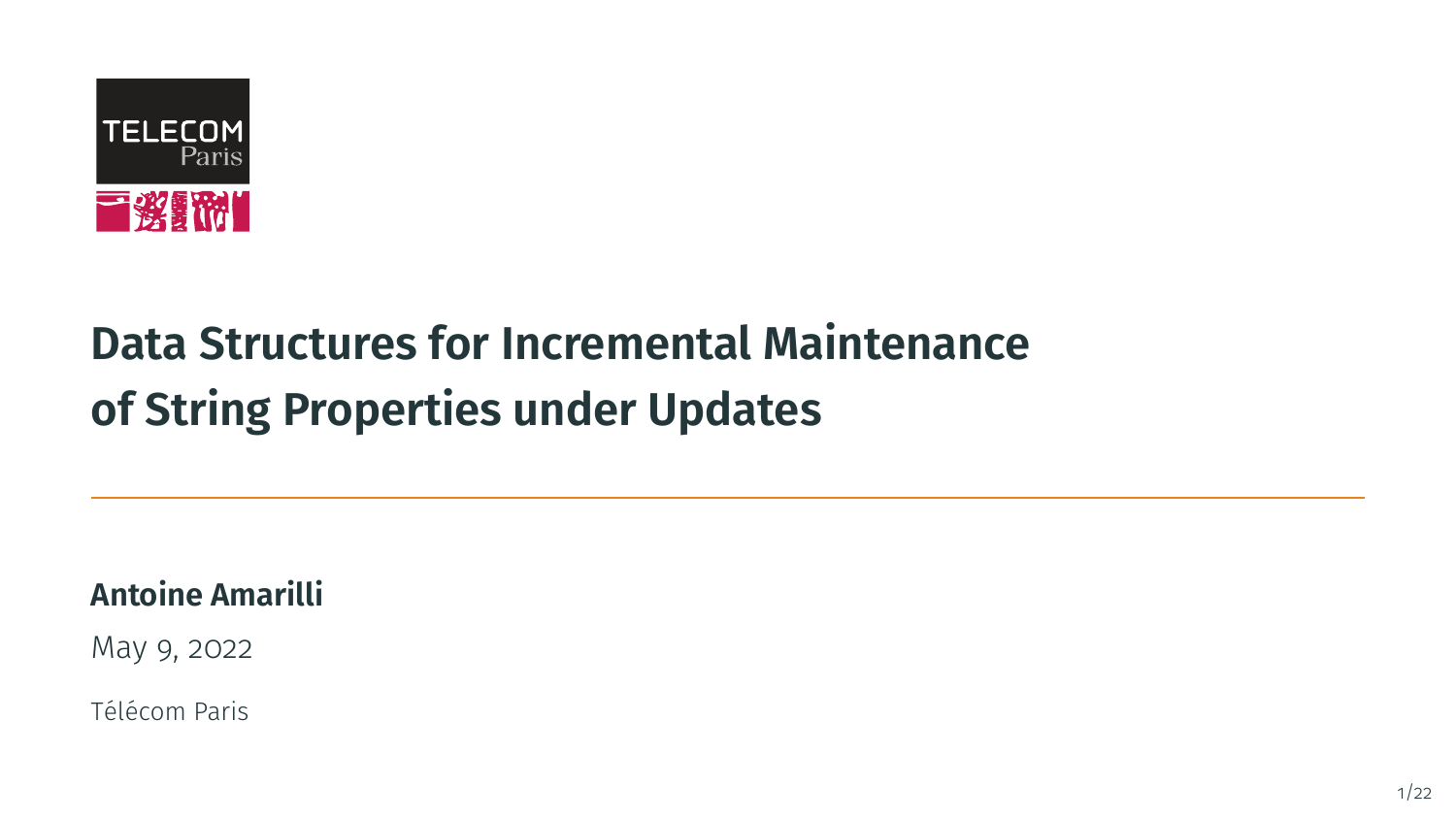# Data Structures for Incremental Maintenance of String Properties under Updates

**Antoine Amarilli**

May 9, 2022

Télécom Paris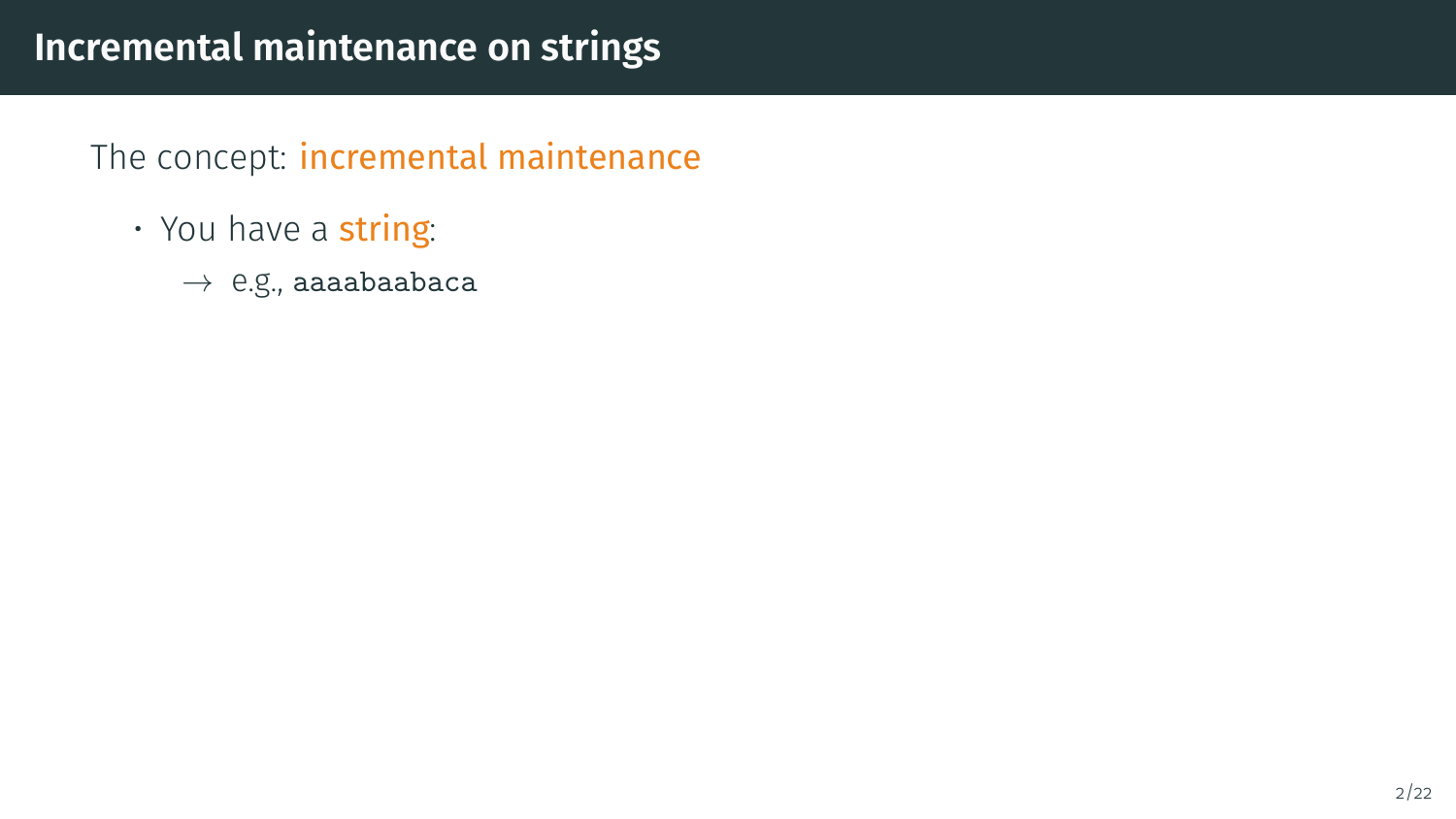# Incremental maintenance on strings

The concept: incremental maintenance

- You have a string:
  - → e.g., `aaaabaabaca`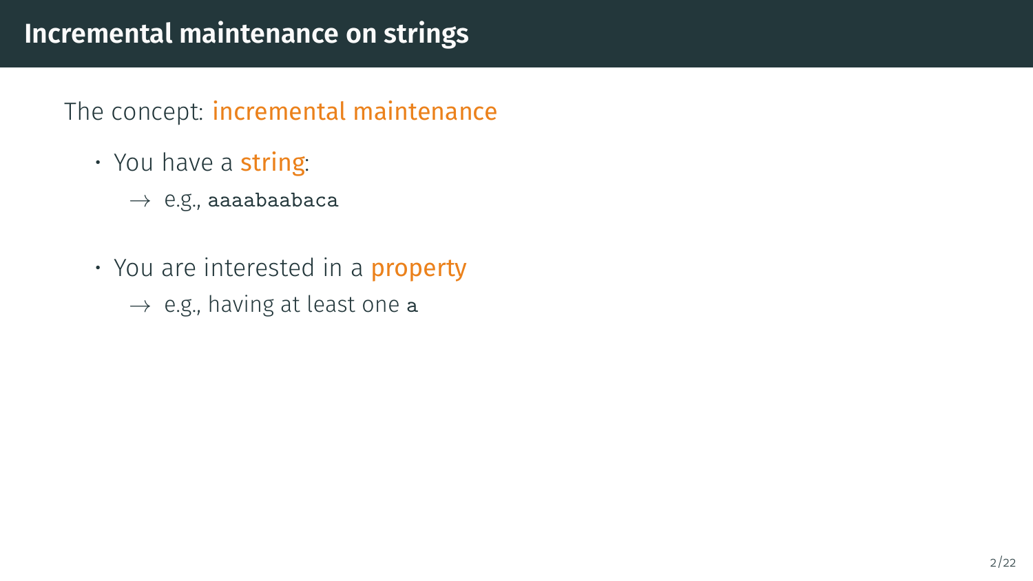# Incremental maintenance on strings

The concept: incremental maintenance

- You have a string:
  - → e.g., `aaaabaabaca`
- You are interested in a property
  - → e.g., having at least one `a`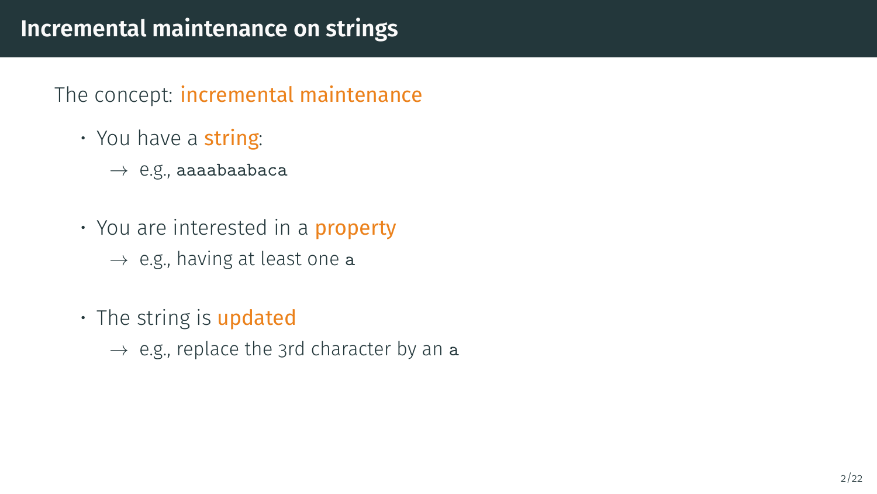# Incremental maintenance on strings

The concept: incremental maintenance

- You have a string:
  - → e.g., `aaaabaabaca`
- You are interested in a property
  - → e.g., having at least one `a`
- The string is updated
  - → e.g., replace the 3rd character by an `a`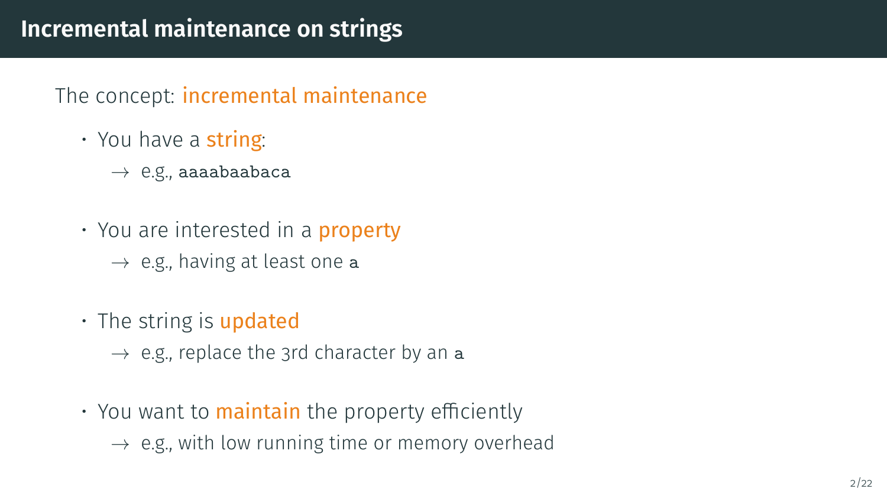# Incremental maintenance on strings

The concept: incremental maintenance

- You have a string:
  - → e.g., `aaaabaabaca`
- You are interested in a property
  - → e.g., having at least one `a`
- The string is updated
  - → e.g., replace the 3rd character by an `a`
- You want to maintain the property efficiently
  - → e.g., with low running time or memory overhead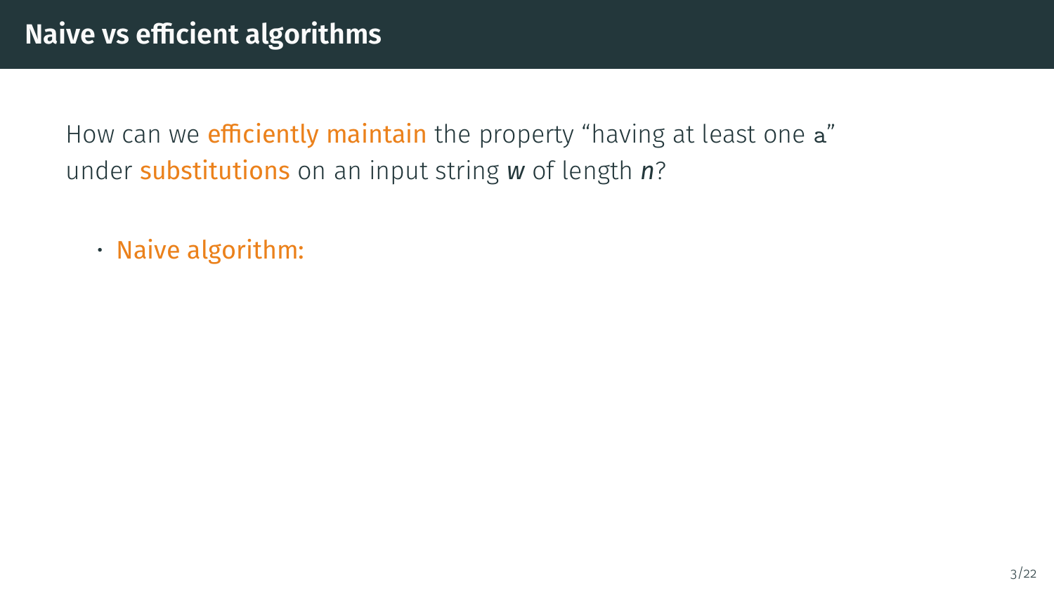# Naive vs efficient algorithms

How can we efficiently maintain the property “having at least one `a`” under substitutions on an input string $w$ of length $n$?

- Naive algorithm: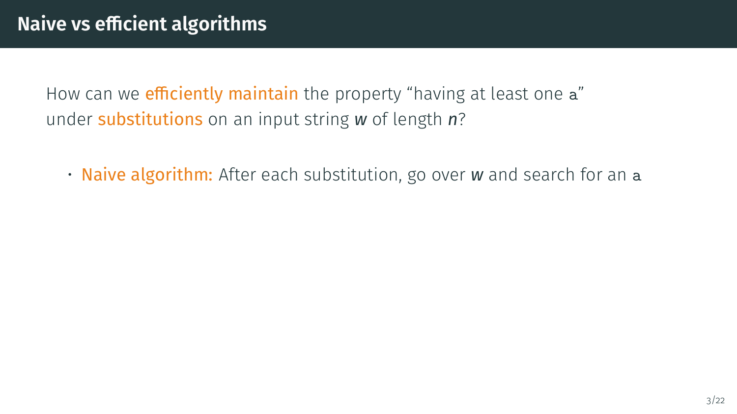# Naive vs efficient algorithms

How can we **efficiently maintain** the property “having at least one `a`” under **substitutions** on an input string $w$ of length $n$?

- **Naive algorithm:** After each substitution, go over $w$ and search for an `a`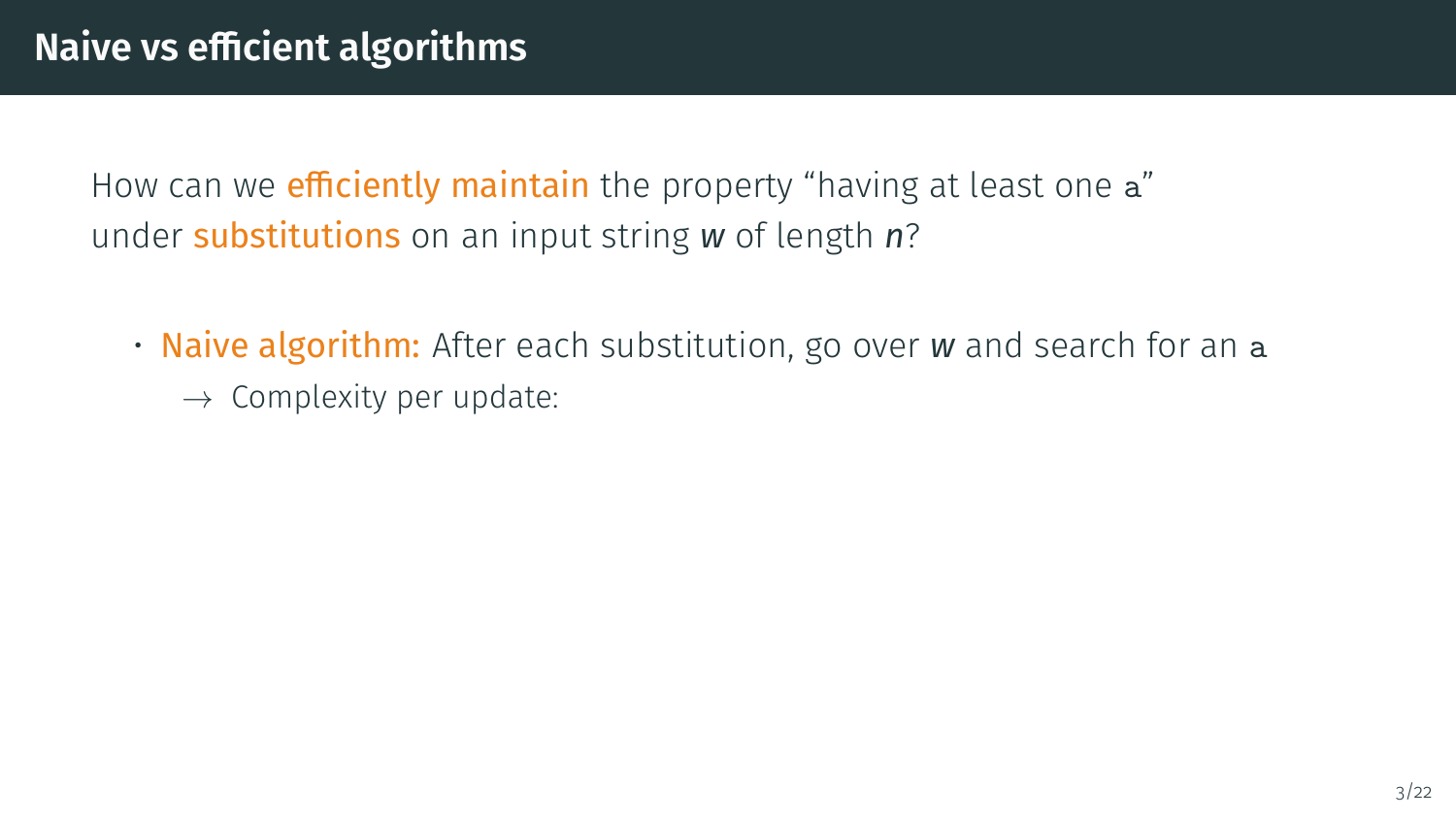## Naive vs efficient algorithms

How can we **efficiently maintain** the property “having at least one a” under **substitutions** on an input string $w$ of length $n$?

- **Naive algorithm:** After each substitution, go over $w$ and search for an a
  - $\rightarrow$ Complexity per update: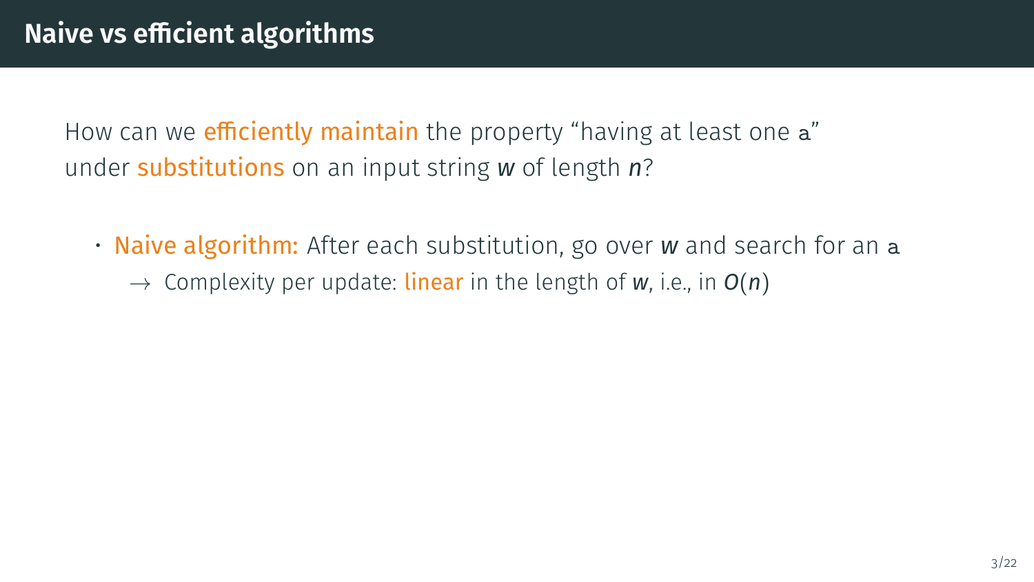# Naive vs efficient algorithms

How can we efficiently maintain the property “having at least one `a`” under substitutions on an input string $w$ of length $n$?

- Naive algorithm: After each substitution, go over $w$ and search for an `a`
  - $\rightarrow$ Complexity per update: linear in the length of $w$, i.e., in $O(n)$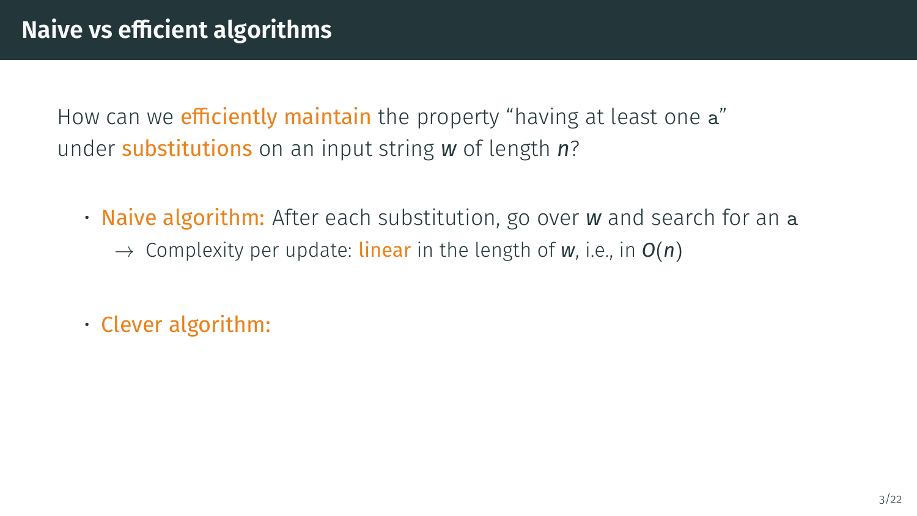# Naive vs efficient algorithms

How can we **efficiently maintain** the property "having at least one `a`" under **substitutions** on an input string $w$ of length $n$?

- **Naive algorithm:** After each substitution, go over $w$ and search for an `a`
  - $\rightarrow$ Complexity per update: **linear** in the length of $w$, i.e., in $O(n)$
- **Clever algorithm:**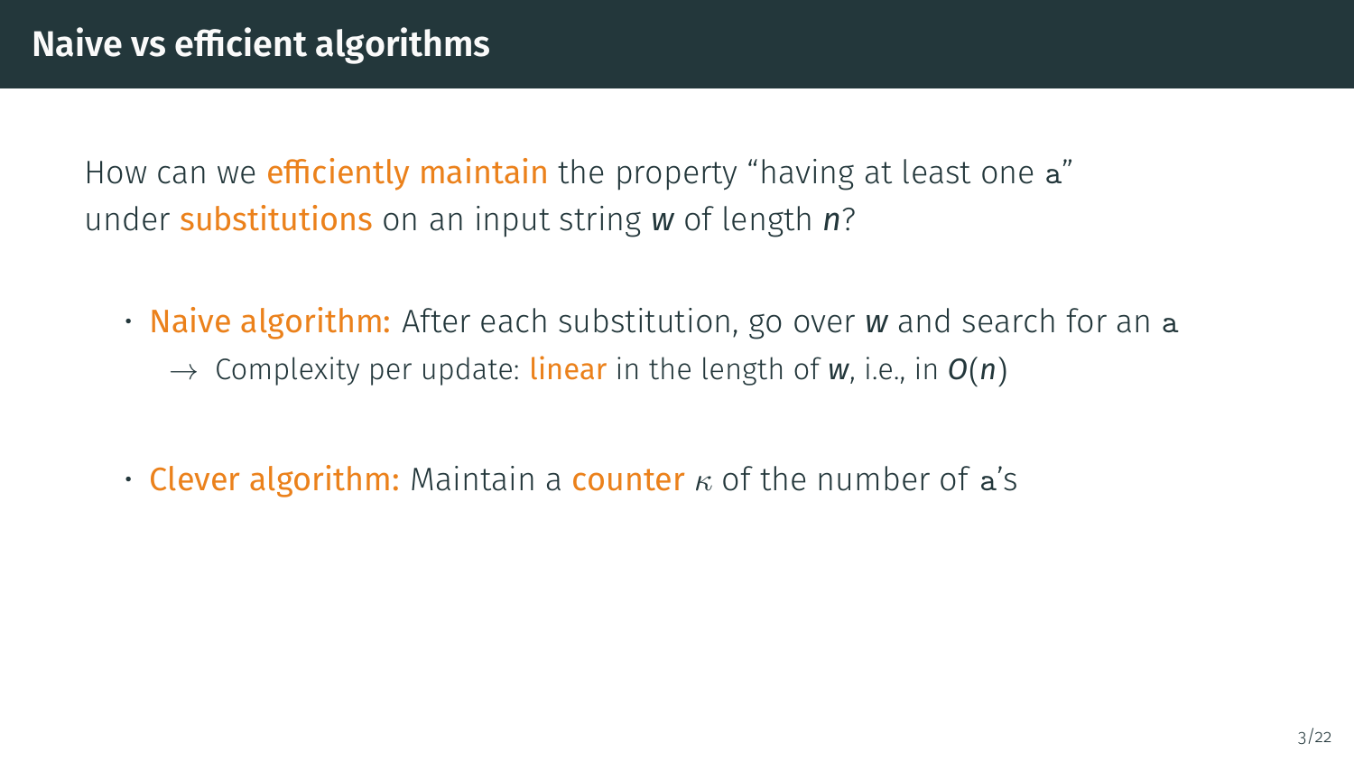# Naive vs efficient algorithms

How can we **efficiently maintain** the property "having at least one `a`" under **substitutions** on an input string $w$ of length $n$?

- **Naive algorithm:** After each substitution, go over $w$ and search for an `a`
  - $\rightarrow$ Complexity per update: **linear** in the length of $w$, i.e., in $O(n)$
- **Clever algorithm:** Maintain a **counter** $\kappa$ of the number of `a`'s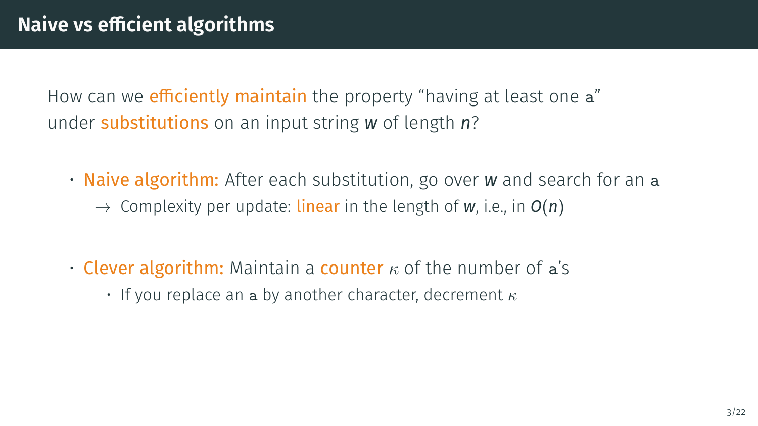## Naive vs efficient algorithms

How can we efficiently maintain the property "having at least one `a`" under substitutions on an input string $w$ of length $n$?

- Naive algorithm: After each substitution, go over $w$ and search for an `a`
  - $\rightarrow$ Complexity per update: linear in the length of $w$, i.e., in $O(n)$

- Clever algorithm: Maintain a counter $\kappa$ of the number of `a`'s
  - If you replace an `a` by another character, decrement $\kappa$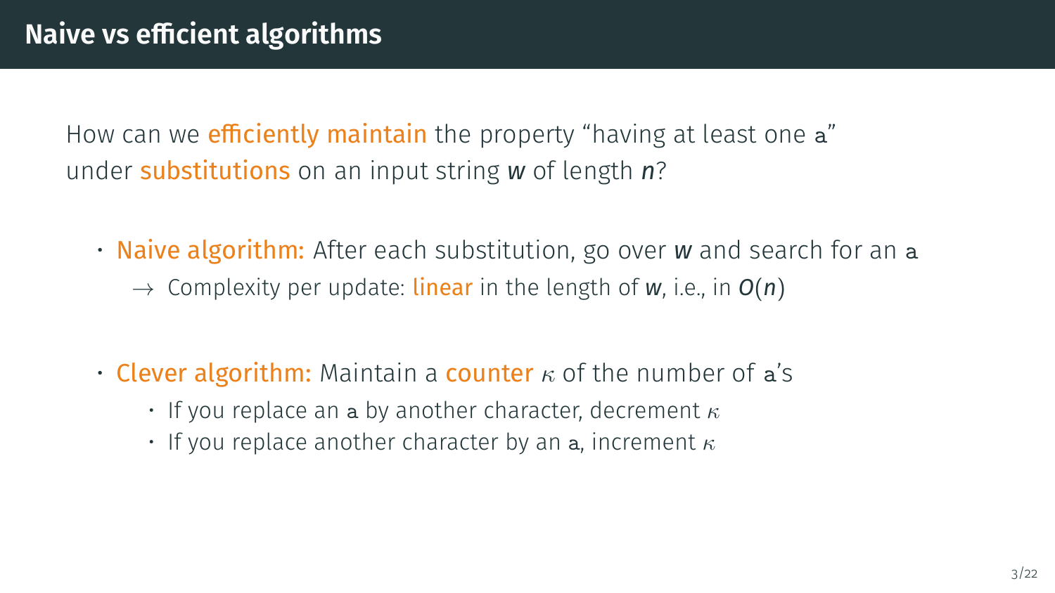# Naive vs efficient algorithms

How can we **efficiently maintain** the property "having at least one `a`" under **substitutions** on an input string $w$ of length $n$?

- **Naive algorithm:** After each substitution, go over $w$ and search for an `a`
  - $\rightarrow$ Complexity per update: **linear** in the length of $w$, i.e., in $O(n)$

- **Clever algorithm:** Maintain a **counter** $\kappa$ of the number of `a`'s
  - If you replace an `a` by another character, decrement $\kappa$
  - If you replace another character by an `a`, increment $\kappa$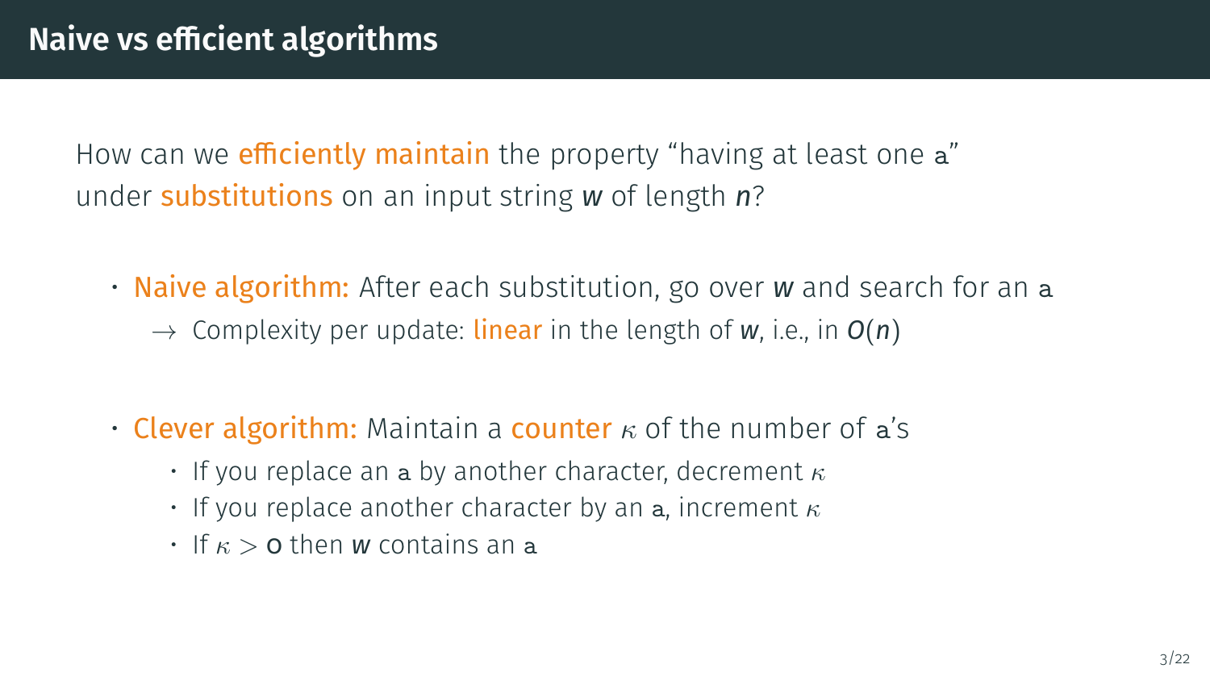# Naive vs efficient algorithms

How can we **efficiently maintain** the property "having at least one `a`" under **substitutions** on an input string $w$ of length $n$?

- **Naive algorithm:** After each substitution, go over $w$ and search for an `a`
  - $\rightarrow$ Complexity per update: **linear** in the length of $w$, i.e., in $O(n)$

- **Clever algorithm:** Maintain a **counter** $\kappa$ of the number of `a`'s
  - If you replace an `a` by another character, decrement $\kappa$
  - If you replace another character by an `a`, increment $\kappa$
  - If $\kappa > 0$ then $w$ contains an `a`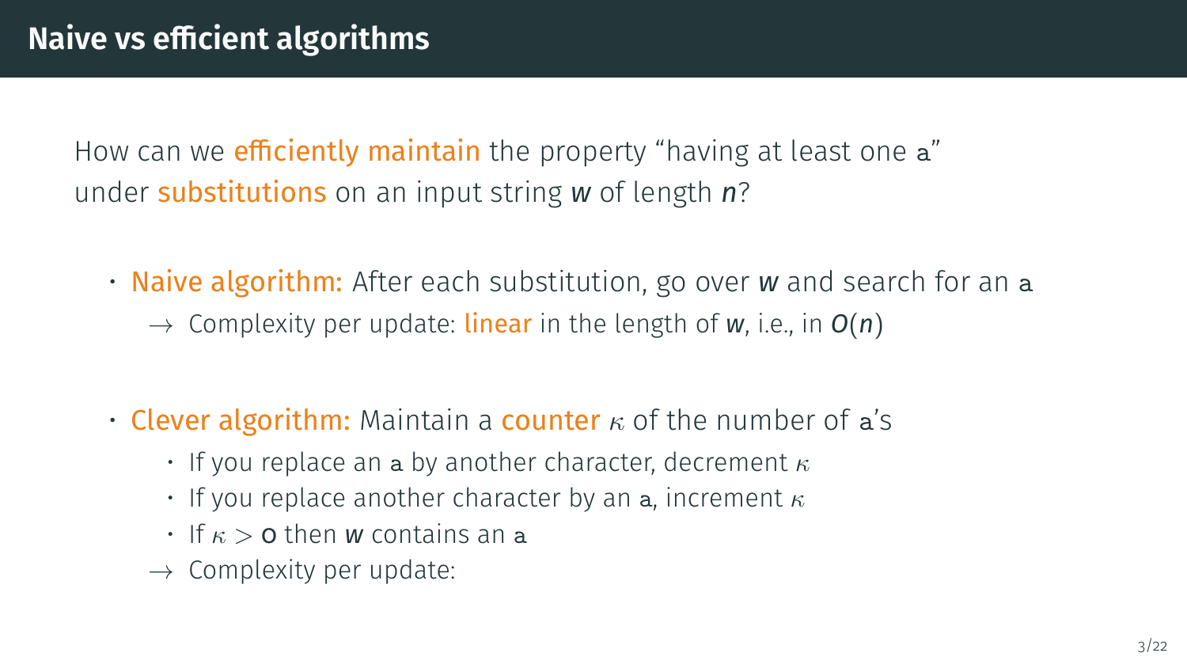# Naive vs efficient algorithms

How can we efficiently maintain the property “having at least one a” under substitutions on an input string $w$ of length $n$?

- Naive algorithm: After each substitution, go over $w$ and search for an a
  - $\rightarrow$ Complexity per update: linear in the length of $w$, i.e., in $O(n)$

- Clever algorithm: Maintain a counter $\kappa$ of the number of a’s
  - If you replace an a by another character, decrement $\kappa$
  - If you replace another character by an a, increment $\kappa$
  - If $\kappa > 0$ then $w$ contains an a
  - $\rightarrow$ Complexity per update: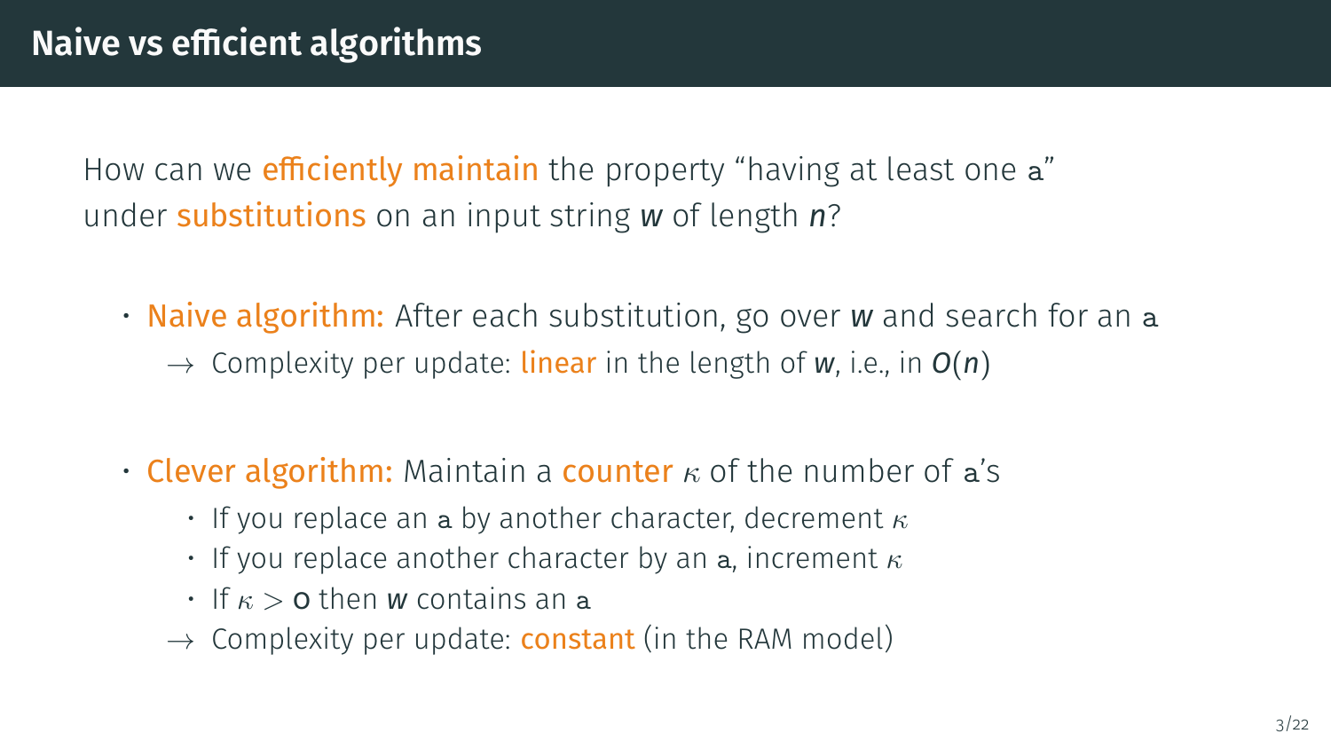# Naive vs efficient algorithms

How can we efficiently maintain the property "having at least one `a`" under substitutions on an input string $w$ of length $n$?

- Naive algorithm: After each substitution, go over $w$ and search for an `a`
  - $\rightarrow$ Complexity per update: linear in the length of $w$, i.e., in $O(n)$

- Clever algorithm: Maintain a counter $\kappa$ of the number of `a`'s
  - If you replace an `a` by another character, decrement $\kappa$
  - If you replace another character by an `a`, increment $\kappa$
  - If $\kappa > 0$ then $w$ contains an `a`
  - $\rightarrow$ Complexity per update: constant (in the RAM model)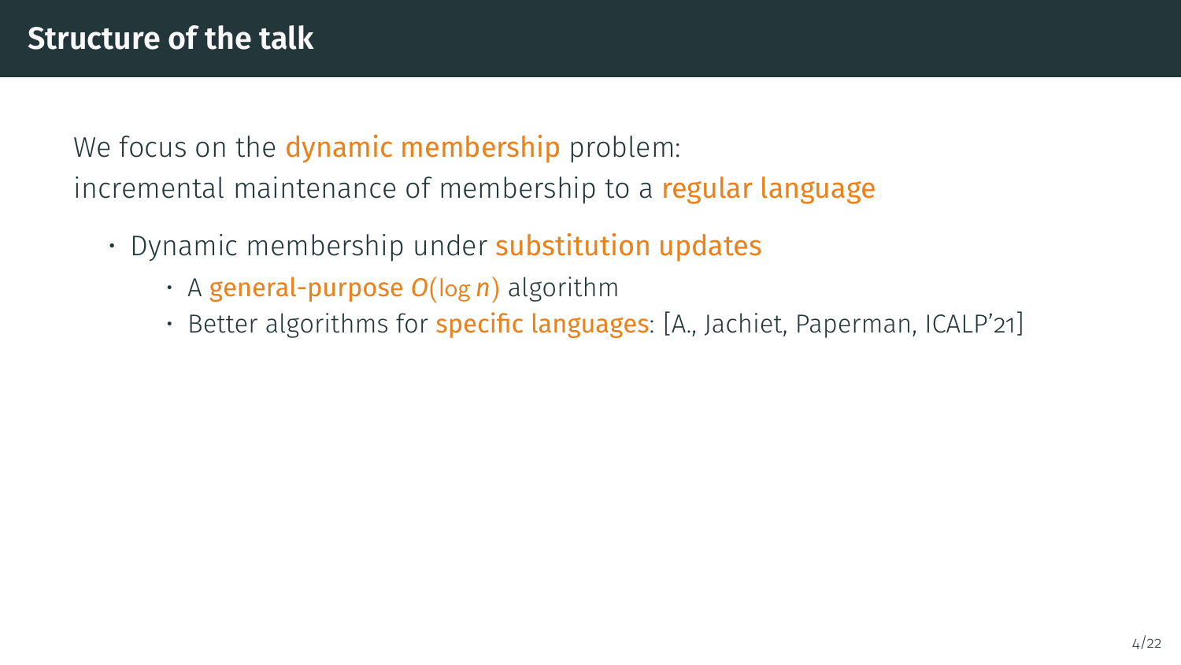# Structure of the talk

We focus on the dynamic membership problem:
incremental maintenance of membership to a regular language

- Dynamic membership under substitution updates
  - A general-purpose $O(\log n)$ algorithm
  - Better algorithms for specific languages: [A., Jachiet, Paperman, ICALP'21]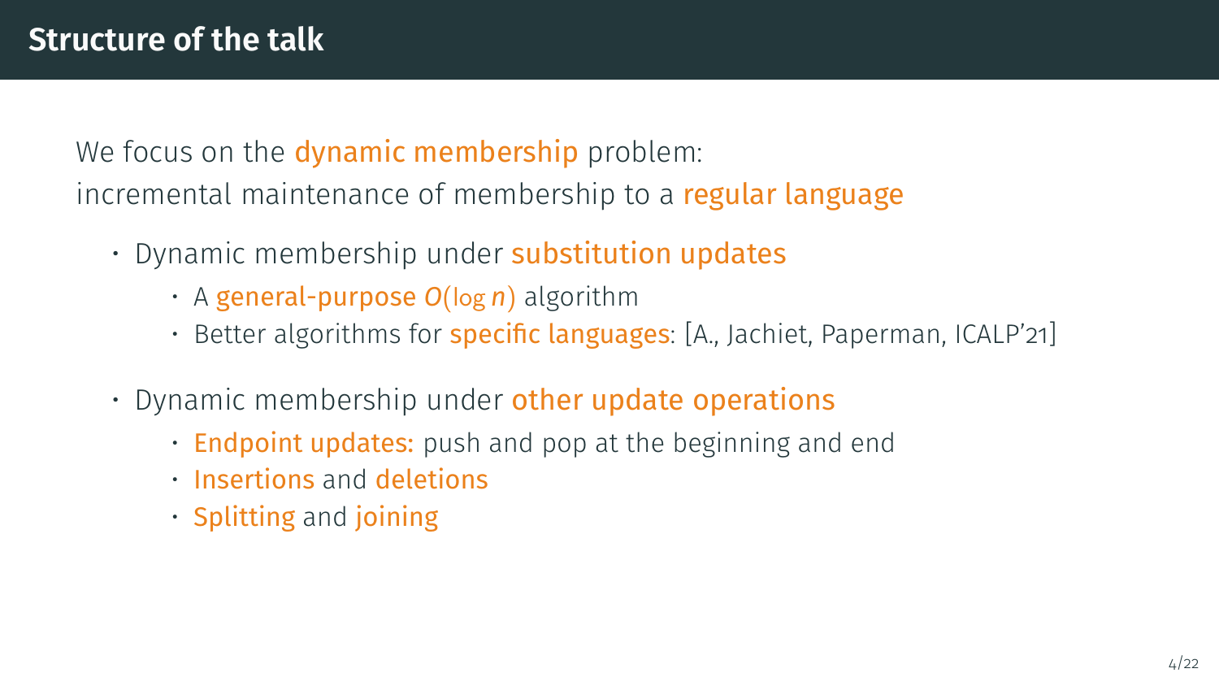# Structure of the talk

We focus on the dynamic membership problem:
incremental maintenance of membership to a regular language

- Dynamic membership under substitution updates
  - A general-purpose $O(\log n)$ algorithm
  - Better algorithms for specific languages: [A., Jachiet, Paperman, ICALP'21]
- Dynamic membership under other update operations
  - Endpoint updates: push and pop at the beginning and end
  - Insertions and deletions
  - Splitting and joining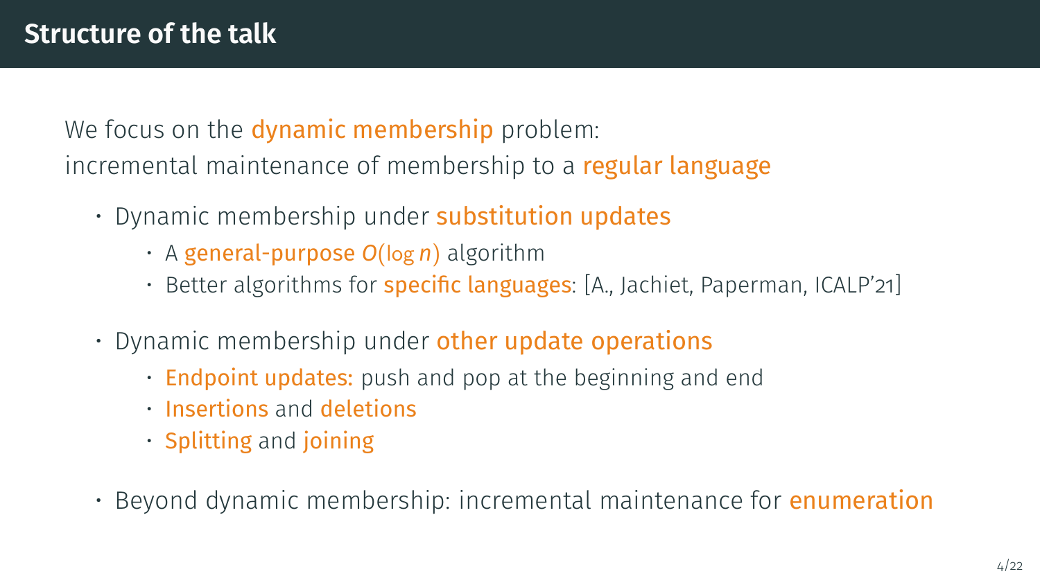# Structure of the talk

We focus on the dynamic membership problem:
incremental maintenance of membership to a regular language

- Dynamic membership under substitution updates
  - A general-purpose $O(\log n)$ algorithm
  - Better algorithms for specific languages: [A., Jachiet, Paperman, ICALP'21]
- Dynamic membership under other update operations
  - Endpoint updates: push and pop at the beginning and end
  - Insertions and deletions
  - Splitting and joining
- Beyond dynamic membership: incremental maintenance for enumeration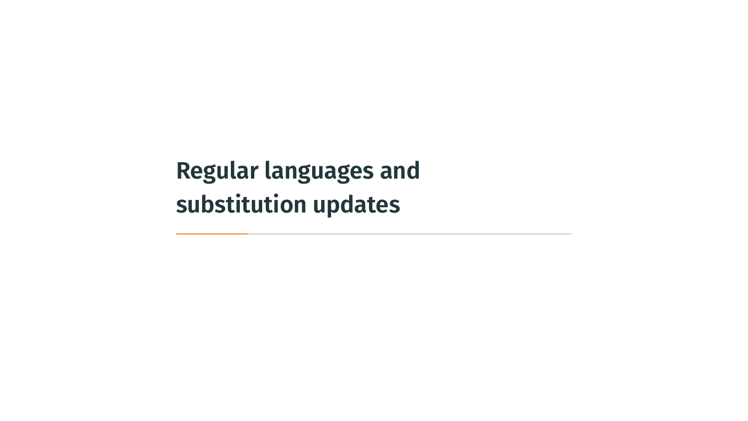# Regular languages and substitution updates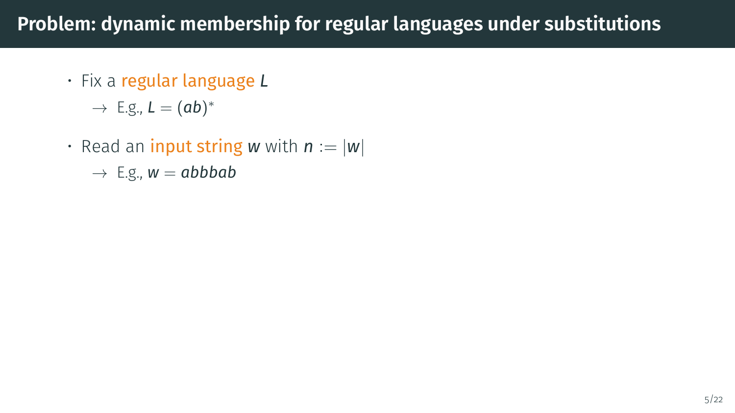# Problem: dynamic membership for regular languages under substitutions

- Fix a regular language $L$
  - $\rightarrow$ E.g., $L = (ab)^*$
- Read an input string $w$ with $n := |w|$
  - $\rightarrow$ E.g., $w = abbbab$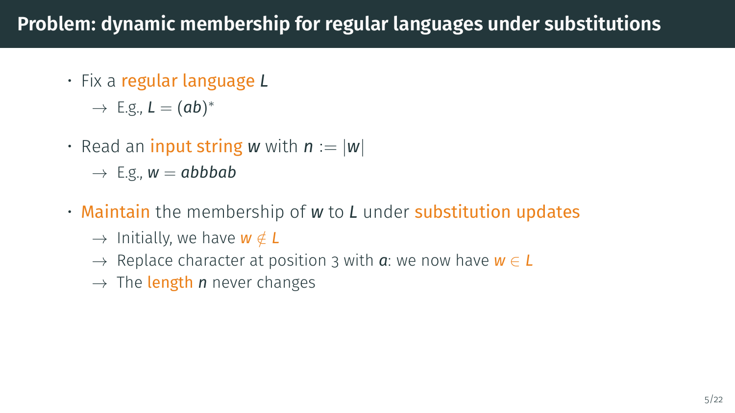# Problem: dynamic membership for regular languages under substitutions

- Fix a regular language $L$
  - → E.g., $L = (ab)^*$
- Read an input string $w$ with $n := |w|$
  - → E.g., $w = abbbab$
- Maintain the membership of $w$ to $L$ under substitution updates
  - → Initially, we have $w \notin L$
  - → Replace character at position 3 with $a$: we now have $w \in L$
  - → The length $n$ never changes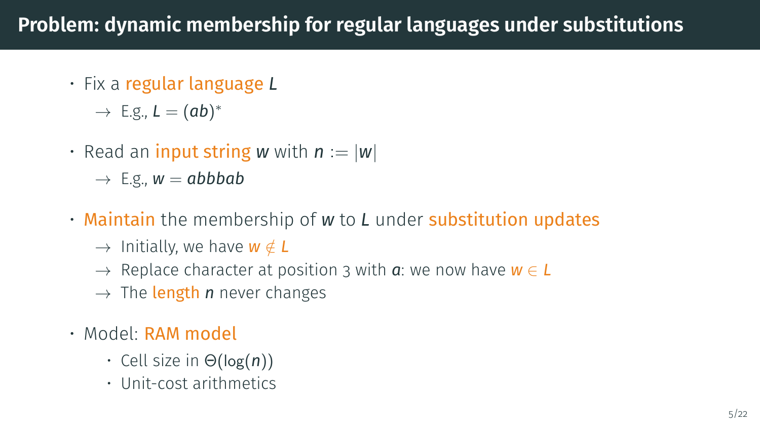# Problem: dynamic membership for regular languages under substitutions

- Fix a regular language $L$
  - $\rightarrow$ E.g., $L = (ab)^*$
- Read an input string $w$ with $n := |w|$
  - $\rightarrow$ E.g., $w = abbbab$
- Maintain the membership of $w$ to $L$ under substitution updates
  - $\rightarrow$ Initially, we have $w \notin L$
  - $\rightarrow$ Replace character at position 3 with $a$: we now have $w \in L$
  - $\rightarrow$ The length $n$ never changes
- Model: RAM model
  - Cell size in $\Theta(\log(n))$
  - Unit-cost arithmetics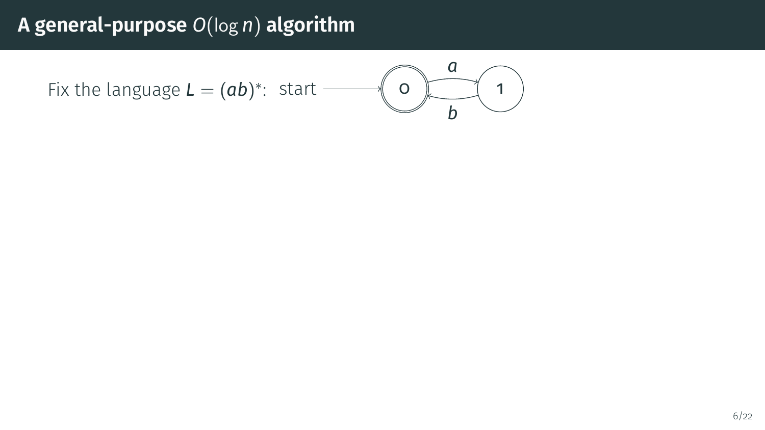# A general-purpose $O(\log n)$ algorithm

Fix the language $L = (ab)^*$: start → 0 —a→ 1, 1 —b→ 0 (state 0 is the start and accepting state)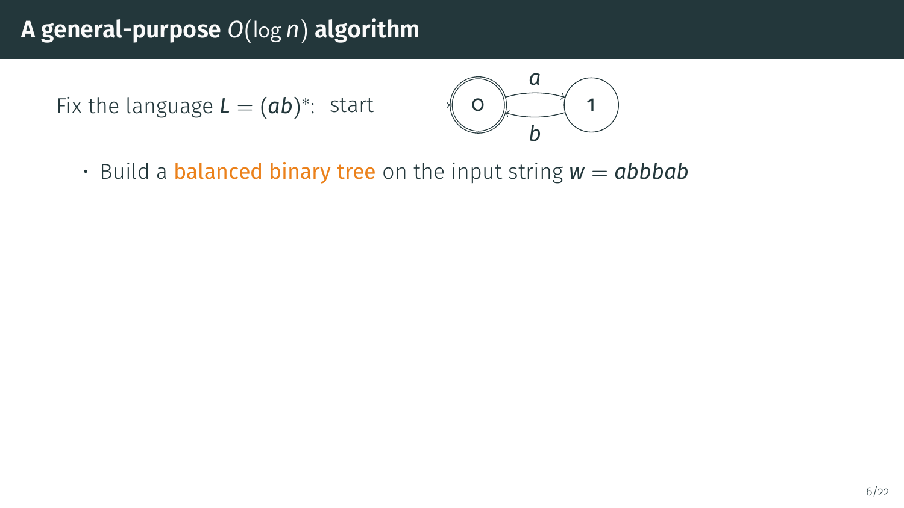# A general-purpose $O(\log n)$ algorithm

Fix the language $L = (ab)^*$: start → 0, 0 –$a$→ 1, 1 –$b$→ 0

- Build a balanced binary tree on the input string $w = abbbab$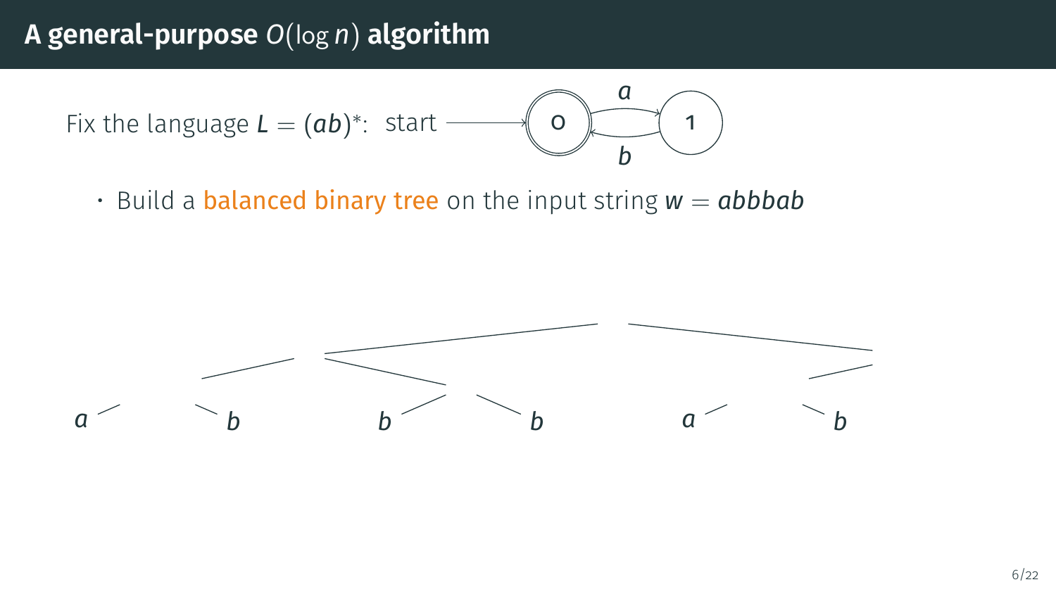# A general-purpose $O(\log n)$ algorithm

Fix the language $L = (ab)^*$: start → 0 ⇄ 1 (0 --a--> 1, 1 --b--> 0)

- Build a balanced binary tree on the input string $w = abbbab$

$a \quad b \quad b \quad b \quad a \quad b$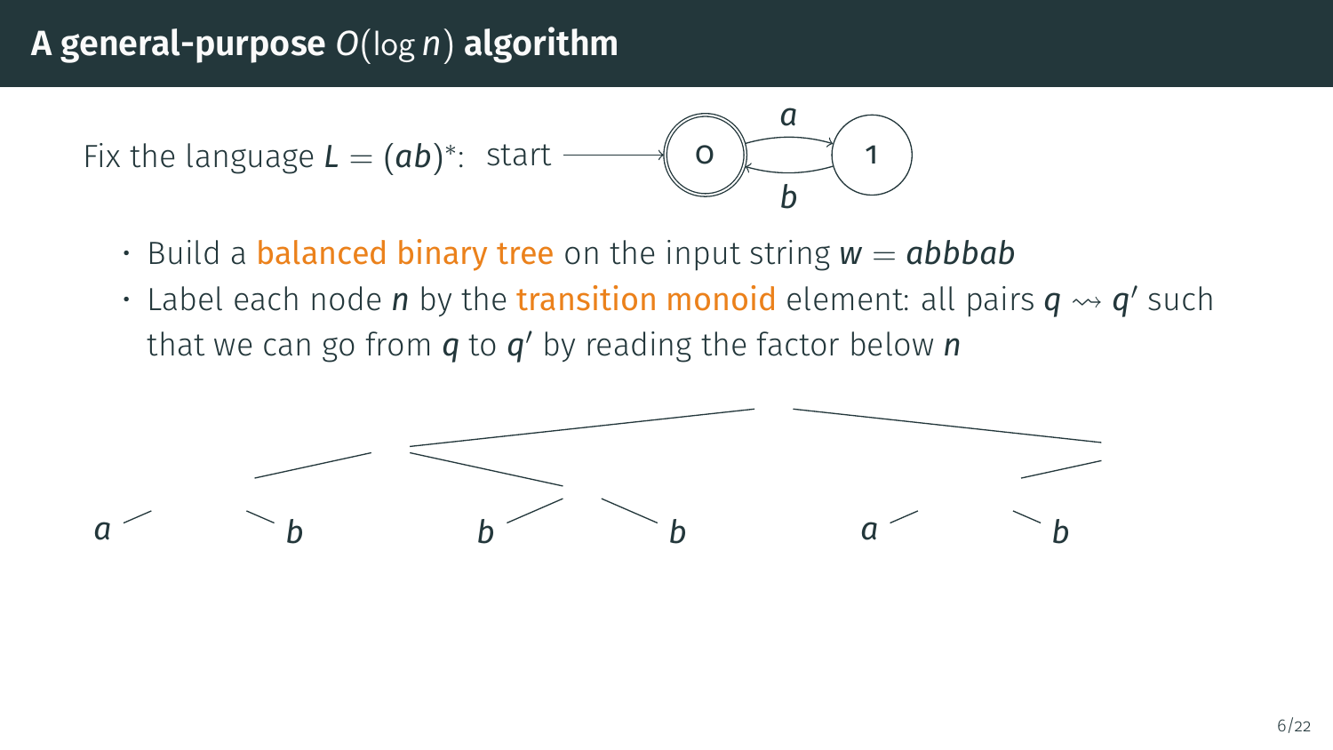# A general-purpose $O(\log n)$ algorithm

Fix the language $L = (ab)^*$: start → 0 (accepting) —$a$→ 1, 1 —$b$→ 0

- Build a balanced binary tree on the input string $w = abbbab$
- Label each node $n$ by the transition monoid element: all pairs $q \rightsquigarrow q'$ such that we can go from $q$ to $q'$ by reading the factor below $n$

$a$ $b$ $b$ $b$ $a$ $b$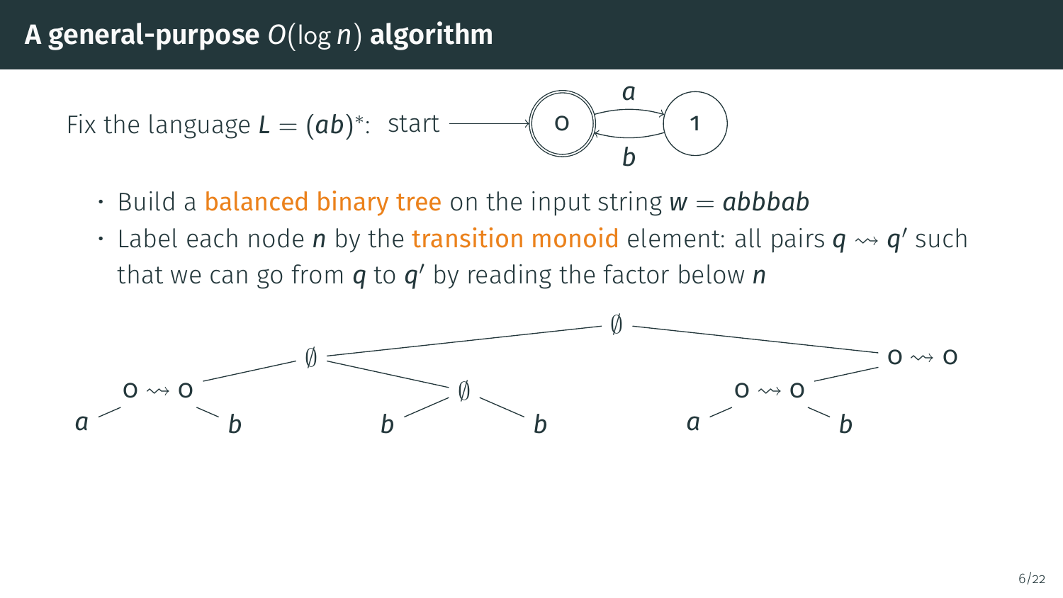# A general-purpose $O(\log n)$ algorithm

Fix the language $L = (ab)^*$: start → 0 (accepting), $0 \xrightarrow{a} 1$, $1 \xrightarrow{b} 0$

- Build a balanced binary tree on the input string $w = abbbab$
- Label each node $n$ by the transition monoid element: all pairs $q \rightsquigarrow q'$ such that we can go from $q$ to $q'$ by reading the factor below $n$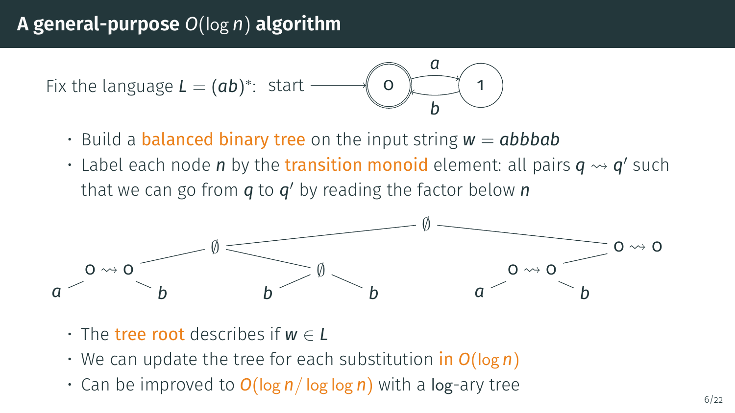# A general-purpose $O(\log n)$ algorithm

Fix the language $L = (ab)^*$: start → 0 (accepting) $\xrightarrow{a}$ 1, 1 $\xrightarrow{b}$ 0

- Build a balanced binary tree on the input string $w = abbbab$
- Label each node $n$ by the transition monoid element: all pairs $q \rightsquigarrow q'$ such that we can go from $q$ to $q'$ by reading the factor below $n$

- The tree root describes if $w \in L$
- We can update the tree for each substitution in $O(\log n)$
- Can be improved to $O(\log n / \log \log n)$ with a log-ary tree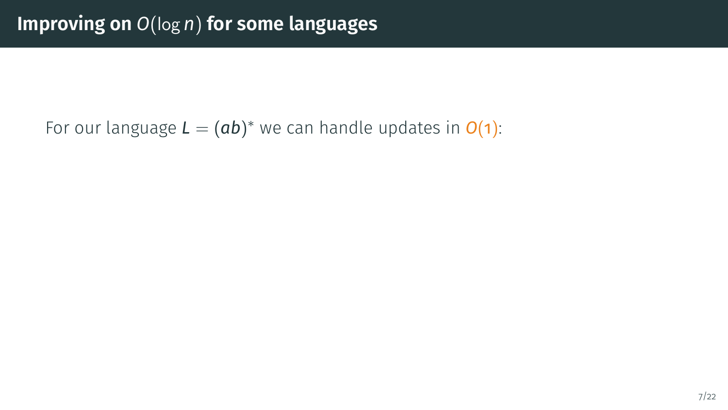# Improving on $O(\log n)$ for some languages

For our language $L = (ab)^*$ we can handle updates in $O(1)$: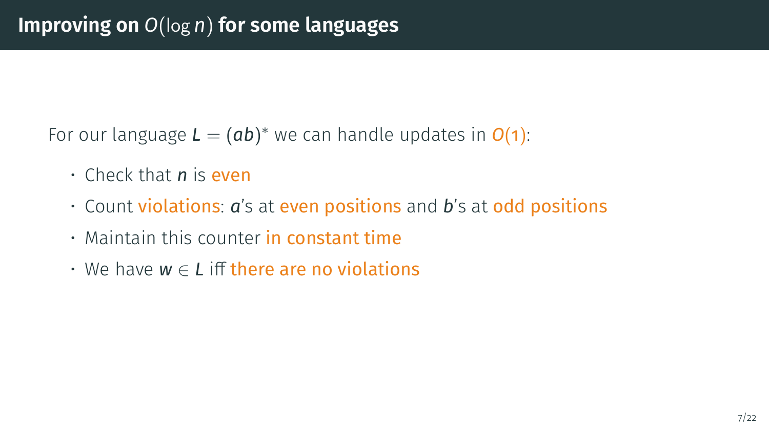# Improving on $O(\log n)$ for some languages

For our language $L = (ab)^*$ we can handle updates in $O(1)$:

- Check that $n$ is even
- Count violations: $a$'s at even positions and $b$'s at odd positions
- Maintain this counter in constant time
- We have $w \in L$ iff there are no violations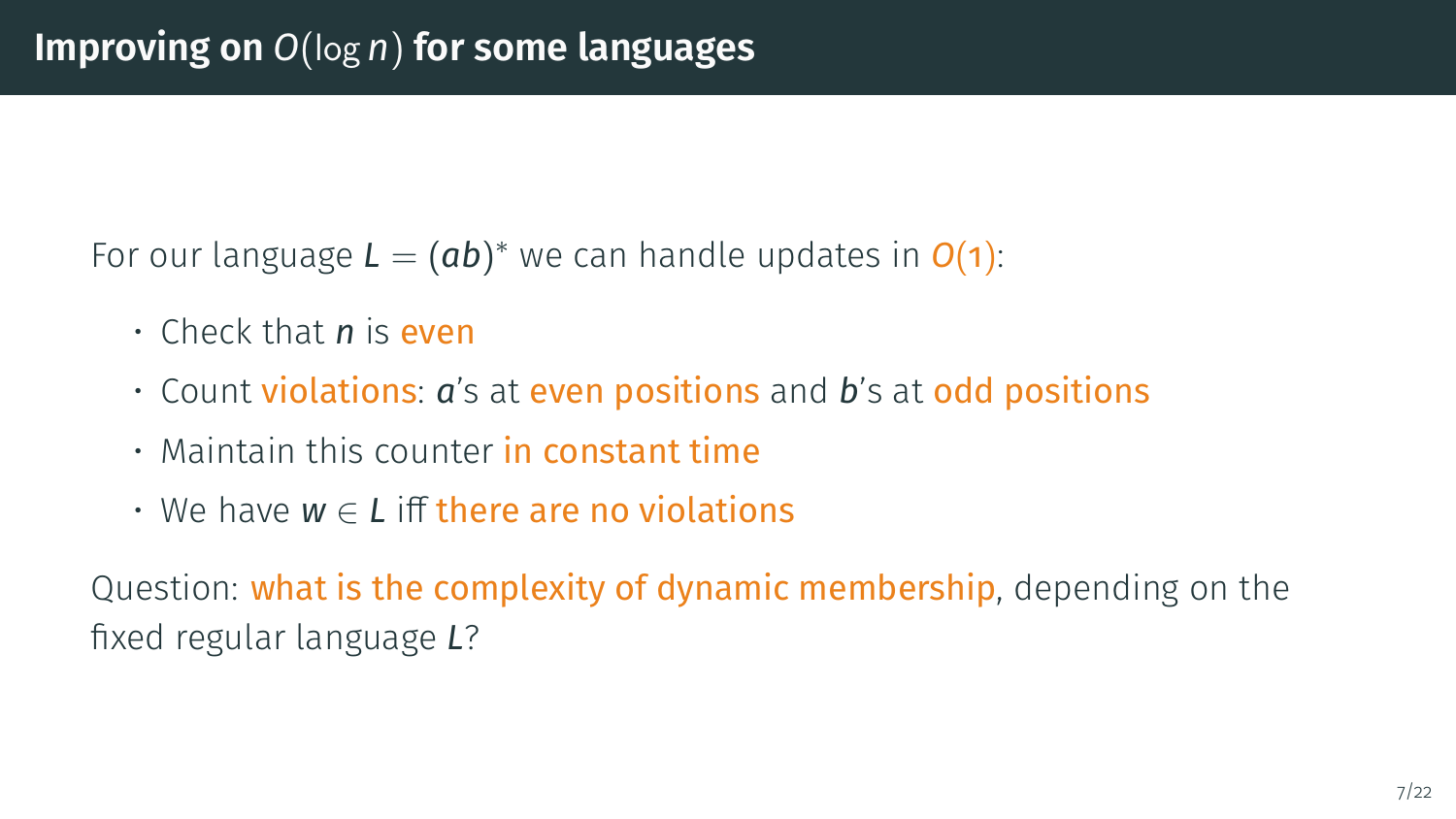# Improving on $O(\log n)$ for some languages

For our language $L = (ab)^*$ we can handle updates in $O(1)$:

- Check that $n$ is even
- Count violations: $a$'s at even positions and $b$'s at odd positions
- Maintain this counter in constant time
- We have $w \in L$ iff there are no violations

Question: what is the complexity of dynamic membership, depending on the fixed regular language $L$?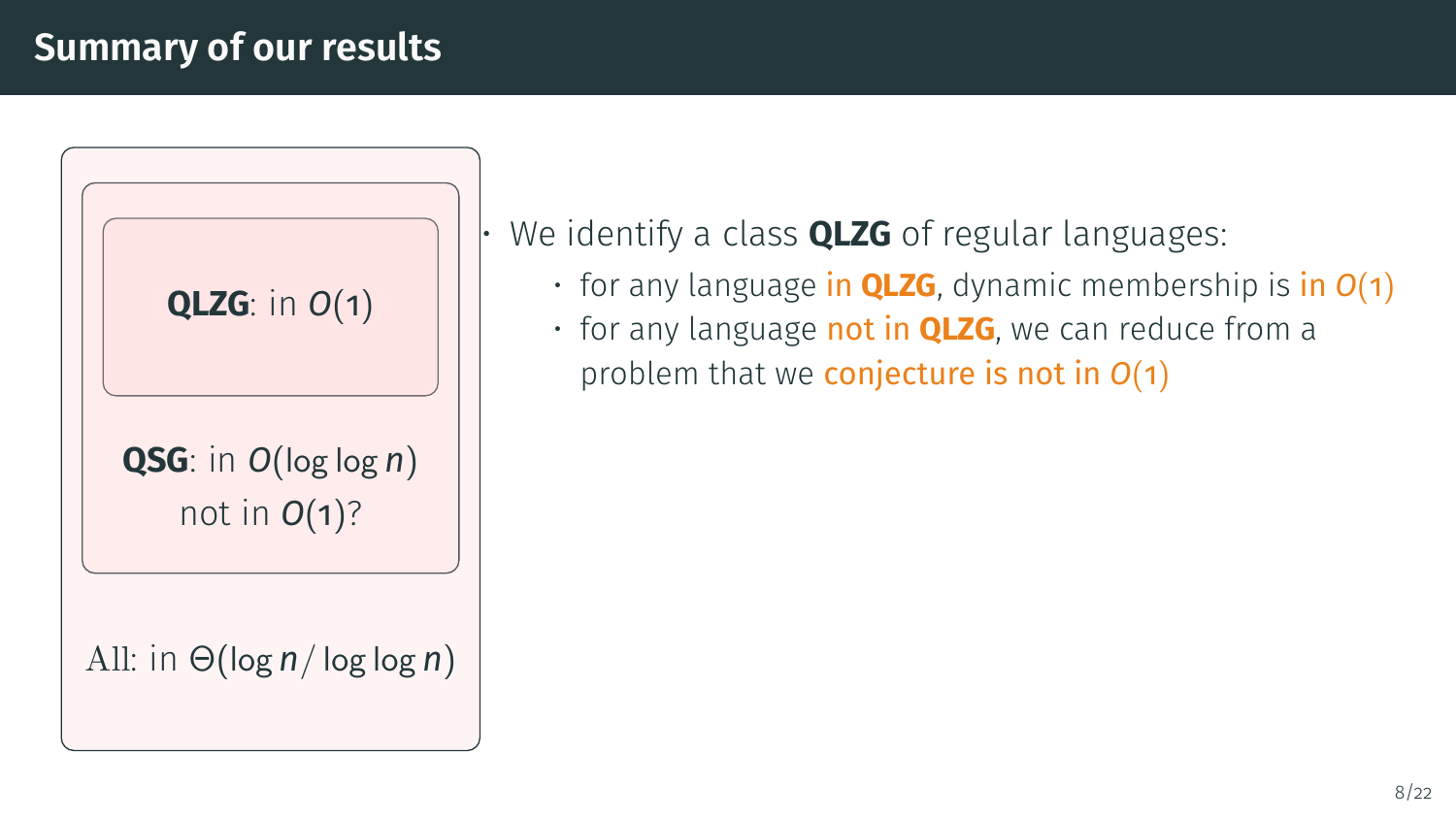# Summary of our results

**QLZG**: in $O(1)$

**QSG**: in $O(\log \log n)$
not in $O(1)$?

All: in $\Theta(\log n / \log \log n)$

- We identify a class **QLZG** of regular languages:
  - for any language in **QLZG**, dynamic membership is in $O(1)$
  - for any language not in **QLZG**, we can reduce from a problem that we conjecture is not in $O(1)$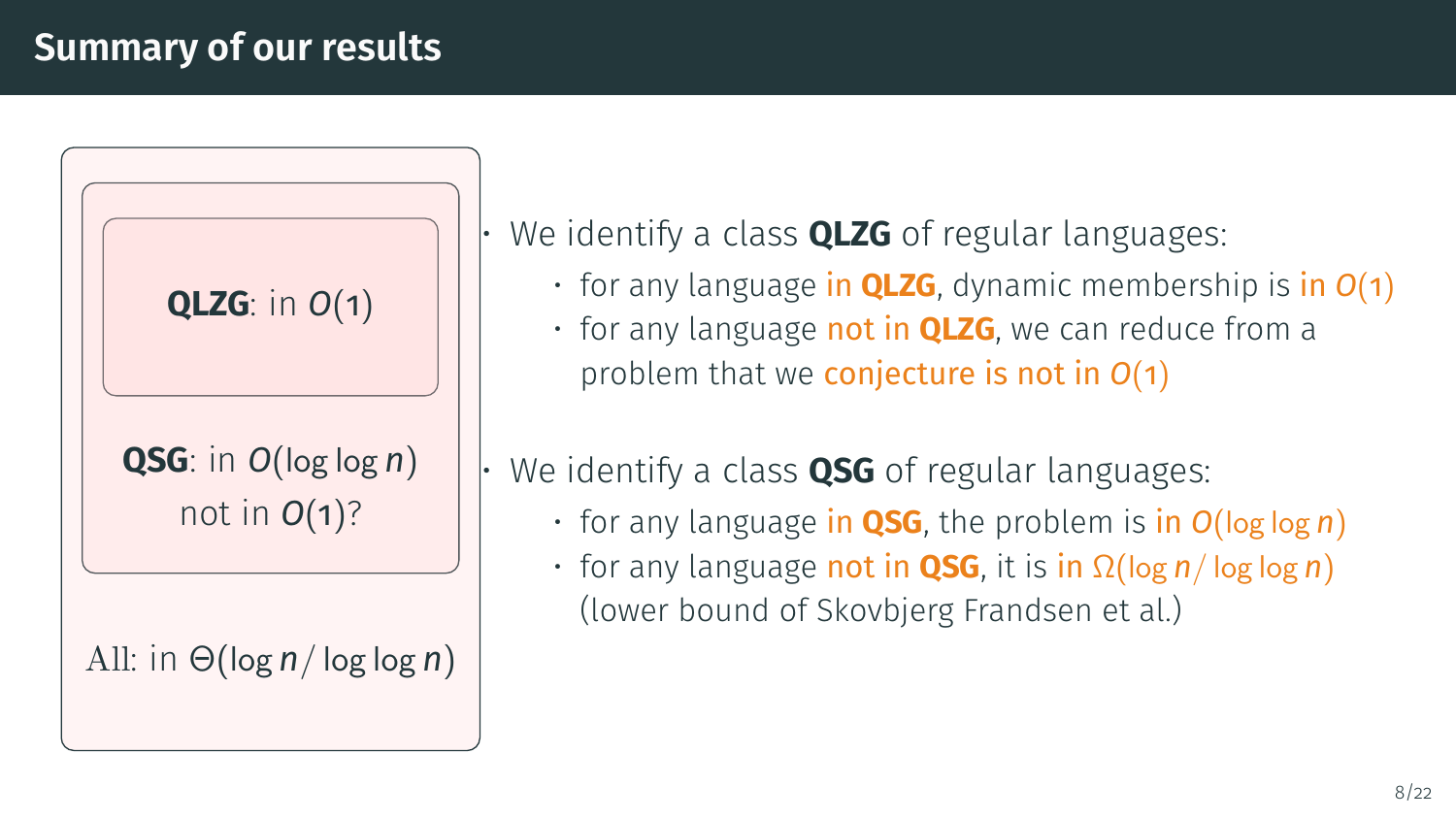## Summary of our results

**QLZG**: in $O(1)$

**QSG**: in $O(\log \log n)$
not in $O(1)$?

All: in $\Theta(\log n / \log \log n)$

- We identify a class **QLZG** of regular languages:
  - for any language in **QLZG**, dynamic membership is in $O(1)$
  - for any language not in **QLZG**, we can reduce from a problem that we conjecture is not in $O(1)$
- We identify a class **QSG** of regular languages:
  - for any language in **QSG**, the problem is in $O(\log \log n)$
  - for any language not in **QSG**, it is in $\Omega(\log n / \log \log n)$ (lower bound of Skovbjerg Frandsen et al.)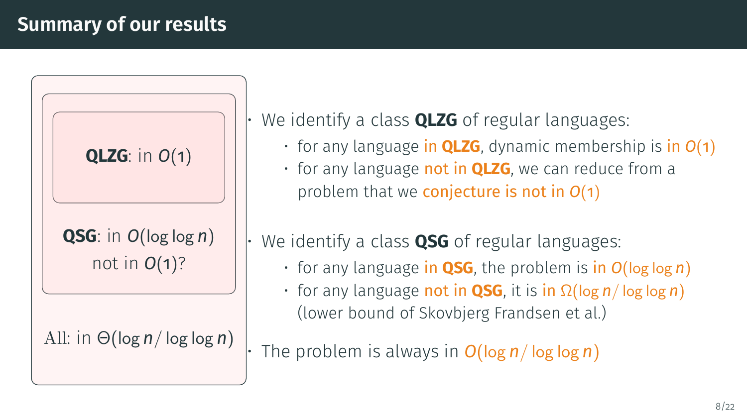## Summary of our results

**QLZG**: in $O(1)$

**QSG**: in $O(\log \log n)$
not in $O(1)$?

All: in $\Theta(\log n / \log \log n)$

- We identify a class **QLZG** of regular languages:
  - for any language in **QLZG**, dynamic membership is in $O(1)$
  - for any language not in **QLZG**, we can reduce from a problem that we conjecture is not in $O(1)$
- We identify a class **QSG** of regular languages:
  - for any language in **QSG**, the problem is in $O(\log \log n)$
  - for any language not in **QSG**, it is in $\Omega(\log n / \log \log n)$ (lower bound of Skovbjerg Frandsen et al.)
- The problem is always in $O(\log n / \log \log n)$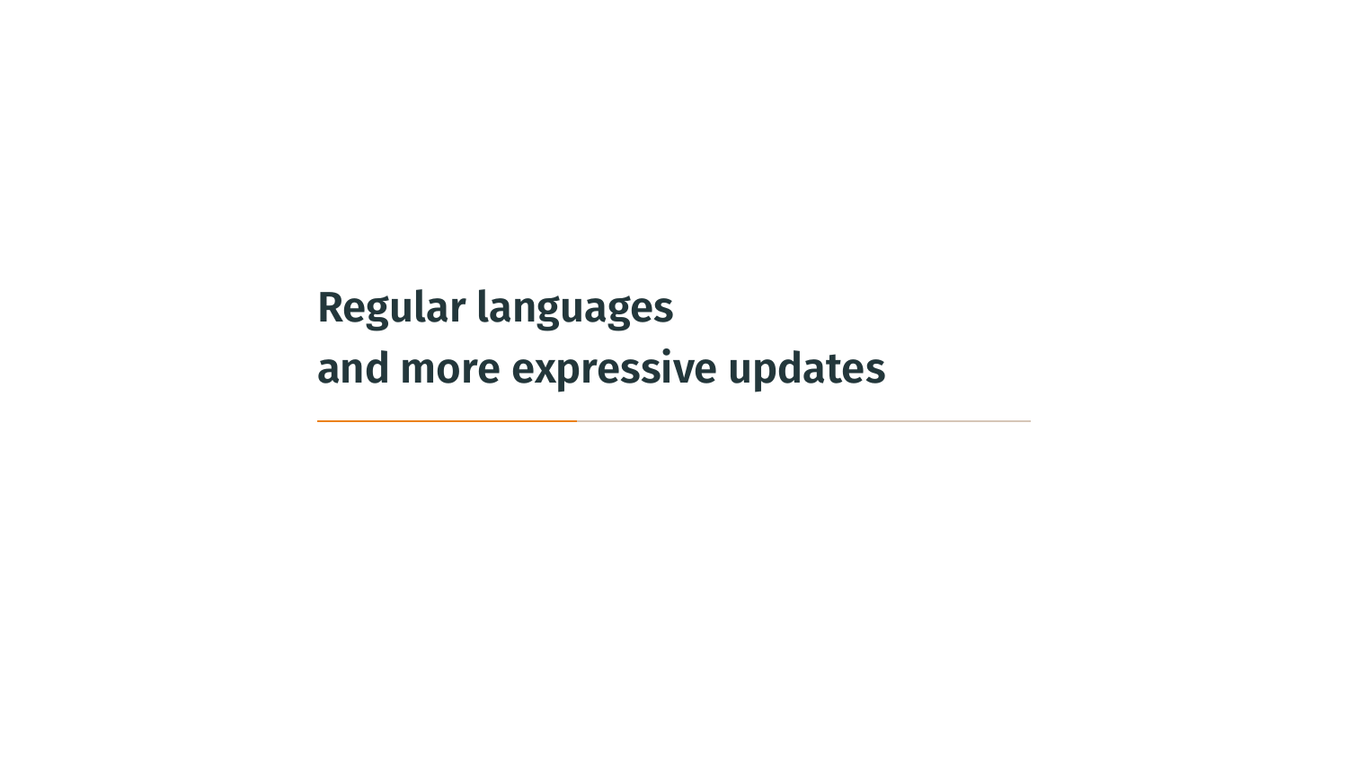# Regular languages and more expressive updates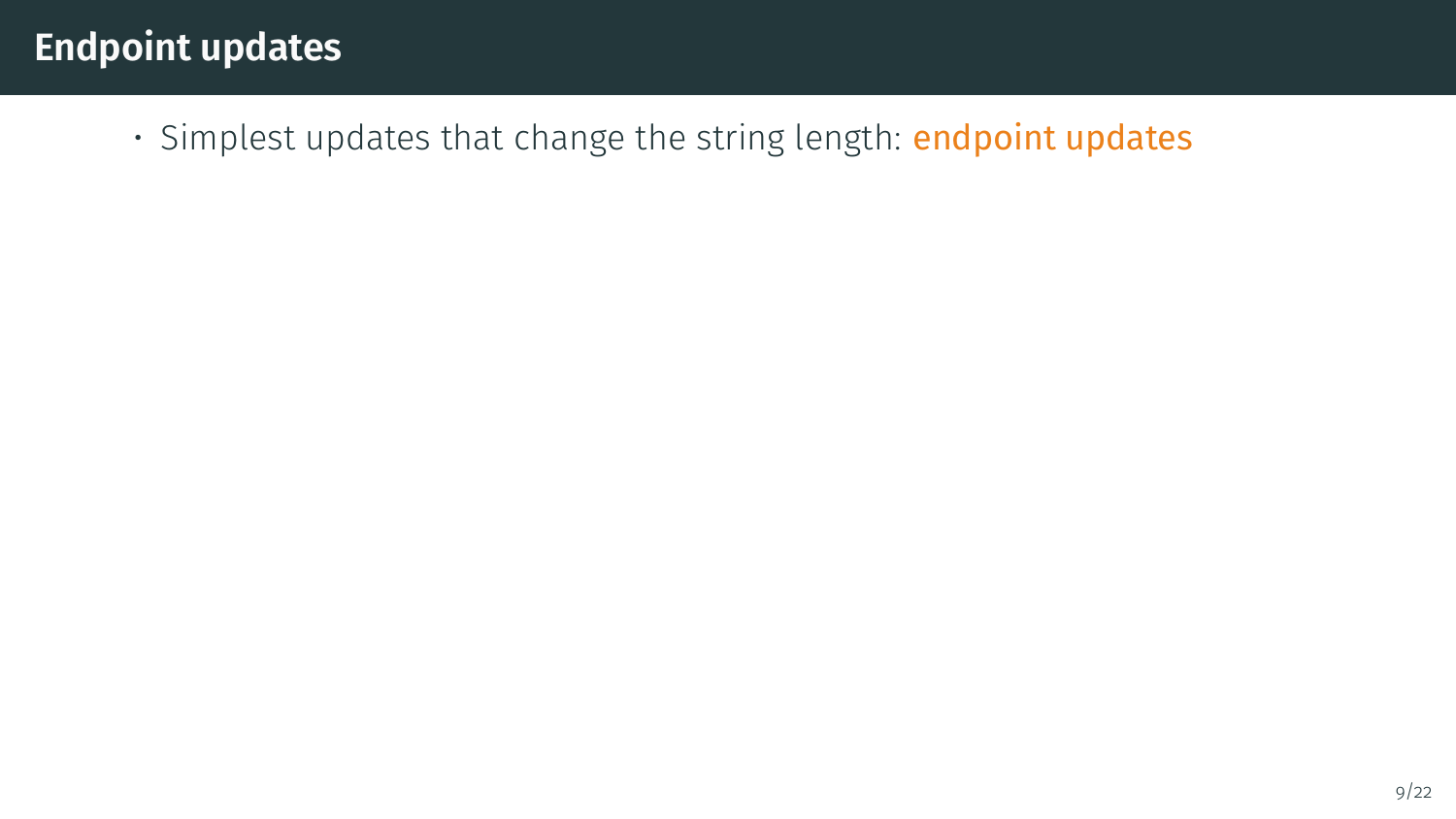# Endpoint updates

- Simplest updates that change the string length: endpoint updates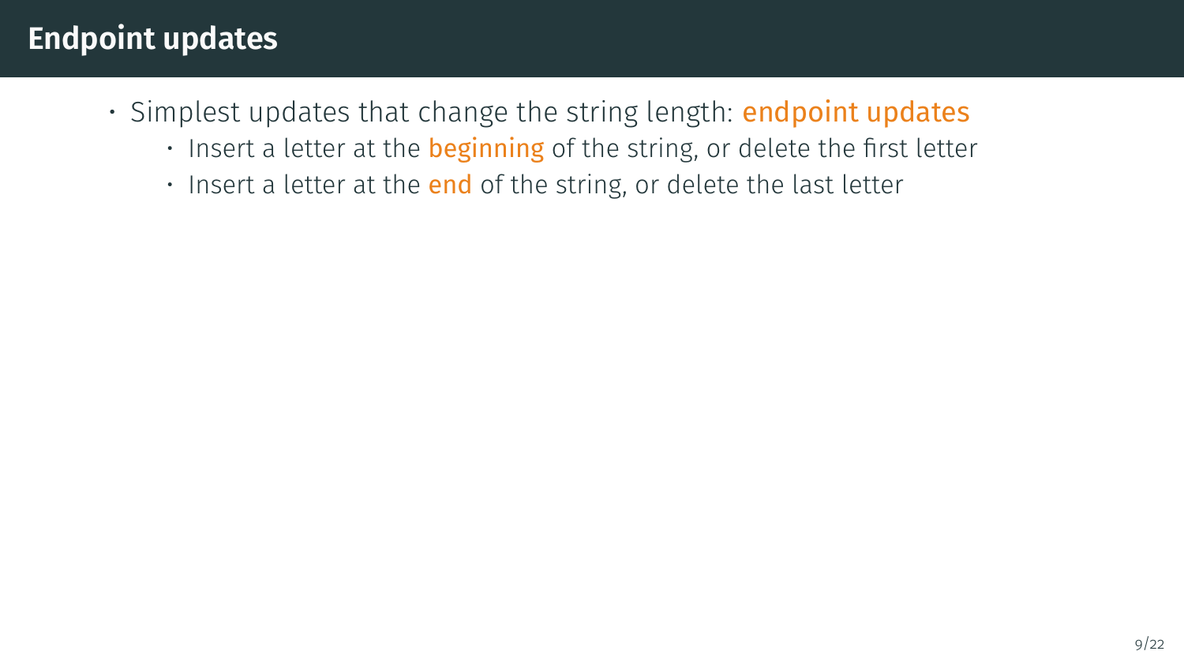# Endpoint updates

- Simplest updates that change the string length: endpoint updates
  - Insert a letter at the beginning of the string, or delete the first letter
  - Insert a letter at the end of the string, or delete the last letter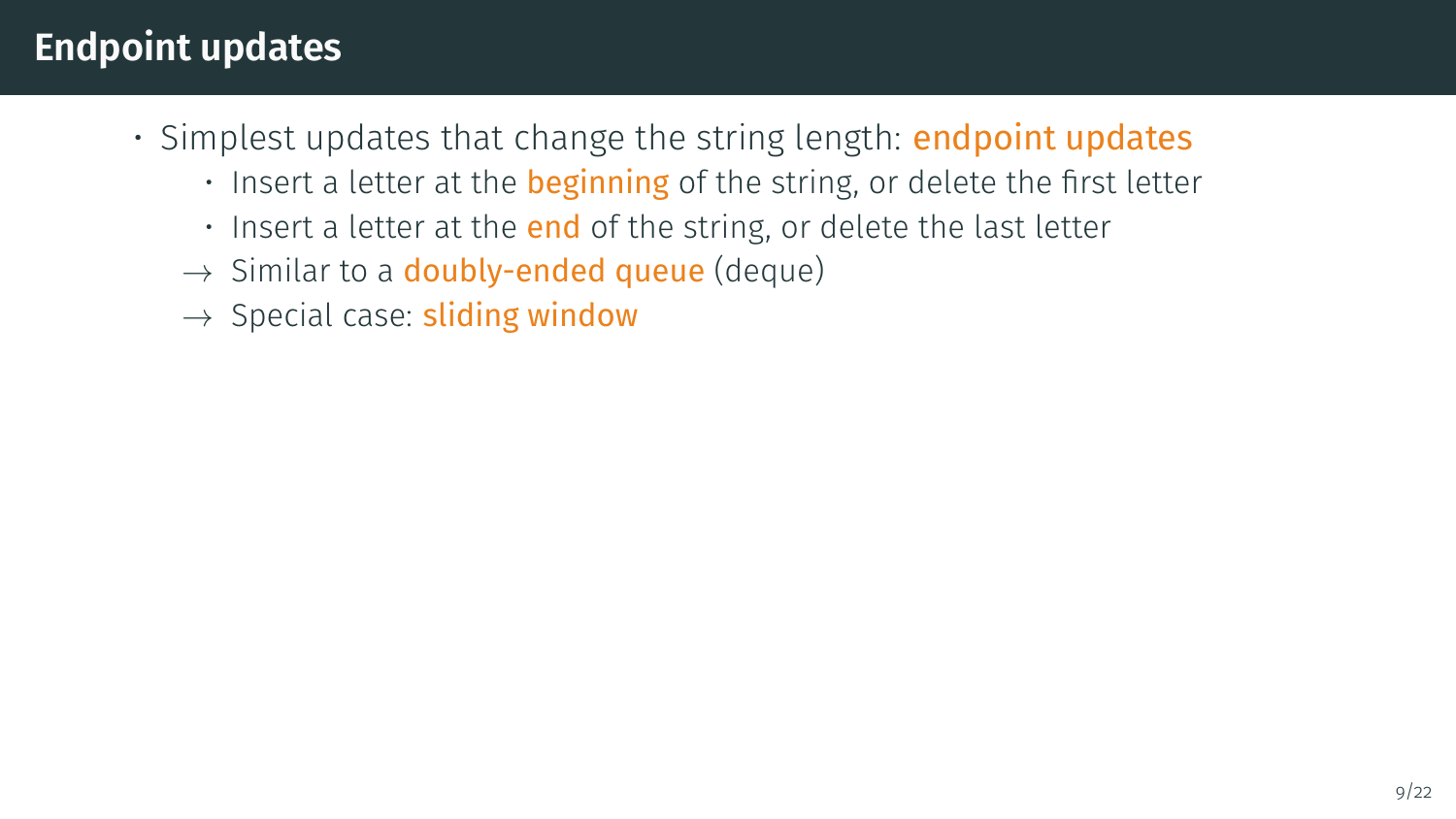# Endpoint updates

- Simplest updates that change the string length: **endpoint updates**
  - Insert a letter at the **beginning** of the string, or delete the first letter
  - Insert a letter at the **end** of the string, or delete the last letter
- → Similar to a **doubly-ended queue** (deque)
- → Special case: **sliding window**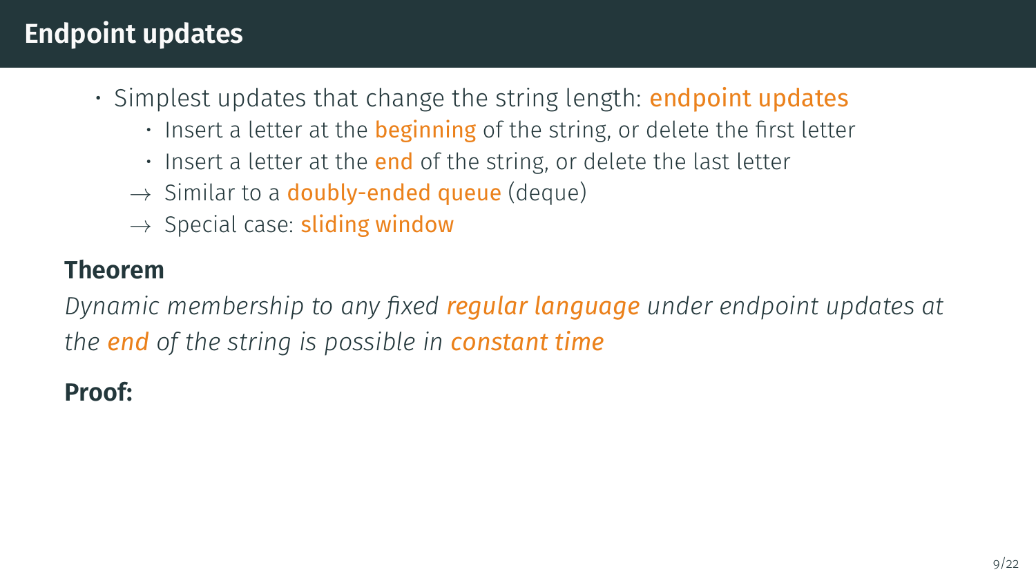# Endpoint updates

- Simplest updates that change the string length: endpoint updates
  - Insert a letter at the beginning of the string, or delete the first letter
  - Insert a letter at the end of the string, or delete the last letter
  
  → Similar to a doubly-ended queue (deque)
  
  → Special case: sliding window

**Theorem**

*Dynamic membership to any fixed regular language under endpoint updates at the end of the string is possible in constant time*

**Proof:**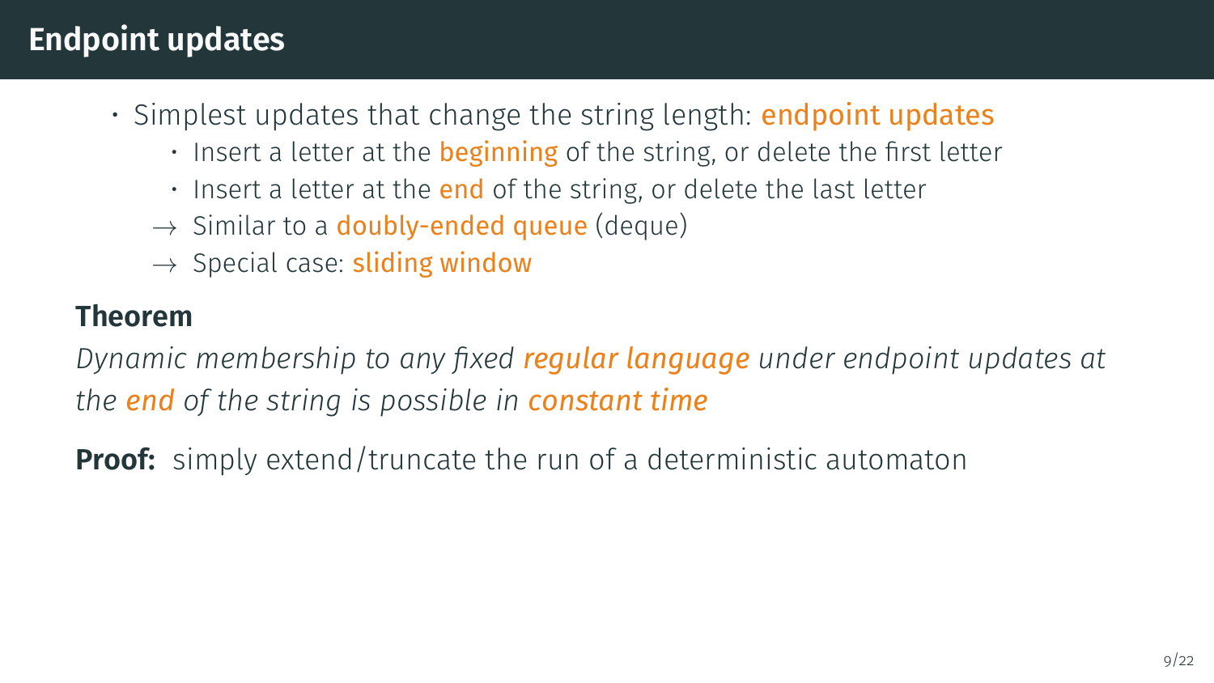# Endpoint updates

- Simplest updates that change the string length: **endpoint updates**
  - Insert a letter at the **beginning** of the string, or delete the first letter
  - Insert a letter at the **end** of the string, or delete the last letter
- → Similar to a **doubly-ended queue** (deque)
- → Special case: **sliding window**

**Theorem**

*Dynamic membership to any fixed **regular language** under endpoint updates at the **end** of the string is possible in **constant time***

**Proof:** simply extend/truncate the run of a deterministic automaton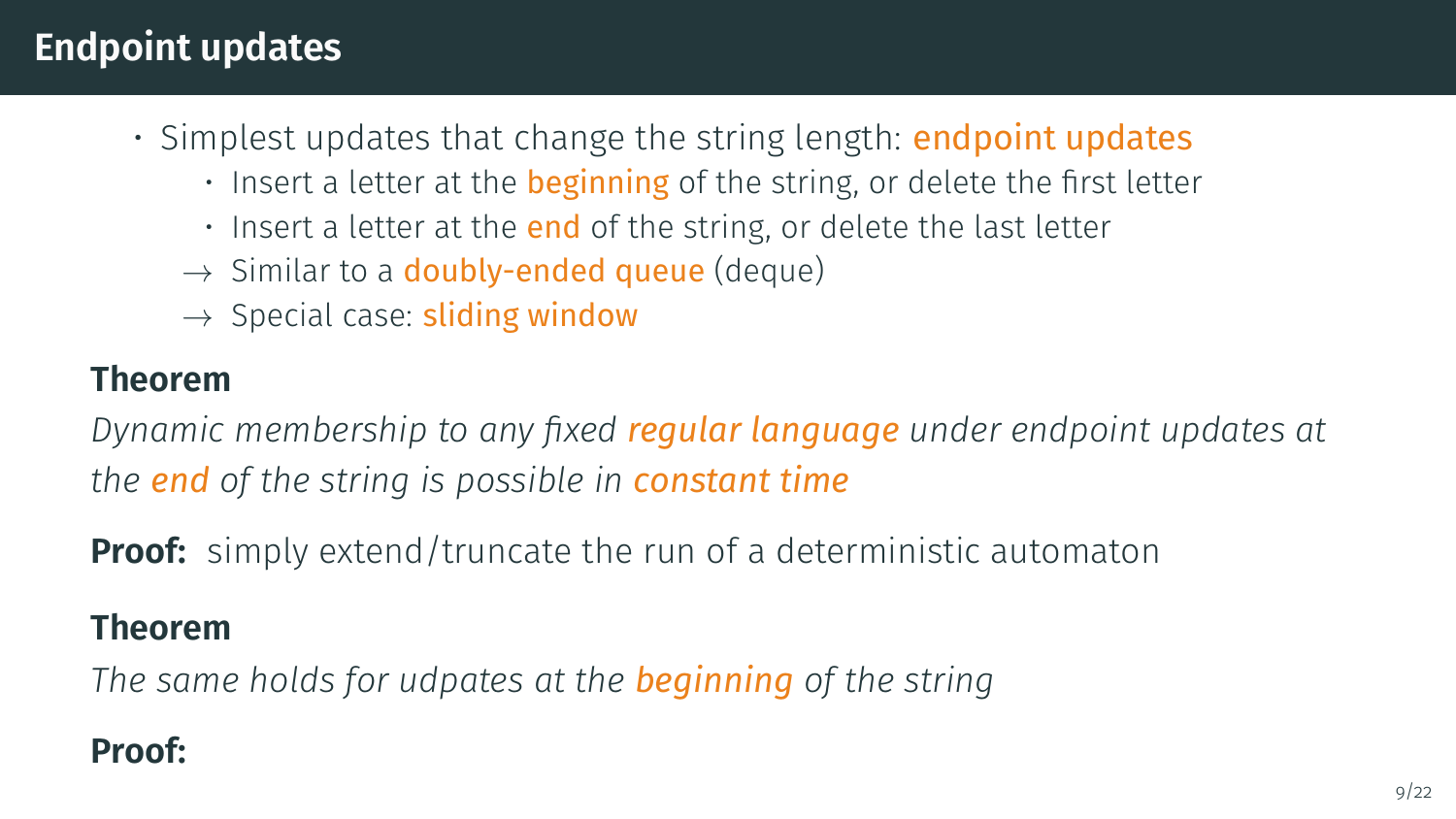# Endpoint updates

- Simplest updates that change the string length: endpoint updates
  - Insert a letter at the beginning of the string, or delete the first letter
  - Insert a letter at the end of the string, or delete the last letter
  
  → Similar to a doubly-ended queue (deque)
  
  → Special case: sliding window

**Theorem**

*Dynamic membership to any fixed regular language under endpoint updates at the end of the string is possible in constant time*

**Proof:** simply extend/truncate the run of a deterministic automaton

**Theorem**

*The same holds for udpates at the beginning of the string*

**Proof:**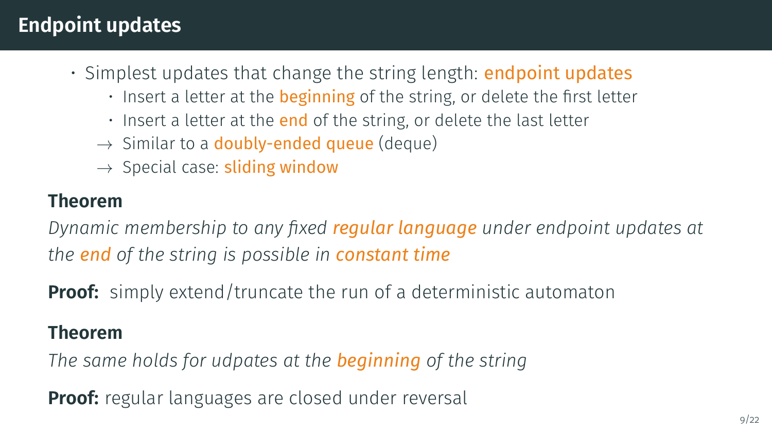# Endpoint updates

- Simplest updates that change the string length: **endpoint updates**
  - Insert a letter at the **beginning** of the string, or delete the first letter
  - Insert a letter at the **end** of the string, or delete the last letter
- → Similar to a **doubly-ended queue** (deque)
- → Special case: **sliding window**

**Theorem**

*Dynamic membership to any fixed **regular language** under endpoint updates at the **end** of the string is possible in **constant time***

**Proof:** simply extend/truncate the run of a deterministic automaton

**Theorem**

*The same holds for udpates at the **beginning** of the string*

**Proof:** regular languages are closed under reversal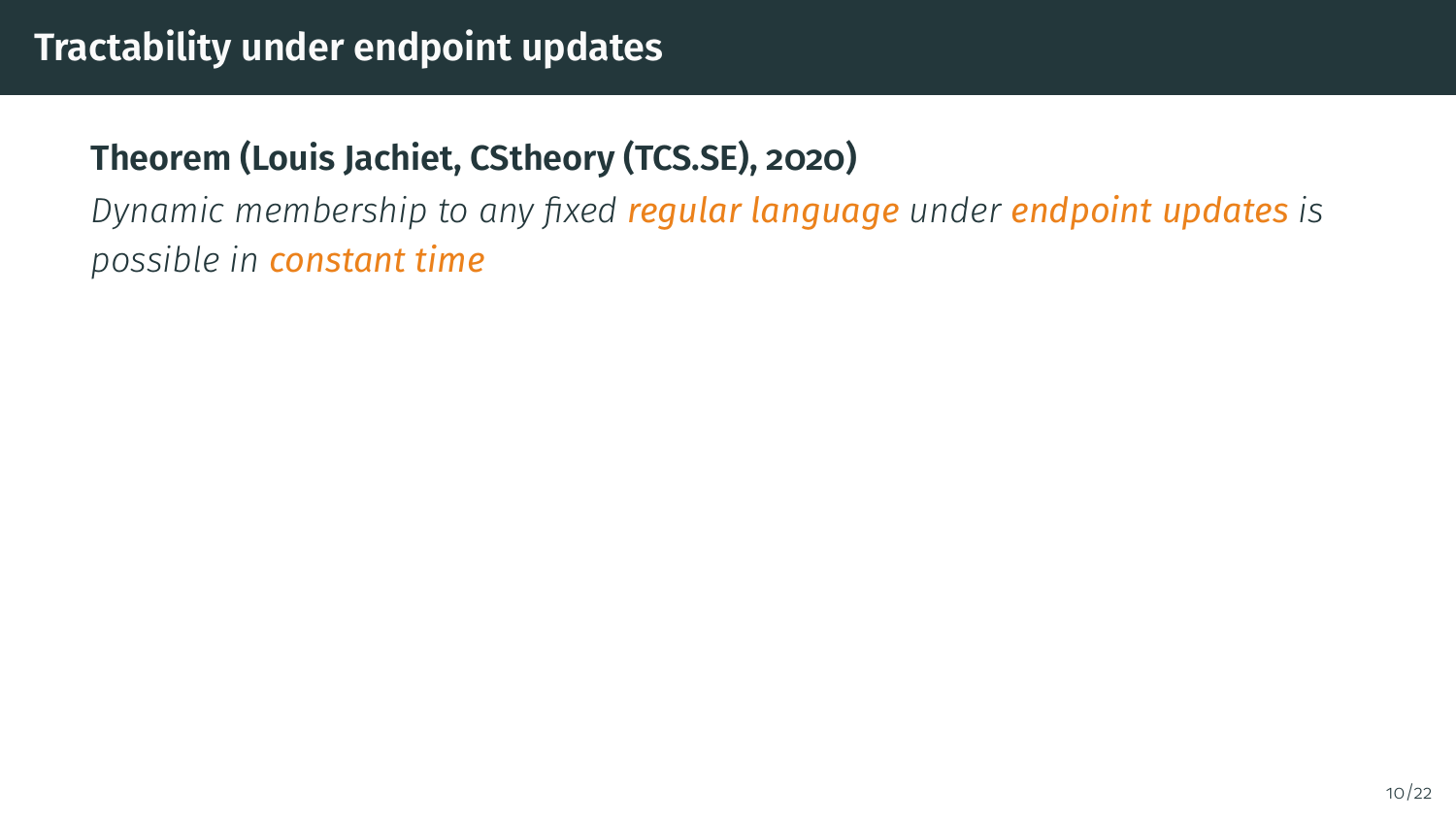# Tractability under endpoint updates

**Theorem (Louis Jachiet, CStheory (TCS.SE), 2020)**

*Dynamic membership to any fixed regular language under endpoint updates is possible in constant time*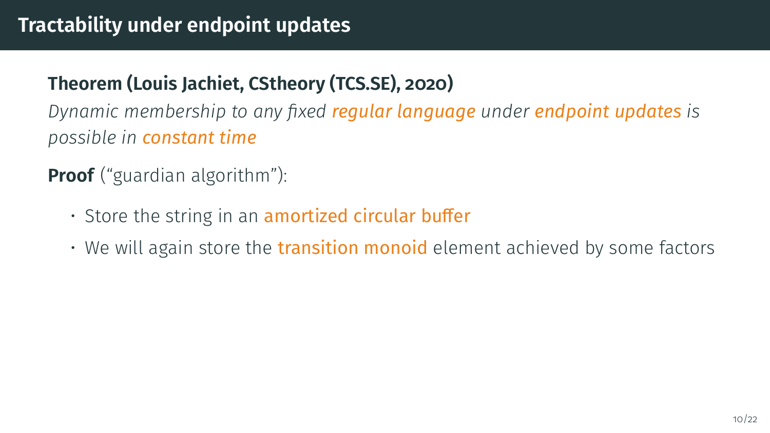# Tractability under endpoint updates

**Theorem (Louis Jachiet, CStheory (TCS.SE), 2020)**

*Dynamic membership to any fixed regular language under endpoint updates is possible in constant time*

**Proof** ("guardian algorithm"):

- Store the string in an amortized circular buffer
- We will again store the transition monoid element achieved by some factors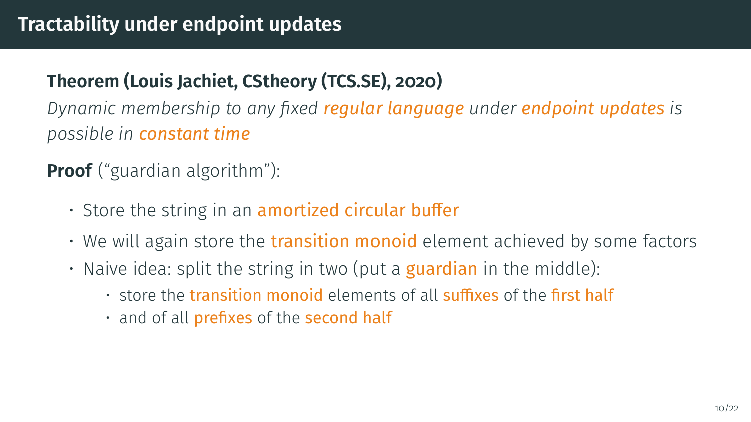# Tractability under endpoint updates

**Theorem (Louis Jachiet, CStheory (TCS.SE), 2020)**

*Dynamic membership to any fixed regular language under endpoint updates is possible in constant time*

**Proof** ("guardian algorithm"):

- Store the string in an amortized circular buffer
- We will again store the transition monoid element achieved by some factors
- Naive idea: split the string in two (put a guardian in the middle):
  - store the transition monoid elements of all suffixes of the first half
  - and of all prefixes of the second half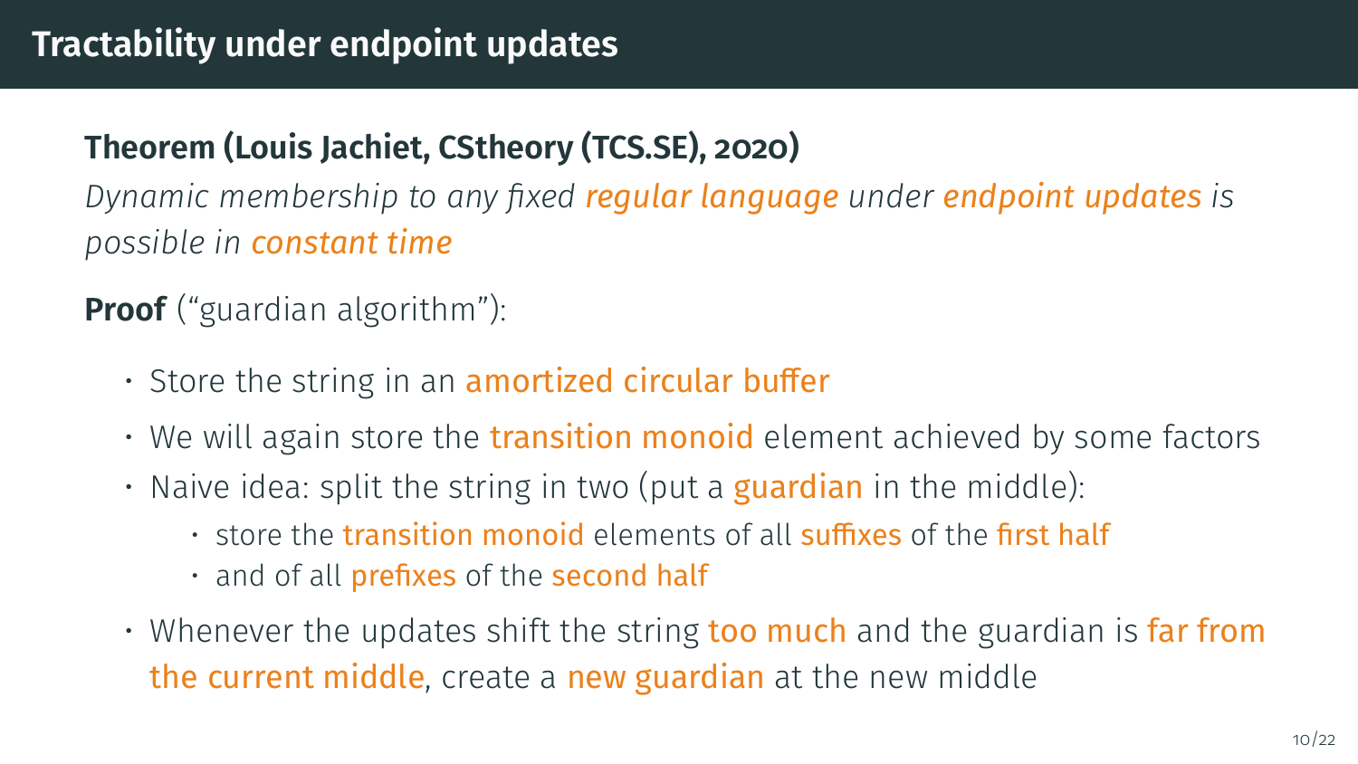# Tractability under endpoint updates

**Theorem (Louis Jachiet, CStheory (TCS.SE), 2020)**

*Dynamic membership to any fixed regular language under endpoint updates is possible in constant time*

**Proof** ("guardian algorithm"):

- Store the string in an amortized circular buffer
- We will again store the transition monoid element achieved by some factors
- Naive idea: split the string in two (put a guardian in the middle):
  - store the transition monoid elements of all suffixes of the first half
  - and of all prefixes of the second half
- Whenever the updates shift the string too much and the guardian is far from the current middle, create a new guardian at the new middle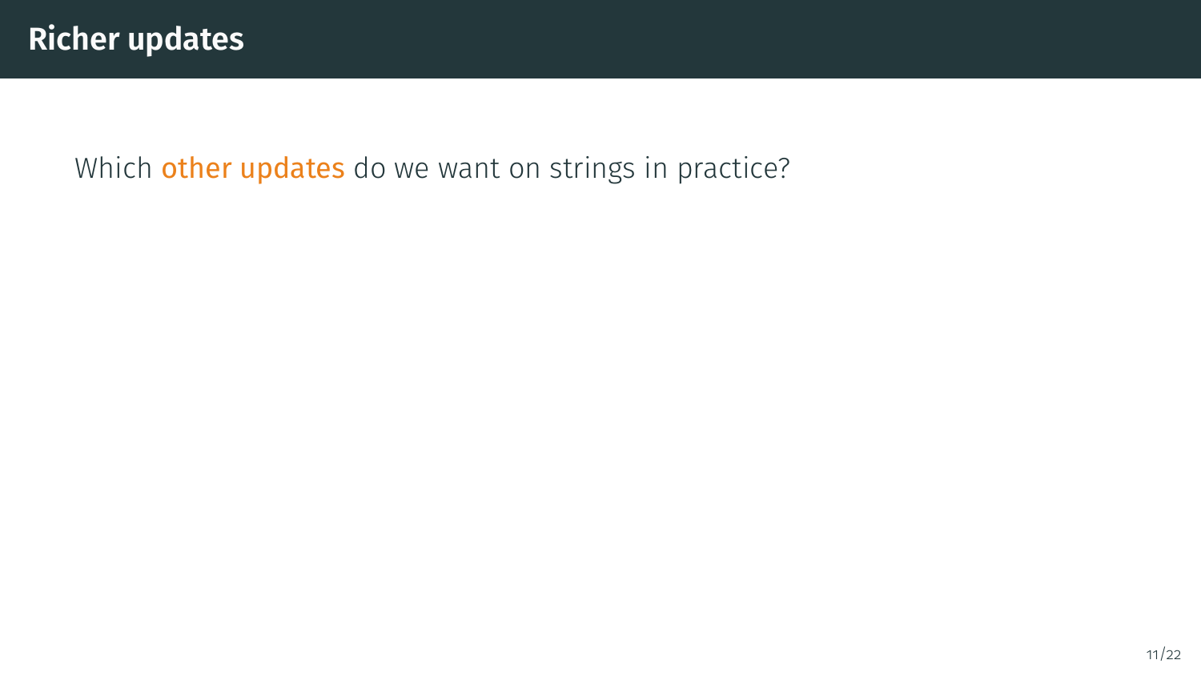# Richer updates

Which **other updates** do we want on strings in practice?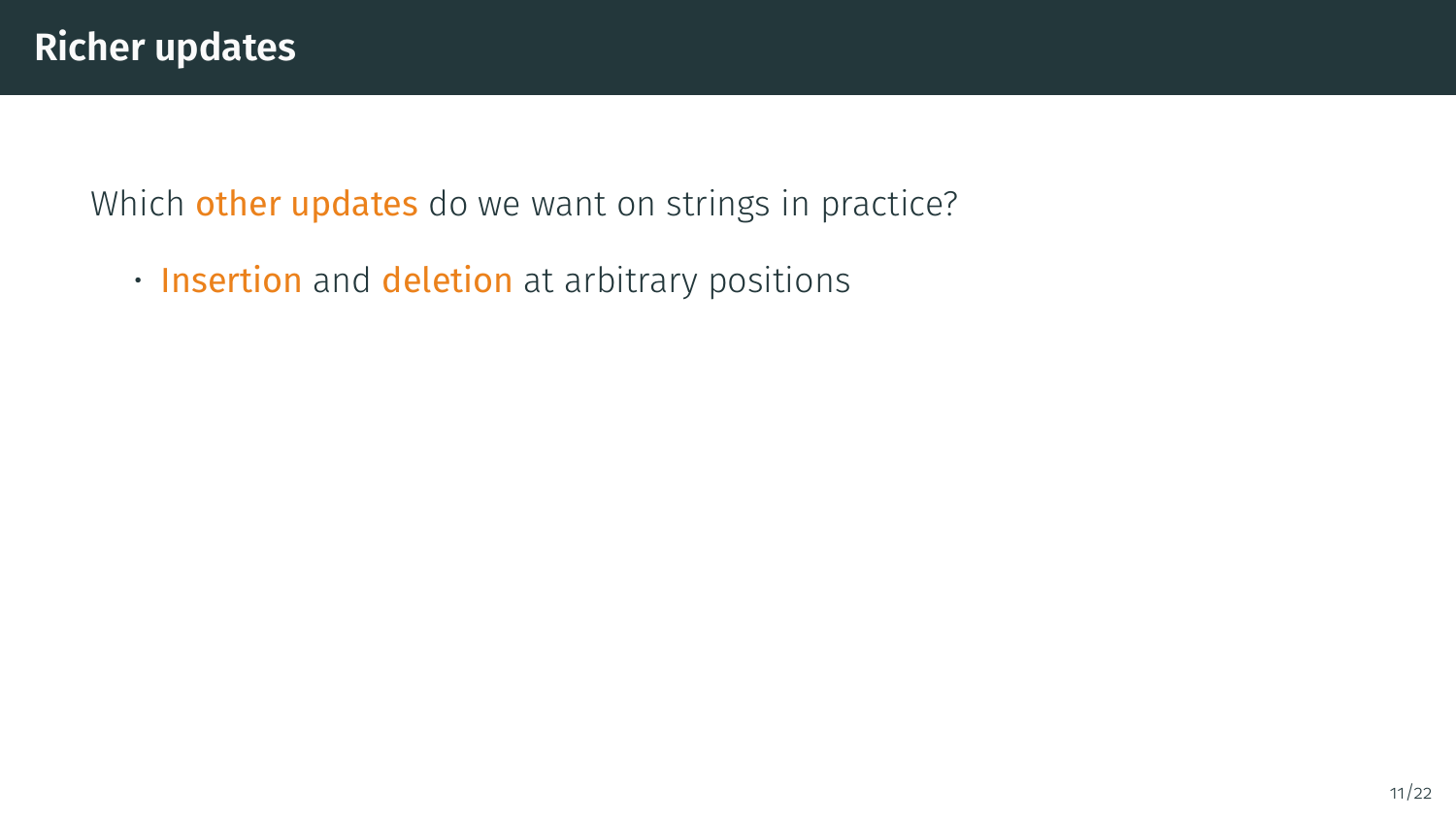# Richer updates

Which **other updates** do we want on strings in practice?

- **Insertion** and **deletion** at arbitrary positions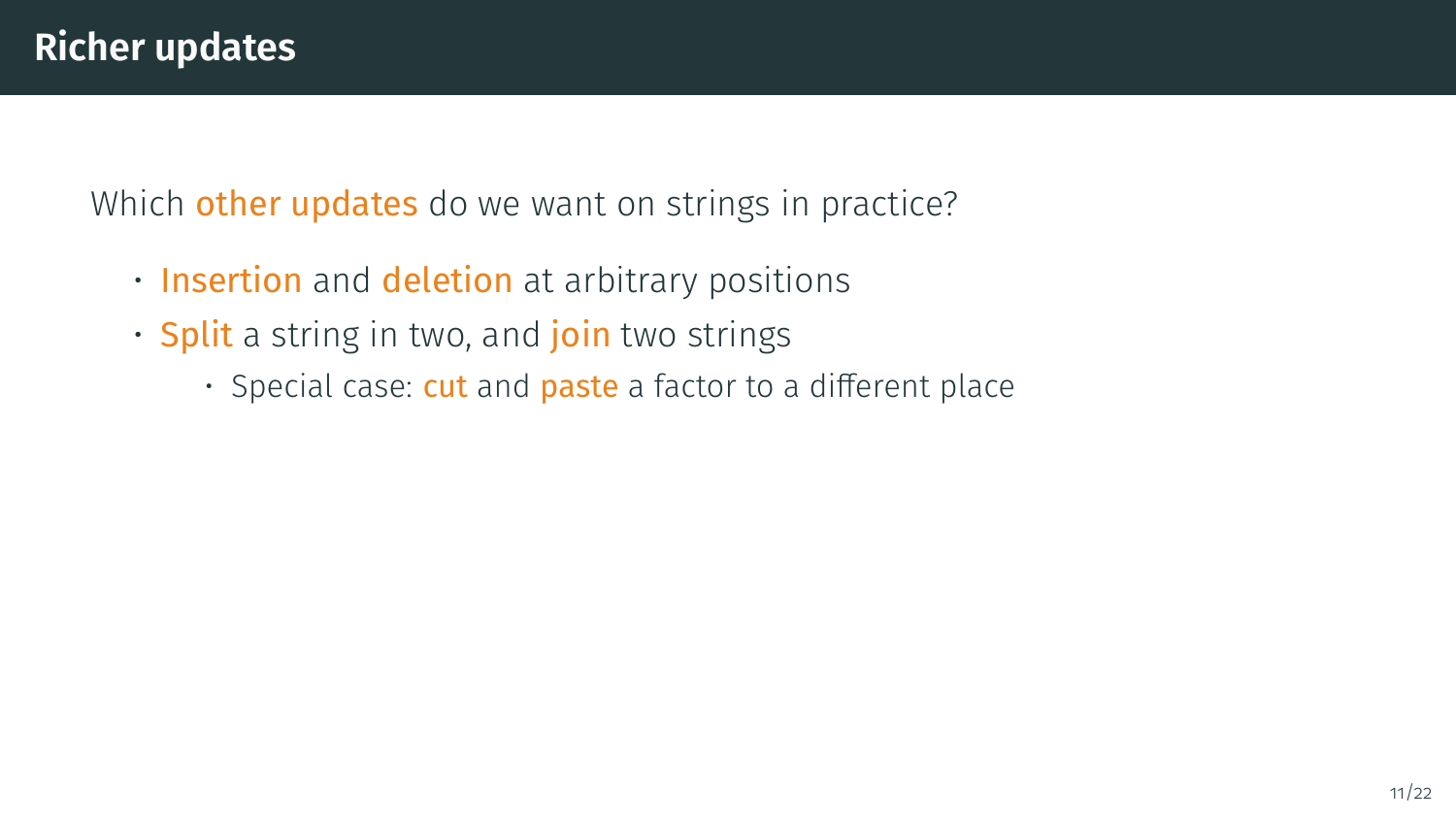# Richer updates

Which other updates do we want on strings in practice?

- Insertion and deletion at arbitrary positions
- Split a string in two, and join two strings
  - Special case: cut and paste a factor to a different place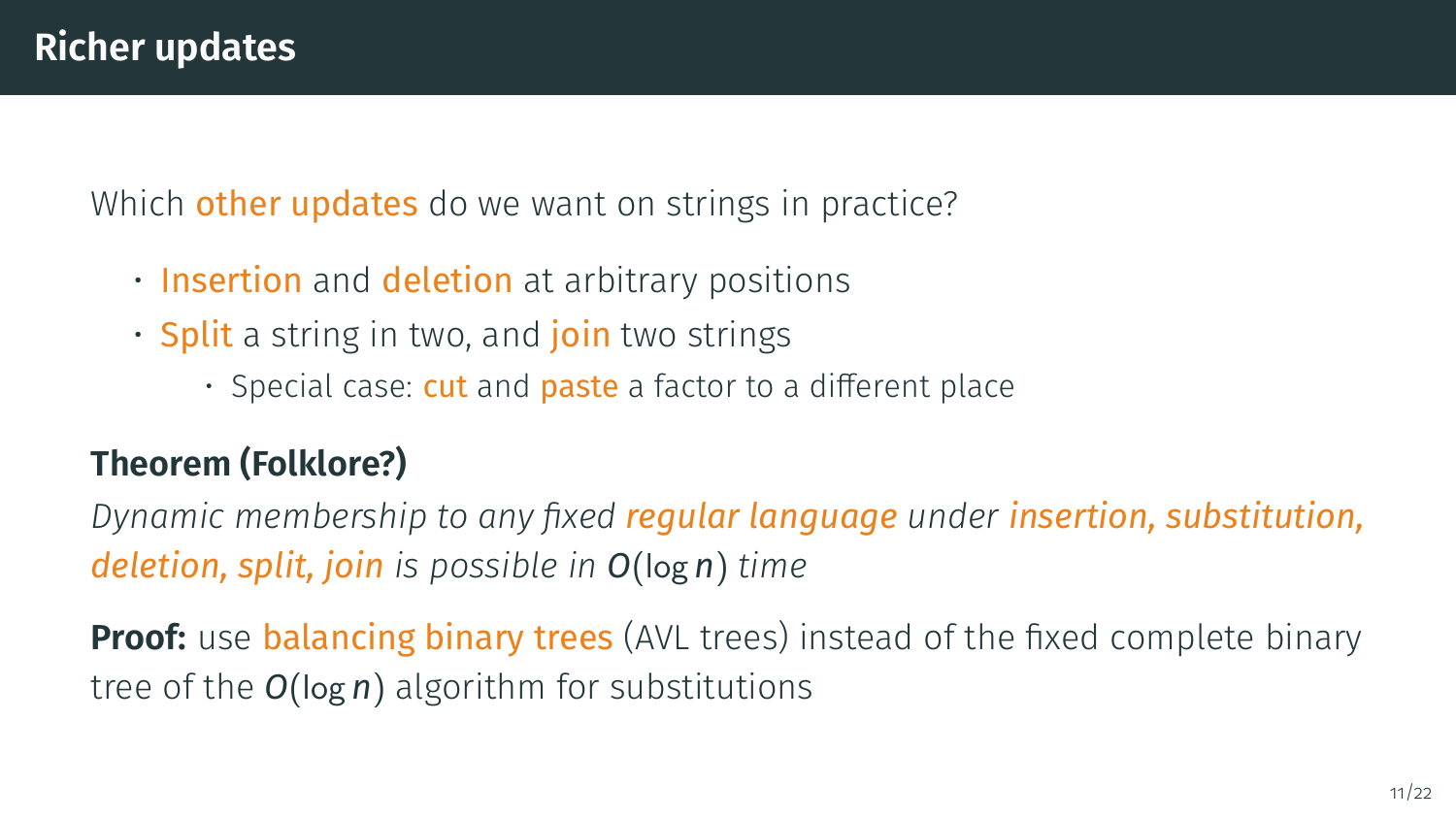# Richer updates

Which other updates do we want on strings in practice?

- Insertion and deletion at arbitrary positions
- Split a string in two, and join two strings
  - Special case: cut and paste a factor to a different place

**Theorem (Folklore?)**

*Dynamic membership to any fixed regular language under insertion, substitution, deletion, split, join is possible in $O(\log n)$ time*

**Proof:** use balancing binary trees (AVL trees) instead of the fixed complete binary tree of the $O(\log n)$ algorithm for substitutions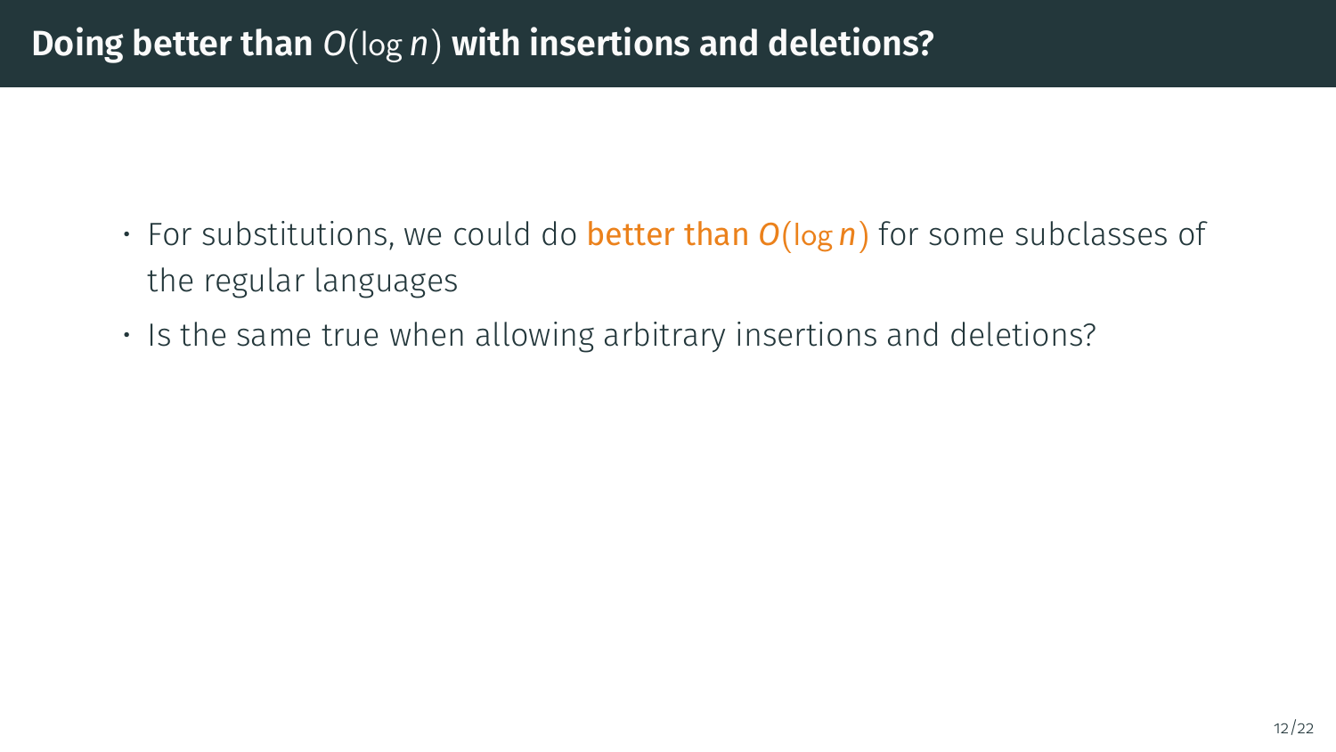## Doing better than $O(\log n)$ with insertions and deletions?

- For substitutions, we could do **better than $O(\log n)$** for some subclasses of the regular languages
- Is the same true when allowing arbitrary insertions and deletions?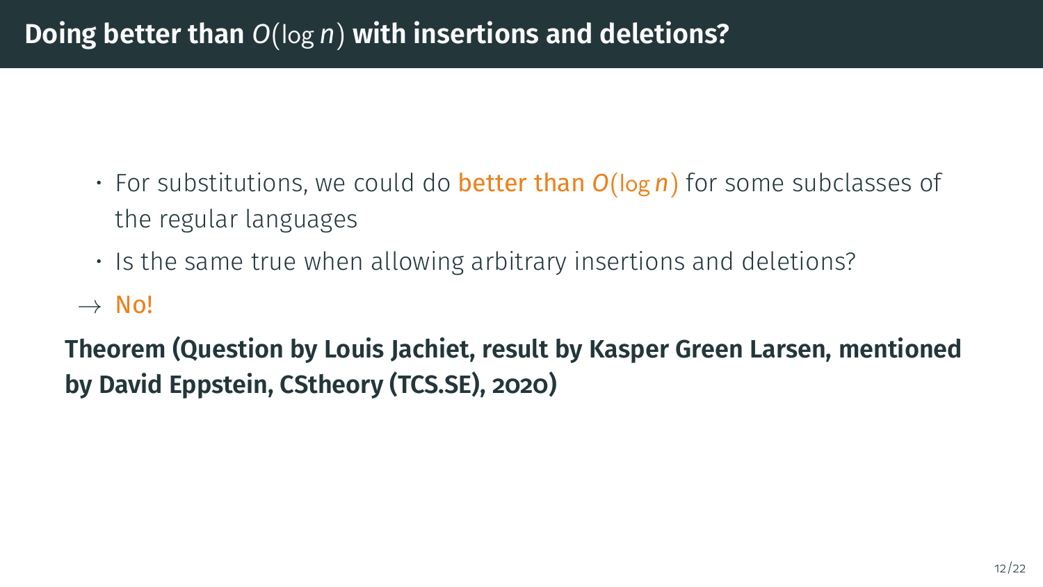# Doing better than $O(\log n)$ with insertions and deletions?

- For substitutions, we could do **better than $O(\log n)$** for some subclasses of the regular languages
- Is the same true when allowing arbitrary insertions and deletions?

$\rightarrow$ No!

**Theorem (Question by Louis Jachiet, result by Kasper Green Larsen, mentioned by David Eppstein, CStheory (TCS.SE), 2020)**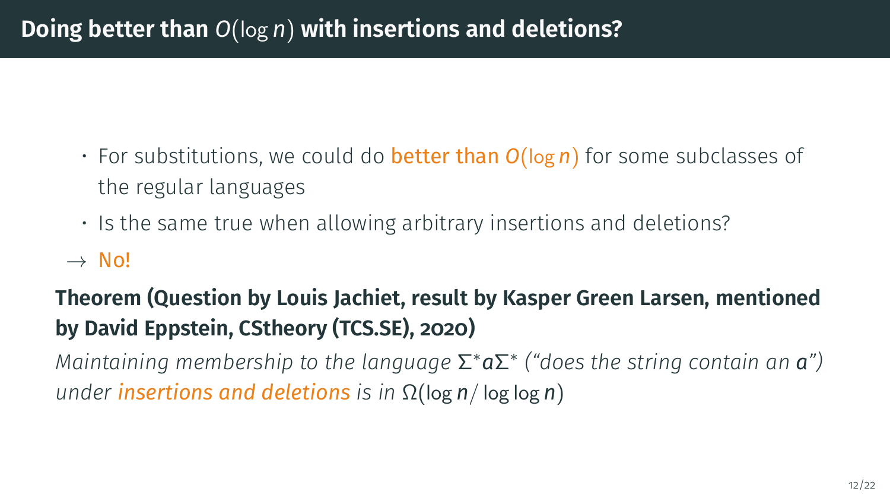# Doing better than $O(\log n)$ with insertions and deletions?

- For substitutions, we could do **better than $O(\log n)$** for some subclasses of the regular languages
- Is the same true when allowing arbitrary insertions and deletions?

$\rightarrow$ No!

**Theorem (Question by Louis Jachiet, result by Kasper Green Larsen, mentioned by David Eppstein, CStheory (TCS.SE), 2020)**

*Maintaining membership to the language $\Sigma^* a \Sigma^*$ ("does the string contain an $a$") under insertions and deletions is in $\Omega(\log n / \log \log n)$*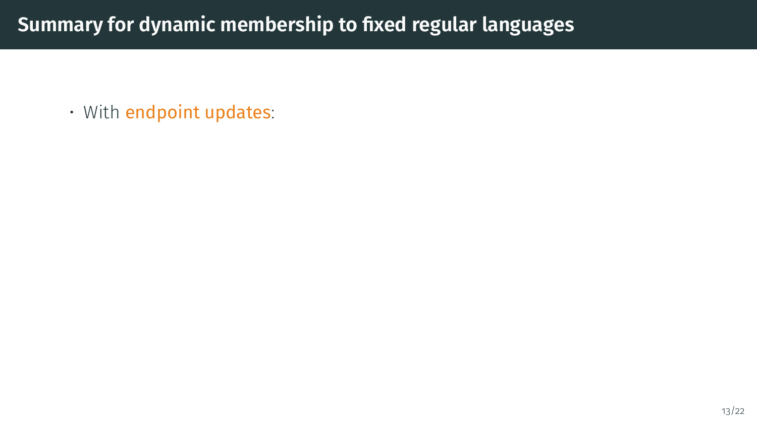# Summary for dynamic membership to fixed regular languages

- With endpoint updates: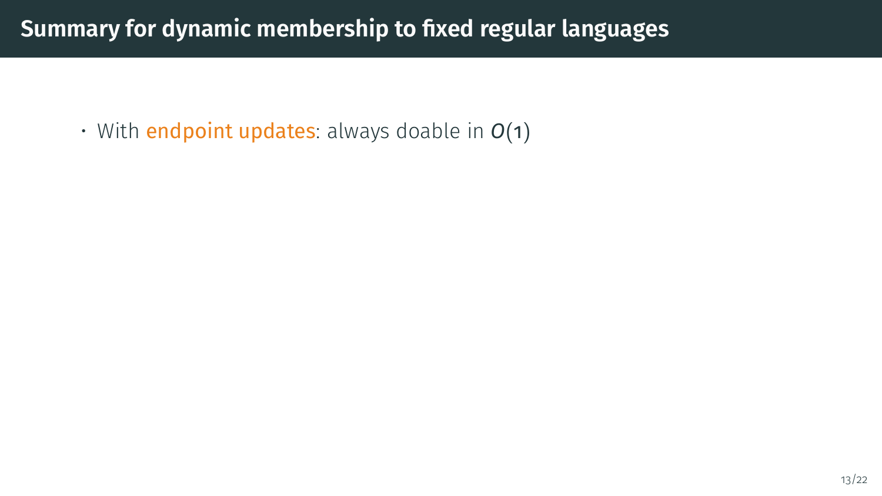# Summary for dynamic membership to fixed regular languages

- With endpoint updates: always doable in $O(1)$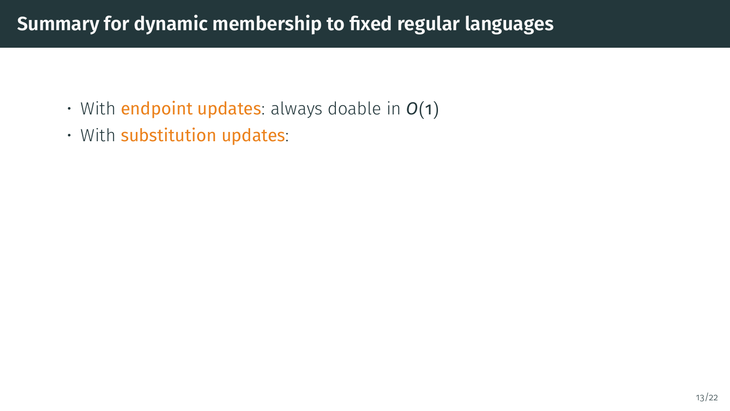# Summary for dynamic membership to fixed regular languages

- With endpoint updates: always doable in $O(1)$
- With substitution updates: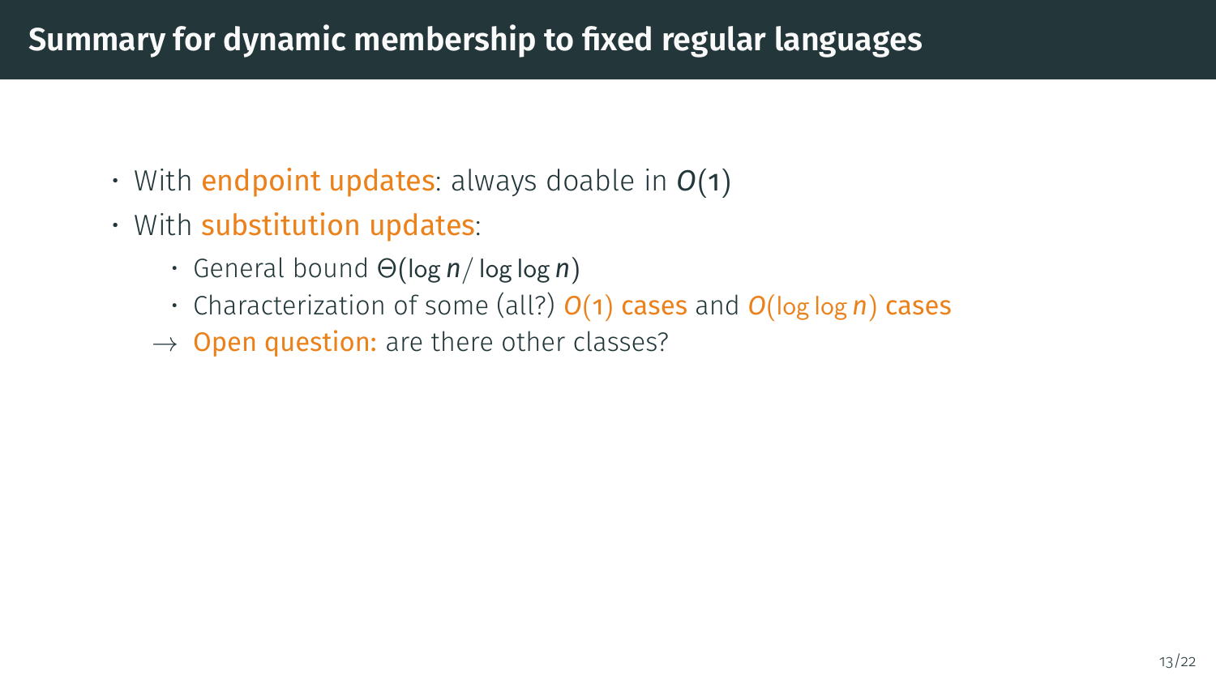# Summary for dynamic membership to fixed regular languages

- With **endpoint updates**: always doable in $O(1)$
- With **substitution updates**:
  - General bound $\Theta(\log n / \log \log n)$
  - Characterization of some (all?) $O(1)$ cases and $O(\log \log n)$ cases
  - → **Open question:** are there other classes?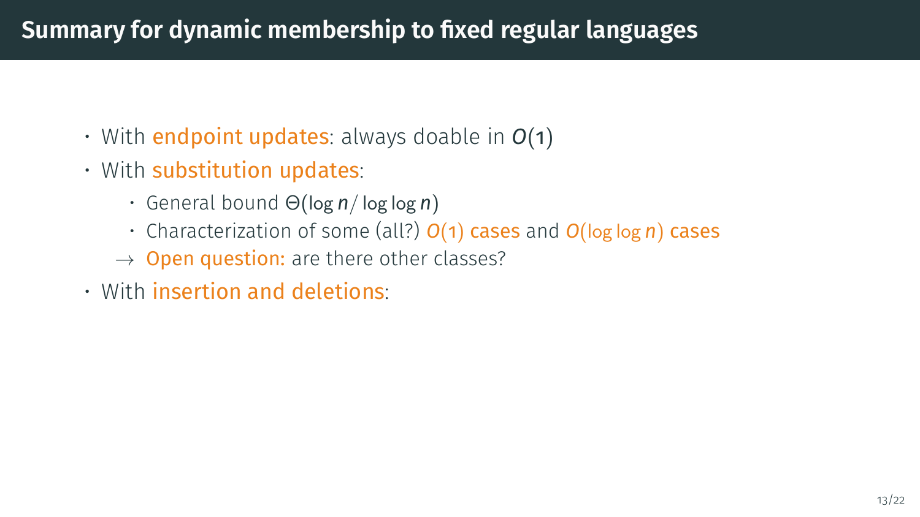# Summary for dynamic membership to fixed regular languages

- With endpoint updates: always doable in $O(1)$
- With substitution updates:
  - General bound $\Theta(\log n / \log\log n)$
  - Characterization of some (all?) $O(1)$ cases and $O(\log\log n)$ cases
  
  $\rightarrow$ Open question: are there other classes?
- With insertion and deletions: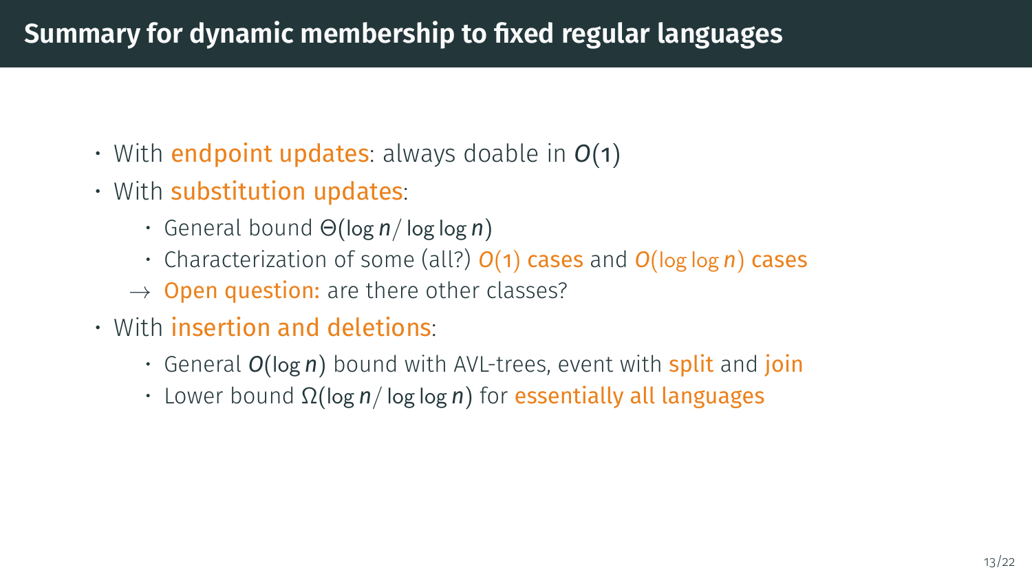# Summary for dynamic membership to fixed regular languages

- With endpoint updates: always doable in $O(1)$
- With substitution updates:
  - General bound $\Theta(\log n / \log\log n)$
  - Characterization of some (all?) $O(1)$ cases and $O(\log\log n)$ cases
  - $\rightarrow$ Open question: are there other classes?
- With insertion and deletions:
  - General $O(\log n)$ bound with AVL-trees, event with split and join
  - Lower bound $\Omega(\log n / \log\log n)$ for essentially all languages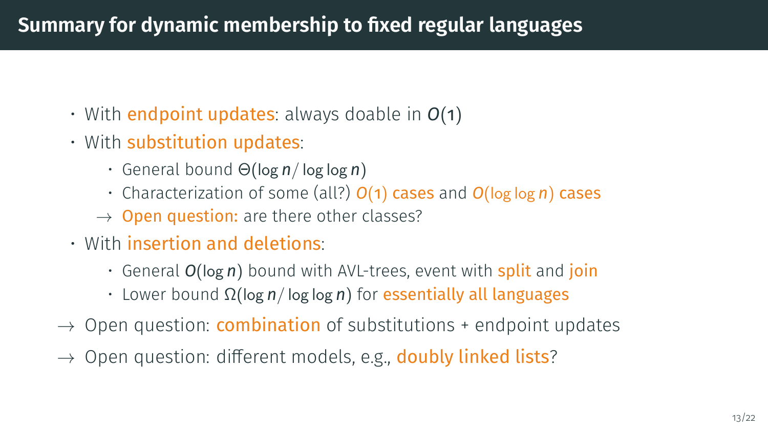# Summary for dynamic membership to fixed regular languages

- With endpoint updates: always doable in $O(1)$
- With substitution updates:
  - General bound $\Theta(\log n / \log \log n)$
  - Characterization of some (all?) $O(1)$ cases and $O(\log \log n)$ cases
  - $\rightarrow$ Open question: are there other classes?
- With insertion and deletions:
  - General $O(\log n)$ bound with AVL-trees, event with split and join
  - Lower bound $\Omega(\log n / \log \log n)$ for essentially all languages

$\rightarrow$ Open question: combination of substitutions + endpoint updates

$\rightarrow$ Open question: different models, e.g., doubly linked lists?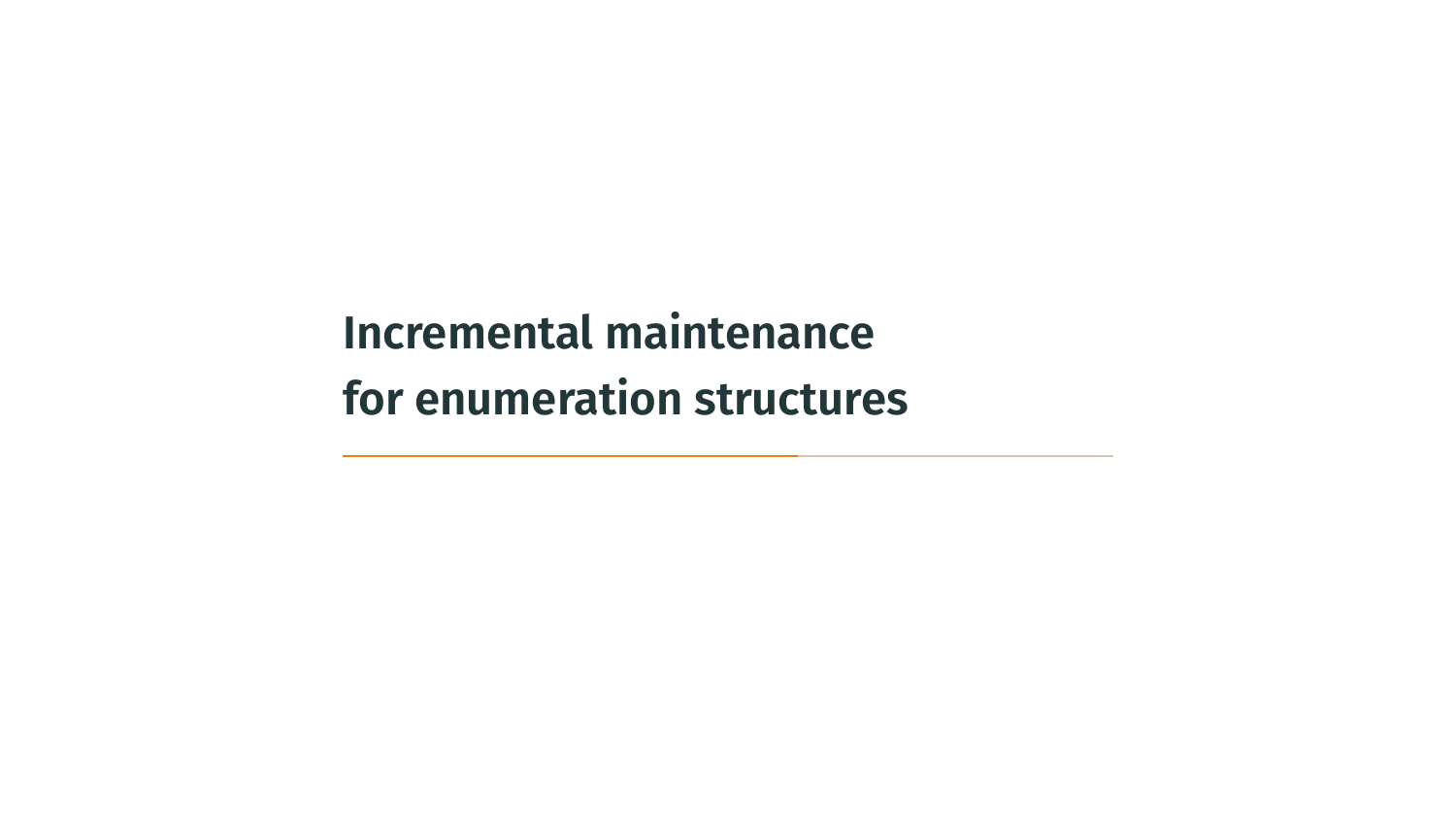# Incremental maintenance for enumeration structures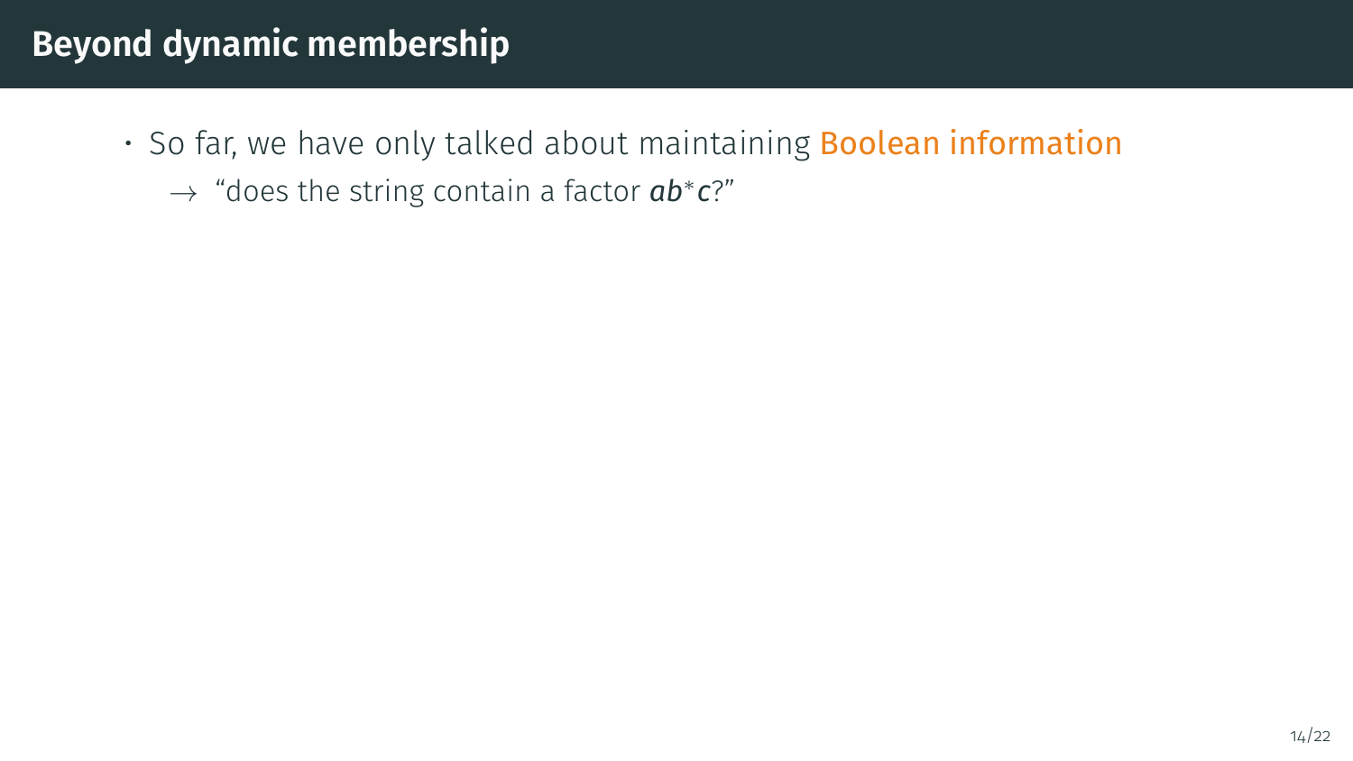# Beyond dynamic membership

- So far, we have only talked about maintaining **Boolean information**
  - $\rightarrow$ "does the string contain a factor $ab^*c$?"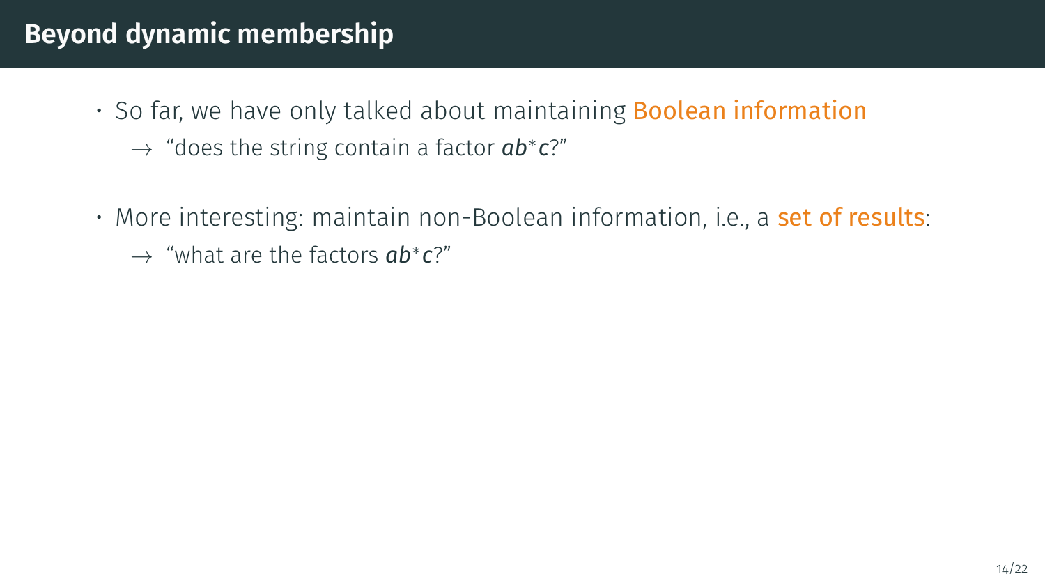# Beyond dynamic membership

- So far, we have only talked about maintaining **Boolean information**
  - $\rightarrow$ "does the string contain a factor $ab^*c$?"
- More interesting: maintain non-Boolean information, i.e., a **set of results**:
  - $\rightarrow$ "what are the factors $ab^*c$?"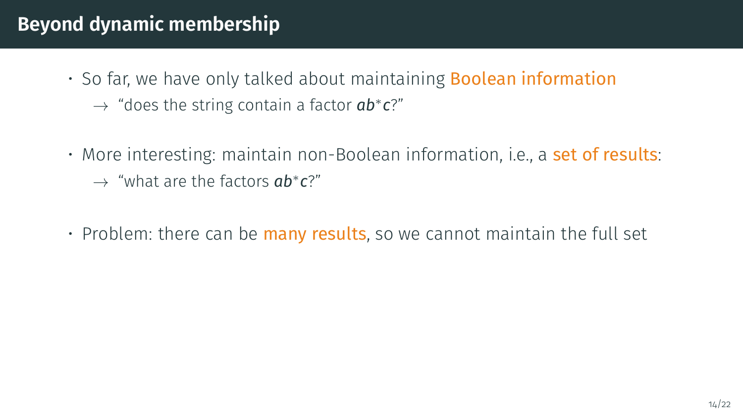# Beyond dynamic membership

- So far, we have only talked about maintaining **Boolean information**
  - $\rightarrow$ "does the string contain a factor $ab^*c$?"
- More interesting: maintain non-Boolean information, i.e., a **set of results**:
  - $\rightarrow$ "what are the factors $ab^*c$?"
- Problem: there can be **many results**, so we cannot maintain the full set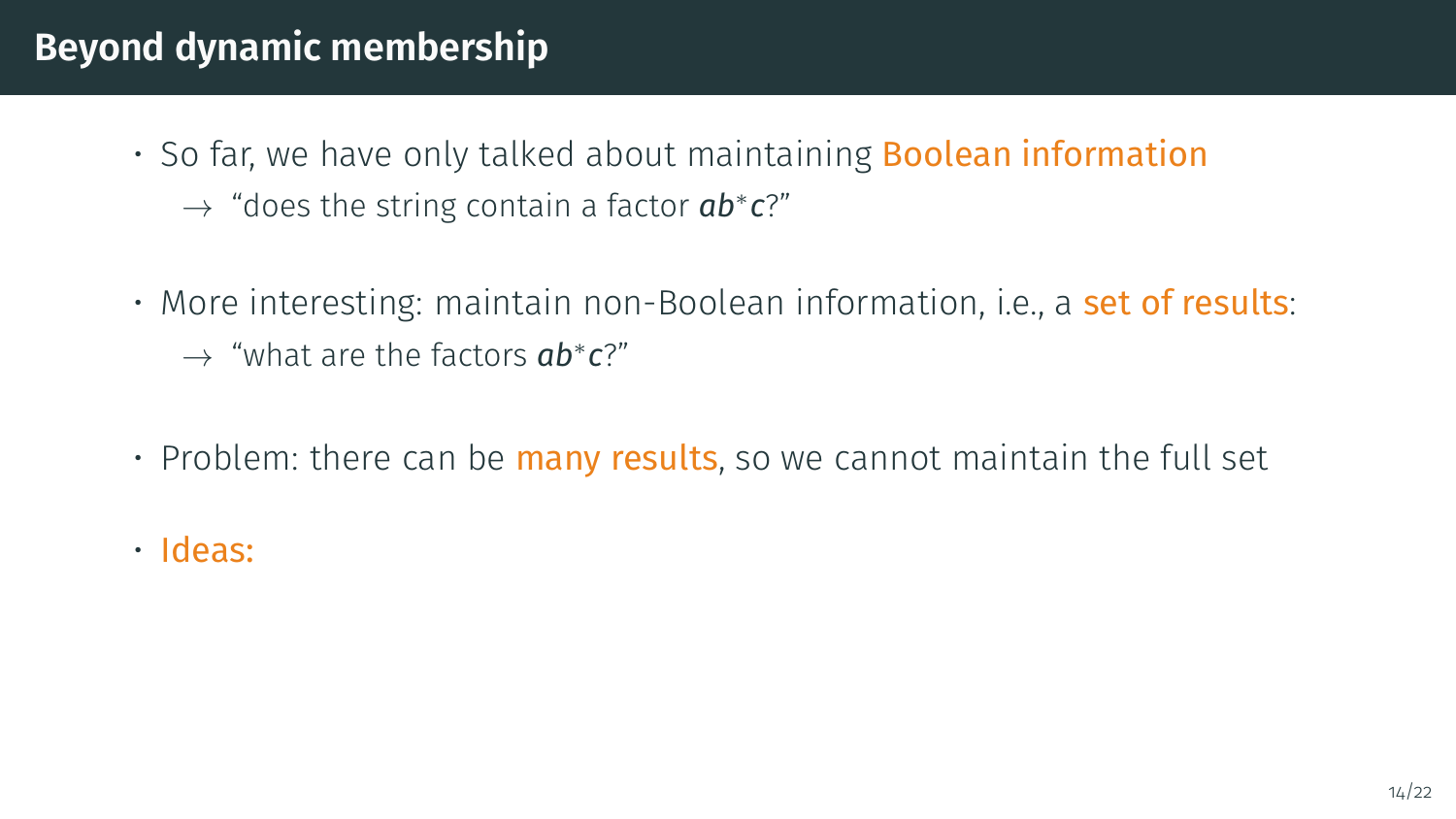# Beyond dynamic membership

- So far, we have only talked about maintaining **Boolean information**
  - $\rightarrow$ "does the string contain a factor $ab^*c$?"
- More interesting: maintain non-Boolean information, i.e., a **set of results**:
  - $\rightarrow$ "what are the factors $ab^*c$?"
- Problem: there can be **many results**, so we cannot maintain the full set
- **Ideas:**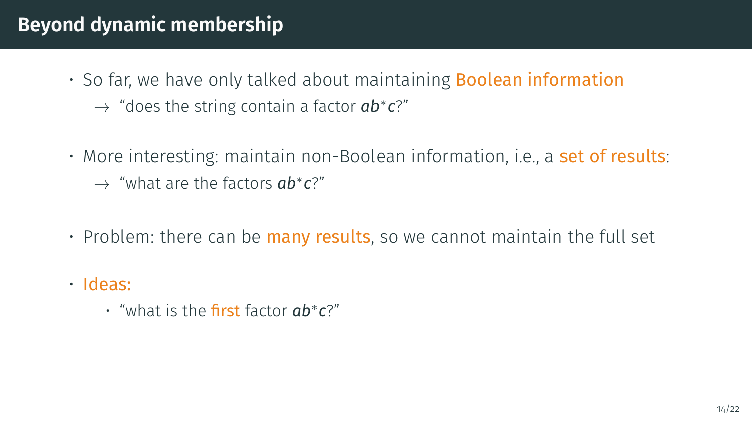# Beyond dynamic membership

- So far, we have only talked about maintaining **Boolean information**
  - $\rightarrow$ "does the string contain a factor $ab^*c$?"
- More interesting: maintain non-Boolean information, i.e., a **set of results**:
  - $\rightarrow$ "what are the factors $ab^*c$?"
- Problem: there can be **many results**, so we cannot maintain the full set
- **Ideas:**
  - "what is the **first** factor $ab^*c$?"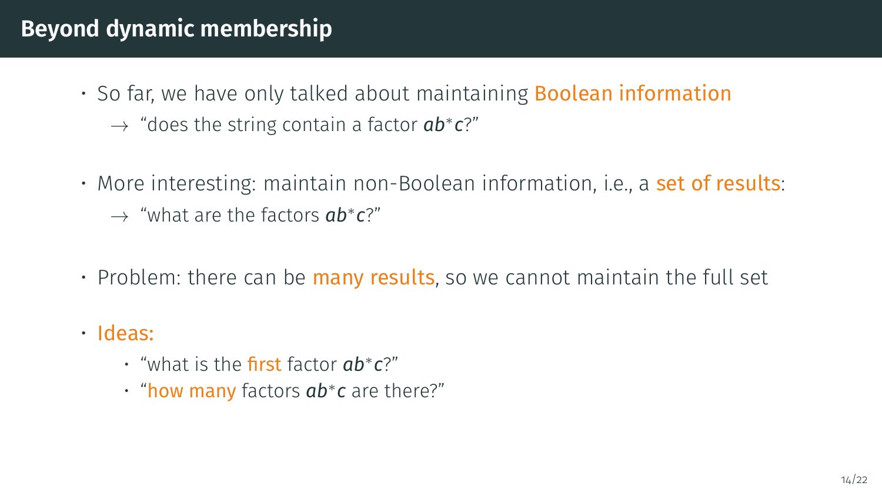# Beyond dynamic membership

- So far, we have only talked about maintaining Boolean information
  - → "does the string contain a factor $ab^*c$?"
- More interesting: maintain non-Boolean information, i.e., a set of results:
  - → "what are the factors $ab^*c$?"
- Problem: there can be many results, so we cannot maintain the full set
- Ideas:
  - "what is the first factor $ab^*c$?"
  - "how many factors $ab^*c$ are there?"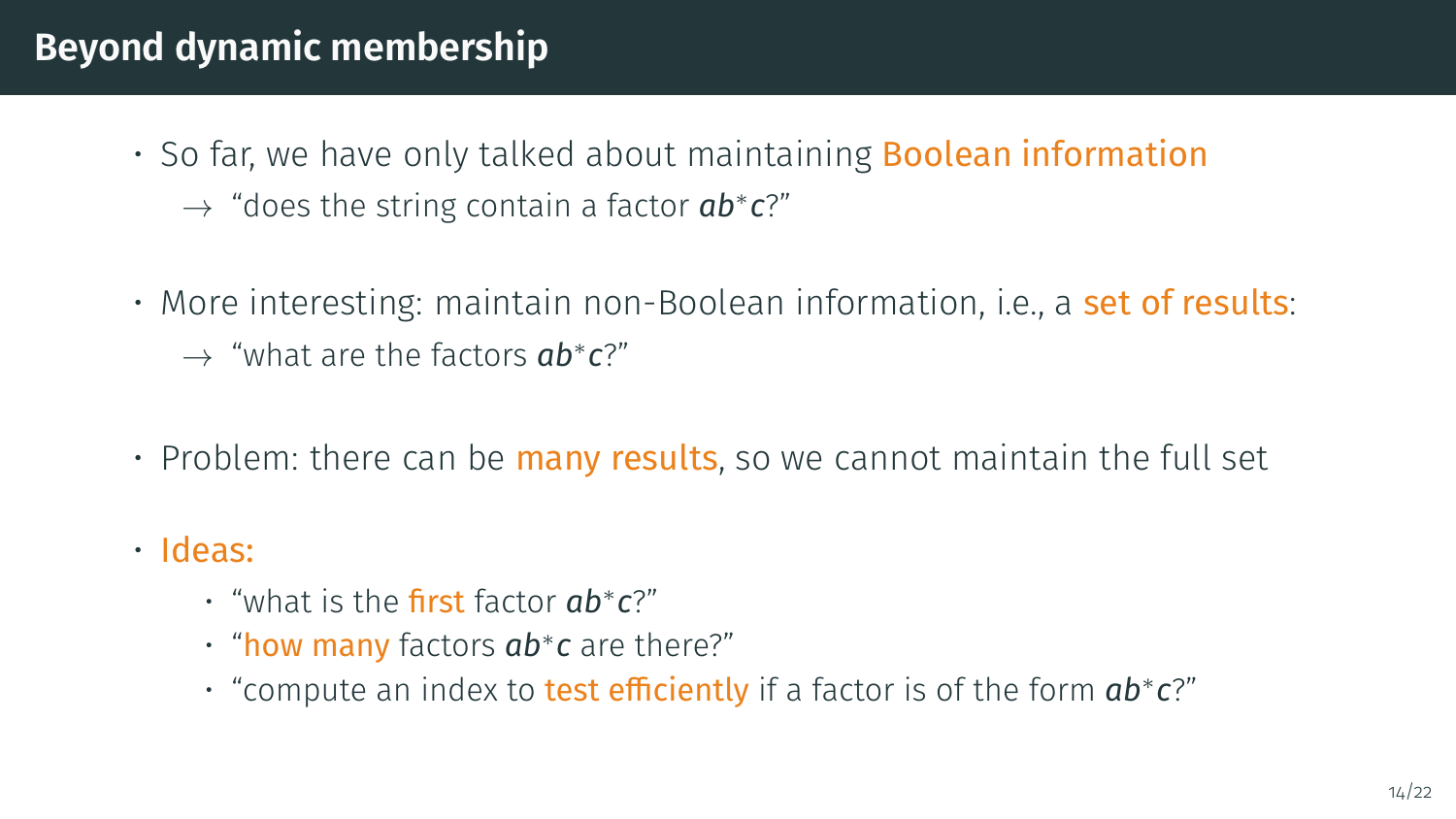# Beyond dynamic membership

- So far, we have only talked about maintaining **Boolean information**
  - $\rightarrow$ "does the string contain a factor $ab^*c$?"
- More interesting: maintain non-Boolean information, i.e., a **set of results**:
  - $\rightarrow$ "what are the factors $ab^*c$?"
- Problem: there can be **many results**, so we cannot maintain the full set
- **Ideas:**
  - "what is the **first** factor $ab^*c$?"
  - "**how many** factors $ab^*c$ are there?"
  - "compute an index to **test efficiently** if a factor is of the form $ab^*c$?"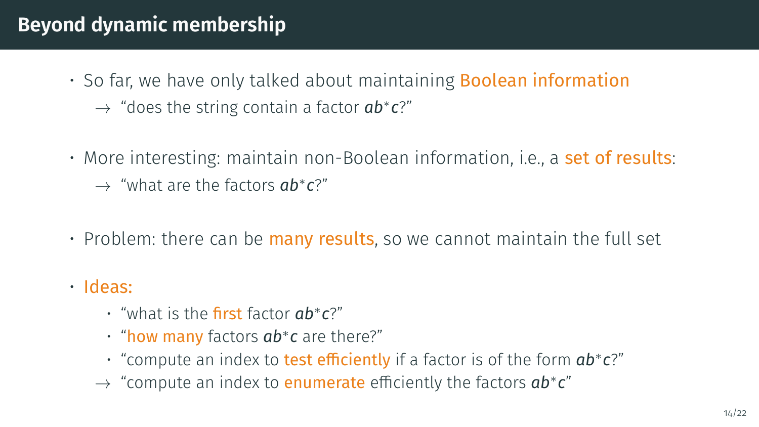# Beyond dynamic membership

- So far, we have only talked about maintaining Boolean information
  - → "does the string contain a factor $ab^*c$?"
- More interesting: maintain non-Boolean information, i.e., a set of results:
  - → "what are the factors $ab^*c$?"
- Problem: there can be many results, so we cannot maintain the full set
- Ideas:
  - "what is the first factor $ab^*c$?"
  - "how many factors $ab^*c$ are there?"
  - "compute an index to test efficiently if a factor is of the form $ab^*c$?"
  - → "compute an index to enumerate efficiently the factors $ab^*c$"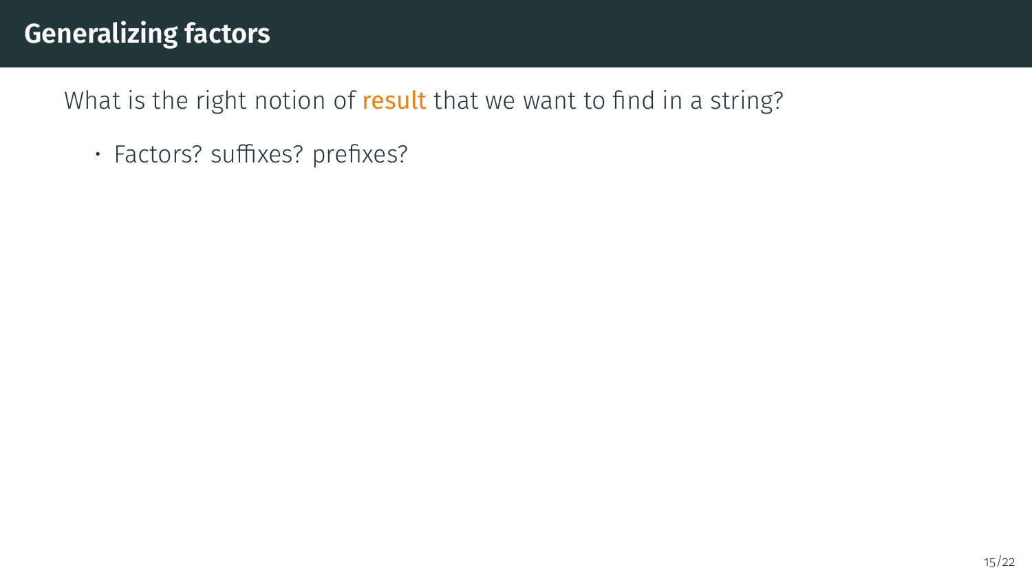# Generalizing factors

What is the right notion of result that we want to find in a string?

- Factors? suffixes? prefixes?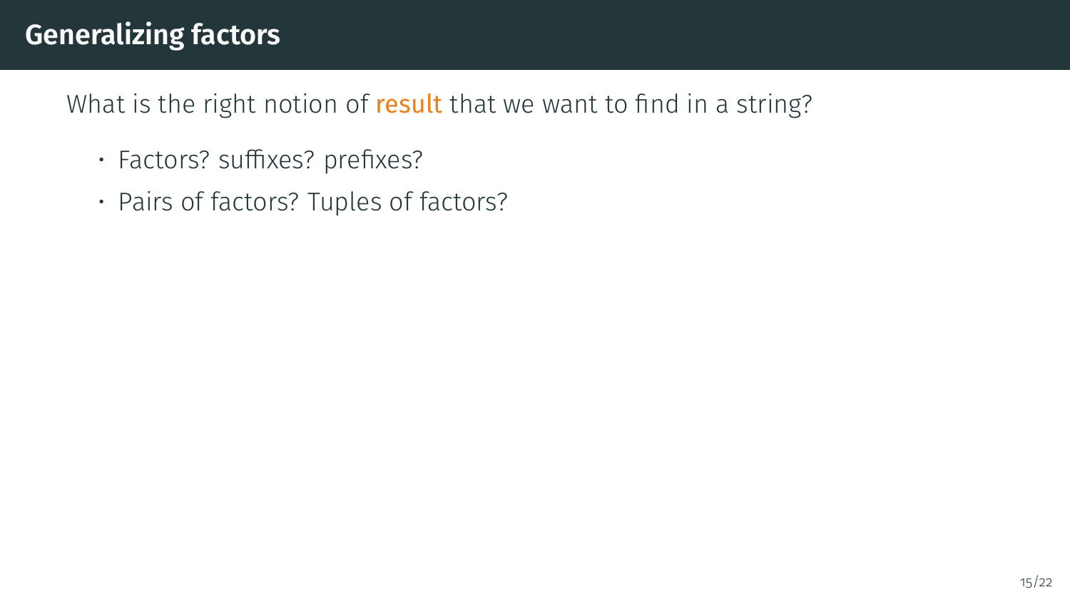# Generalizing factors

What is the right notion of **result** that we want to find in a string?

- Factors? suffixes? prefixes?
- Pairs of factors? Tuples of factors?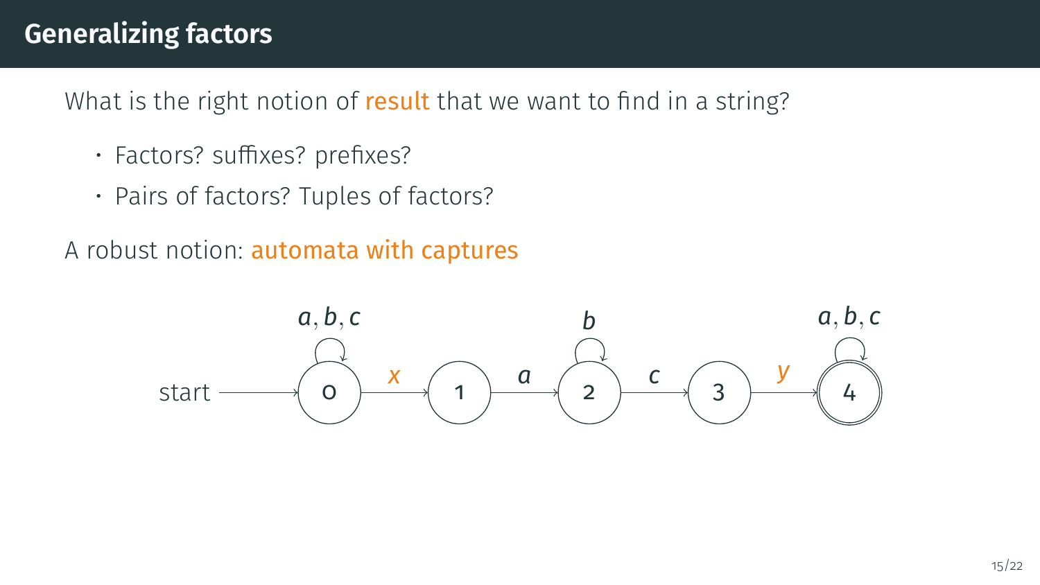# Generalizing factors

What is the right notion of result that we want to find in a string?

- Factors? suffixes? prefixes?
- Pairs of factors? Tuples of factors?

A robust notion: automata with captures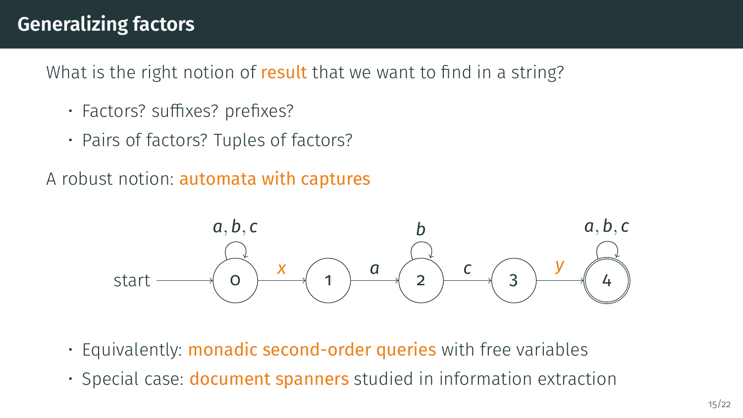# Generalizing factors

What is the right notion of result that we want to find in a string?

- Factors? suffixes? prefixes?
- Pairs of factors? Tuples of factors?

A robust notion: automata with captures

- Equivalently: monadic second-order queries with free variables
- Special case: document spanners studied in information extraction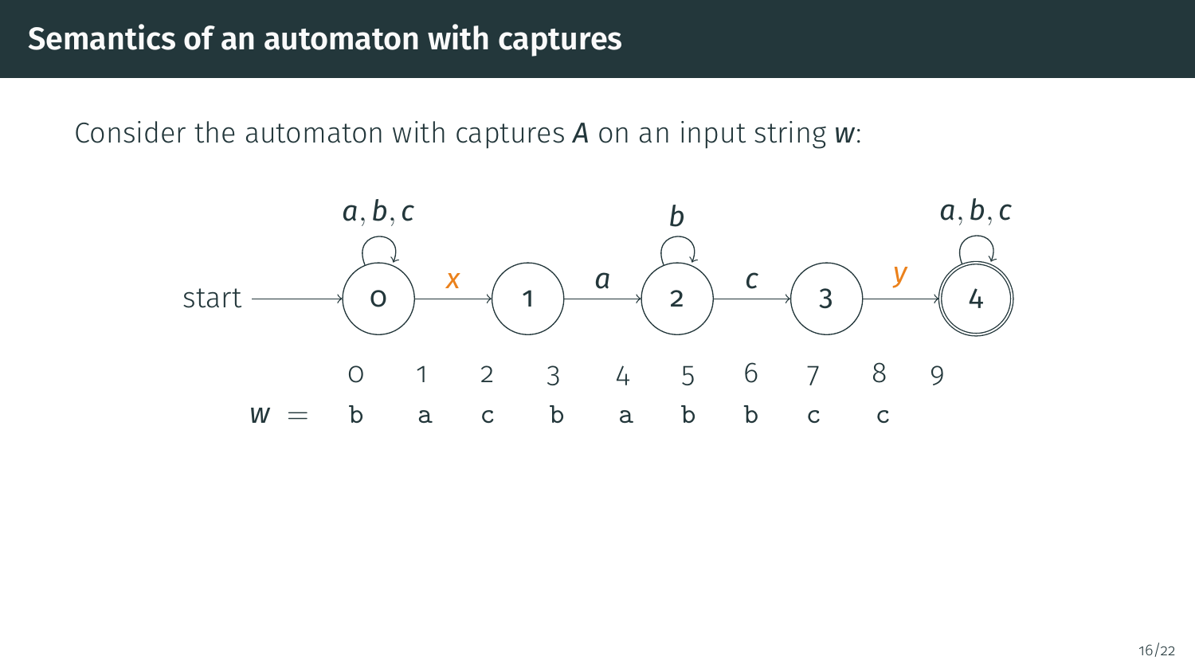# Semantics of an automaton with captures

Consider the automaton with captures $A$ on an input string $w$:

| | 0 | 1 | 2 | 3 | 4 | 5 | 6 | 7 | 8 | 9 |
|---|---|---|---|---|---|---|---|---|---|---|
| $w =$ | b | a | c | b | a | b | b | c | c | |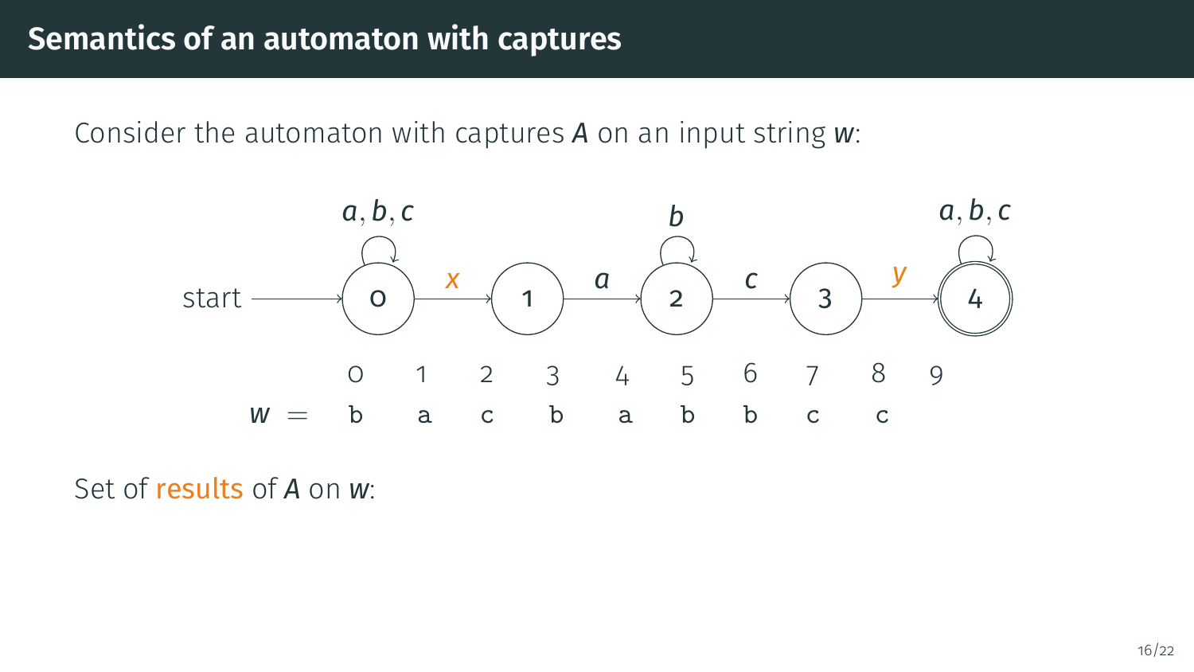# Semantics of an automaton with captures

Consider the automaton with captures $A$ on an input string $w$:

start → 0 —$x$→ 1 —$a$→ 2 —$c$→ 3 —$y$→ 4

(state 0 has a self-loop on $a, b, c$; state 2 has a self-loop on $b$; state 4 is final and has a self-loop on $a, b, c$)

| | 0 | 1 | 2 | 3 | 4 | 5 | 6 | 7 | 8 | 9 |
|---|---|---|---|---|---|---|---|---|---|---|
| $w =$ | b | a | c | b | a | b | b | c | c | |

Set of results of $A$ on $w$: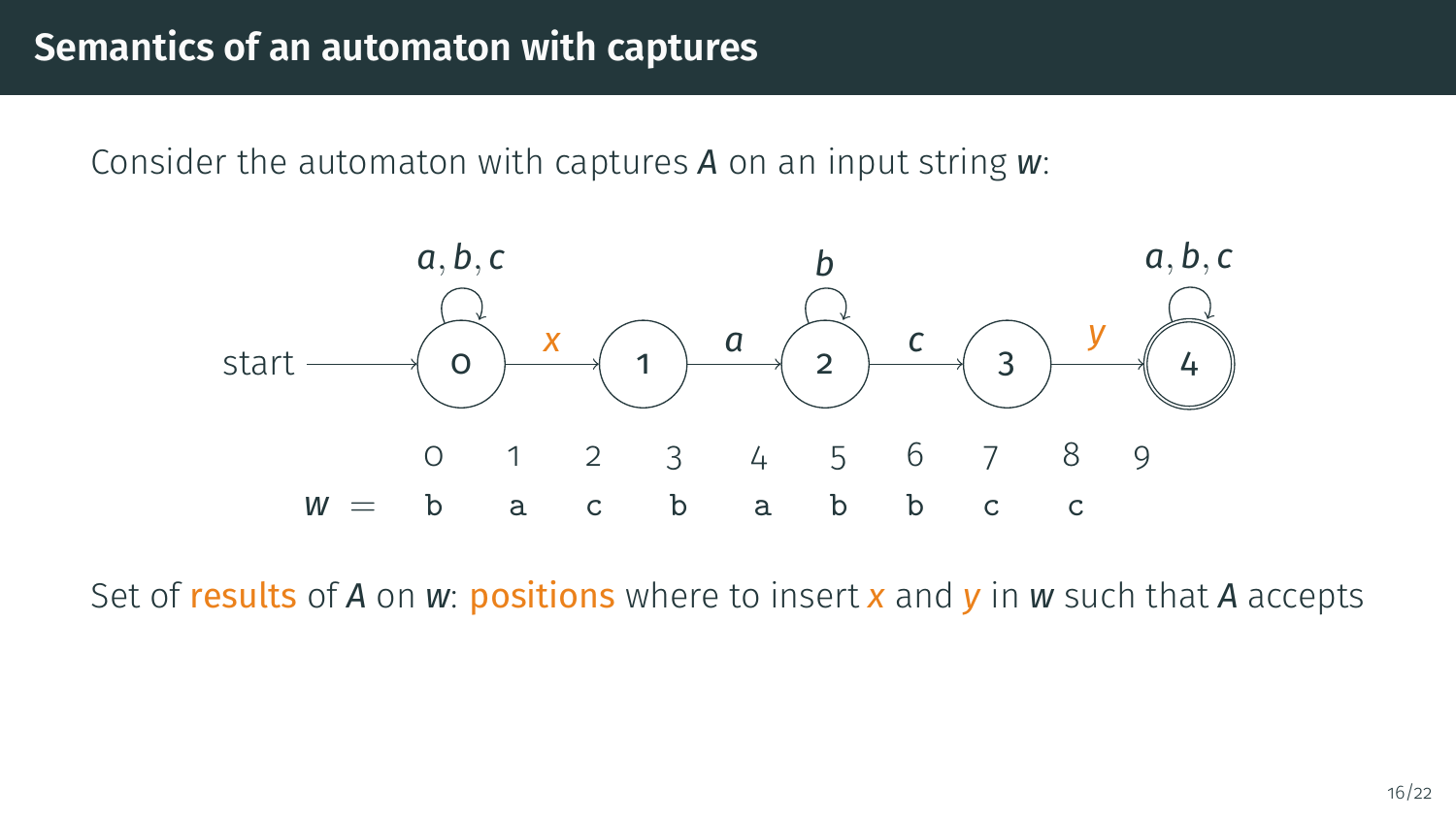# Semantics of an automaton with captures

Consider the automaton with captures $A$ on an input string $w$:

start → 0 —$x$→ 1 —$a$→ 2 —$c$→ 3 —$y$→ 4 (accepting)

Self-loops: state 0 on $a, b, c$; state 2 on $b$; state 4 on $a, b, c$.

| | 0 | | 1 | | 2 | | 3 | | 4 | | 5 | | 6 | | 7 | | 8 | | 9 |
|---|---|---|---|---|---|---|---|---|---|---|---|---|---|---|---|---|---|---|---|
| $w =$ | | b | | a | | c | | b | | a | | b | | b | | c | | c | |

Set of results of $A$ on $w$: positions where to insert $x$ and $y$ in $w$ such that $A$ accepts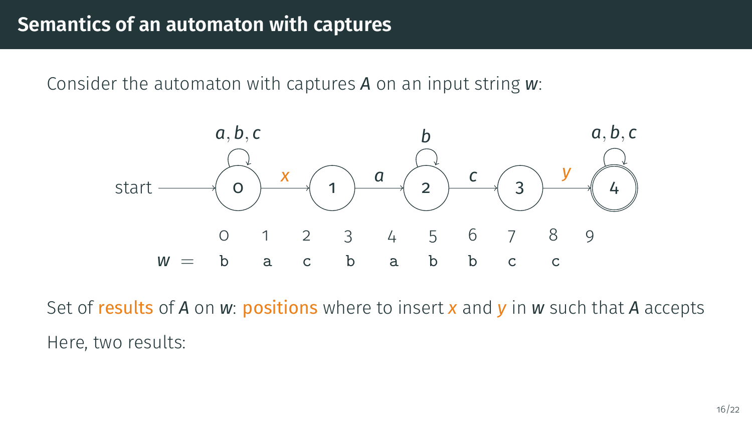# Semantics of an automaton with captures

Consider the automaton with captures $A$ on an input string $w$:

start → 0 —$x$→ 1 —$a$→ 2 —$c$→ 3 —$y$→ 4

(self-loops: state 0 on $a, b, c$; state 2 on $b$; state 4 on $a, b, c$; state 4 is accepting)

| | 0 | 1 | 2 | 3 | 4 | 5 | 6 | 7 | 8 | 9 |
|---|---|---|---|---|---|---|---|---|---|---|
| $w$ = | b | a | c | b | a | b | b | c | c | |

Set of results of $A$ on $w$: positions where to insert $x$ and $y$ in $w$ such that $A$ accepts

Here, two results: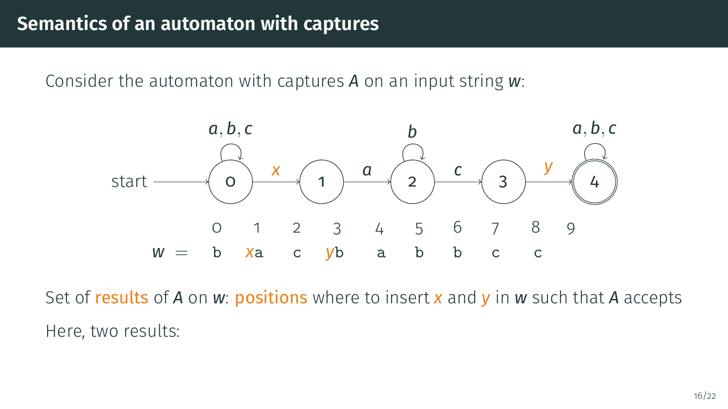# Semantics of an automaton with captures

Consider the automaton with captures $A$ on an input string $w$:

```
            a,b,c              b              a,b,c
             ⟲                 ⟲                ⟲
start ──→ (0) ──x──→ (1) ──a──→ (2) ──c──→ (3) ──y──→ ((4))
```

| | 0 | 1 | 2 | 3 | 4 | 5 | 6 | 7 | 8 | 9 |
|---|---|---|---|---|---|---|---|---|---|---|
| $w =$ | b | $x$a | c | $y$b | a | b | b | c | c | |

Set of **results** of $A$ on $w$: **positions** where to insert $x$ and $y$ in $w$ such that $A$ accepts

Here, two results: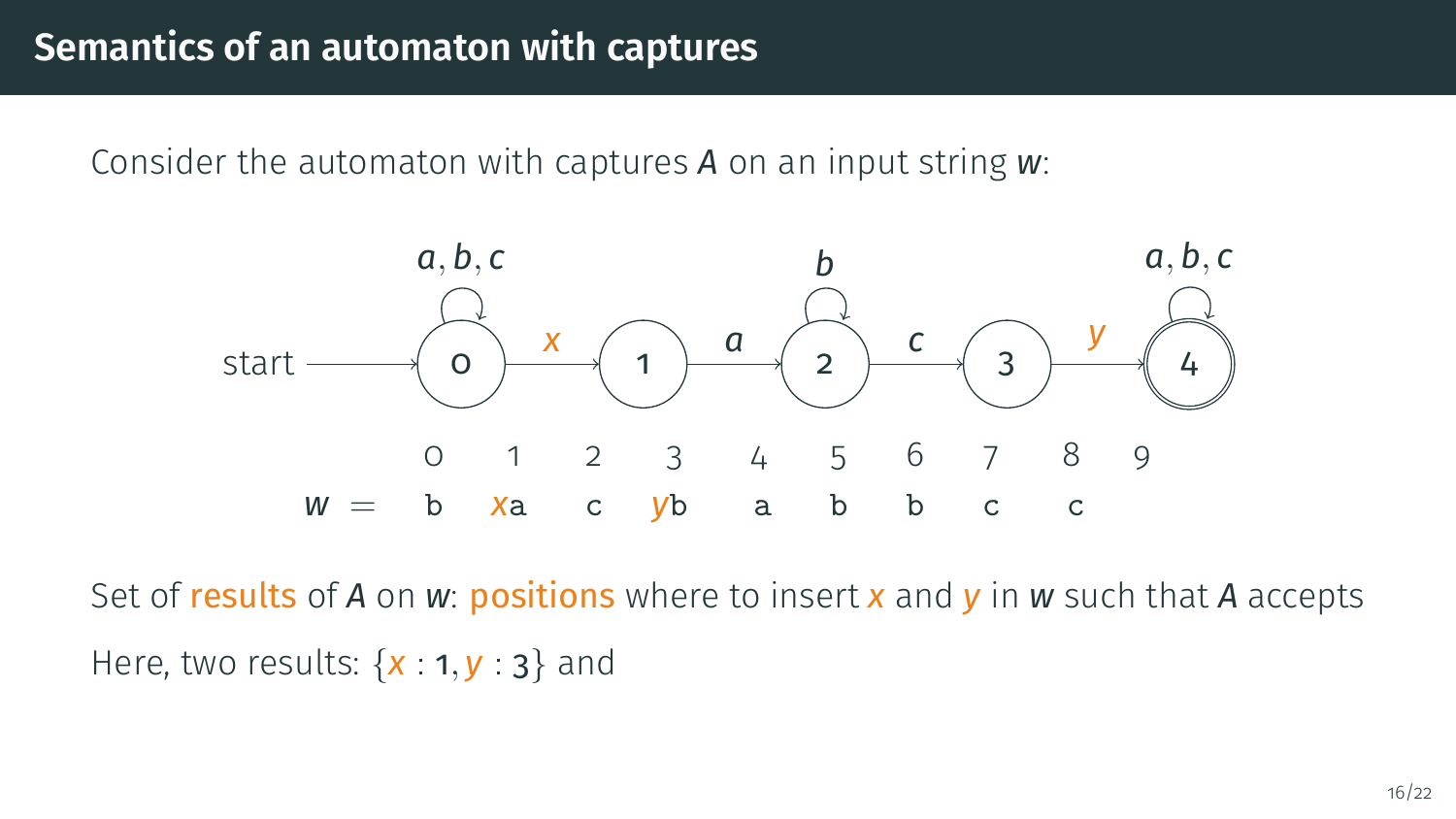# Semantics of an automaton with captures

Consider the automaton with captures $A$ on an input string $w$:

start → (0) —$x$→ (1) —$a$→ (2) —$c$→ (3) —$y$→ ((4))

Self-loops: state 0 on $a, b, c$; state 2 on $b$; state 4 on $a, b, c$.

| | 0 | 1 | 2 | 3 | 4 | 5 | 6 | 7 | 8 | 9 |
|---|---|---|---|---|---|---|---|---|---|---|
| $w$ = | b | $x$a | c | $y$b | a | b | b | c | c | |

Set of **results** of $A$ on $w$: **positions** where to insert $x$ and $y$ in $w$ such that $A$ accepts

Here, two results: $\{x : 1, y : 3\}$ and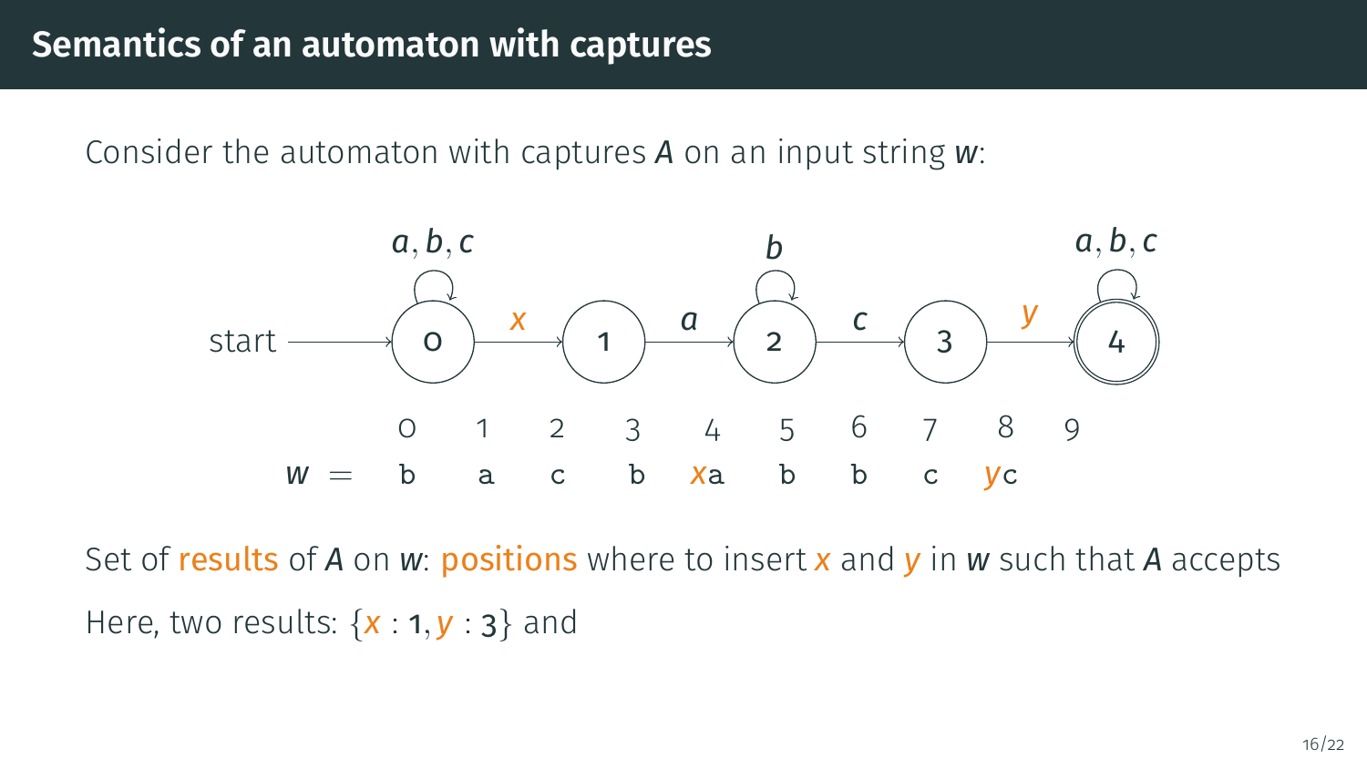# Semantics of an automaton with captures

Consider the automaton with captures $A$ on an input string $w$:

start → (0) —$x$→ (1) —$a$→ (2) —$c$→ (3) —$y$→ ((4))

Self-loops: state 0 on $a, b, c$; state 2 on $b$; state 4 on $a, b, c$.

| | 0 | 1 | 2 | 3 | 4 | 5 | 6 | 7 | 8 | 9 |
|---|---|---|---|---|---|---|---|---|---|---|
| $w =$ | b | a | c | b | $x$a | b | b | c | $y$c | |

Set of results of $A$ on $w$: positions where to insert $x$ and $y$ in $w$ such that $A$ accepts

Here, two results: $\{x : 1, y : 3\}$ and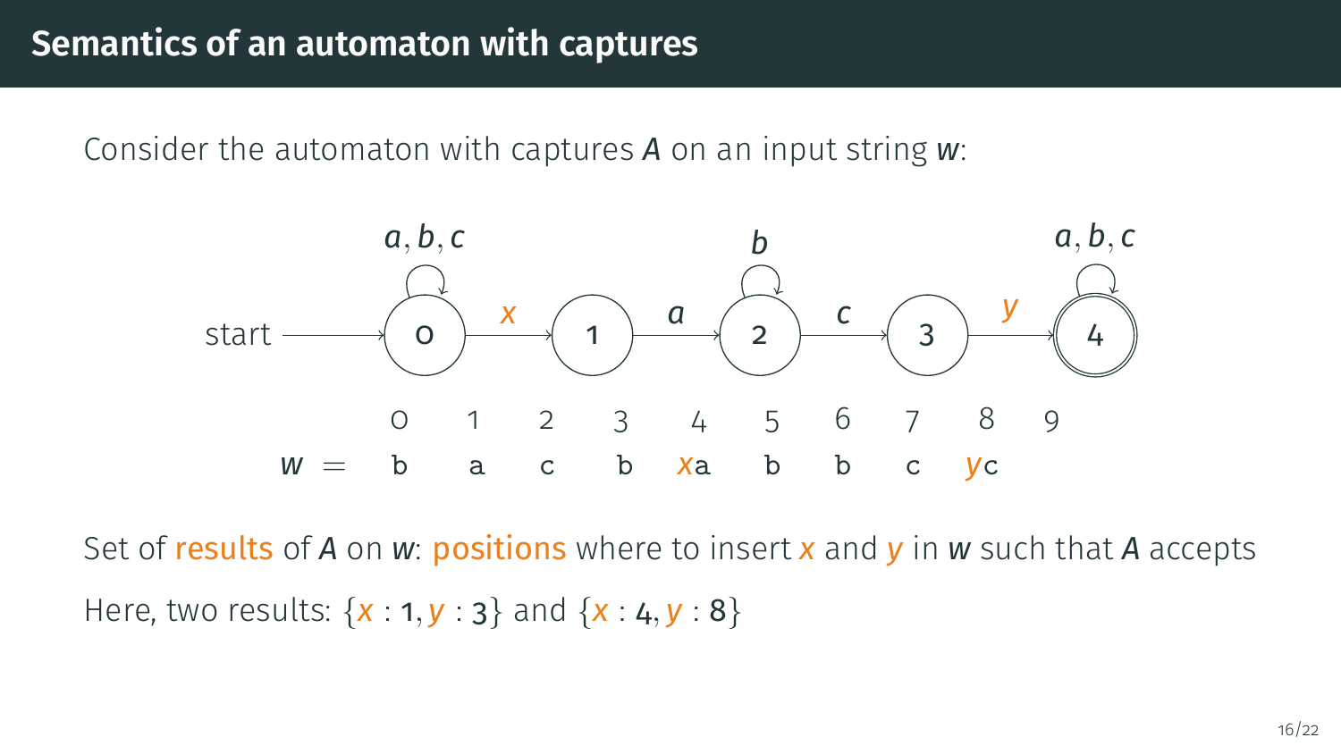# Semantics of an automaton with captures

Consider the automaton with captures $A$ on an input string $w$:

start → (0) —$x$→ (1) —$a$→ (2) —$c$→ (3) —$y$→ ((4))

Self-loops: state 0 on $a, b, c$; state 2 on $b$; state 4 on $a, b, c$.

| | 0 | 1 | 2 | 3 | 4 | 5 | 6 | 7 | 8 | 9 |
|---|---|---|---|---|---|---|---|---|---|---|
| $w =$ | b | a | c | b | $x$a | b | b | c | $y$c | |

Set of results of $A$ on $w$: positions where to insert $x$ and $y$ in $w$ such that $A$ accepts

Here, two results: $\{x : 1, y : 3\}$ and $\{x : 4, y : 8\}$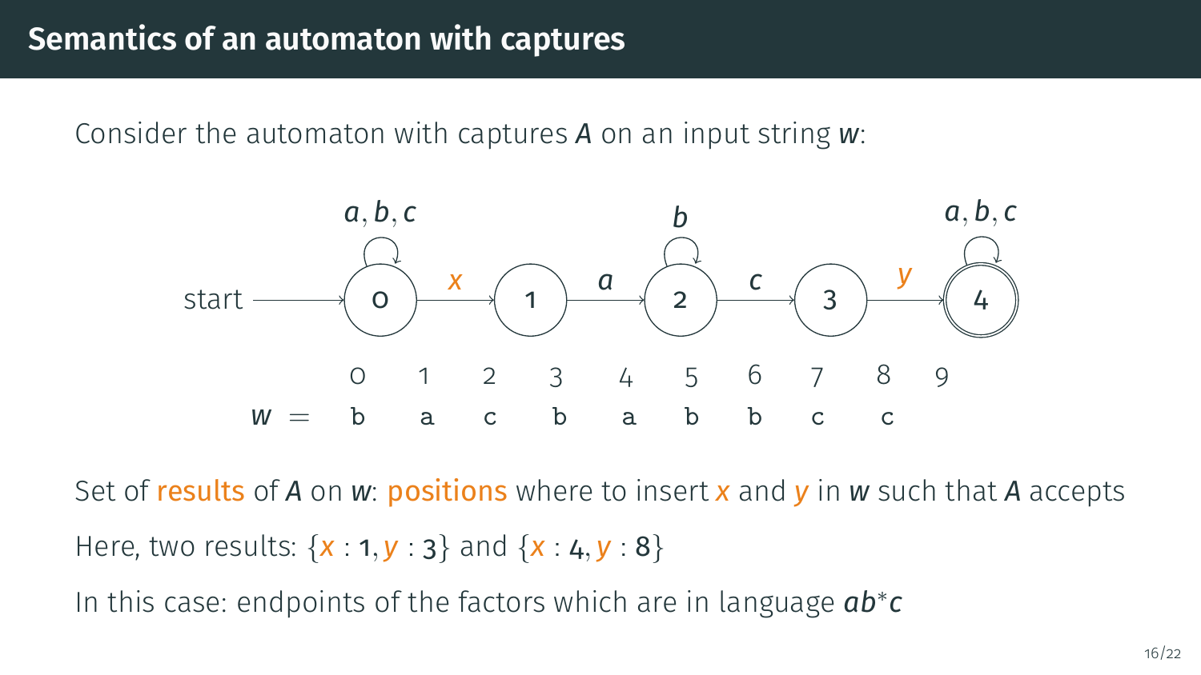# Semantics of an automaton with captures

Consider the automaton with captures $A$ on an input string $w$:

start → 0 (loop $a, b, c$) —$x$→ 1 —$a$→ 2 (loop $b$) —$c$→ 3 —$y$→ 4 (final, loop $a, b, c$)

| | 0 | 1 | 2 | 3 | 4 | 5 | 6 | 7 | 8 | 9 |
|---|---|---|---|---|---|---|---|---|---|---|
| $w$ = | b | a | c | b | a | b | b | c | c | |

Set of **results** of $A$ on $w$: **positions** where to insert $x$ and $y$ in $w$ such that $A$ accepts

Here, two results: $\{x : 1, y : 3\}$ and $\{x : 4, y : 8\}$

In this case: endpoints of the factors which are in language $ab^*c$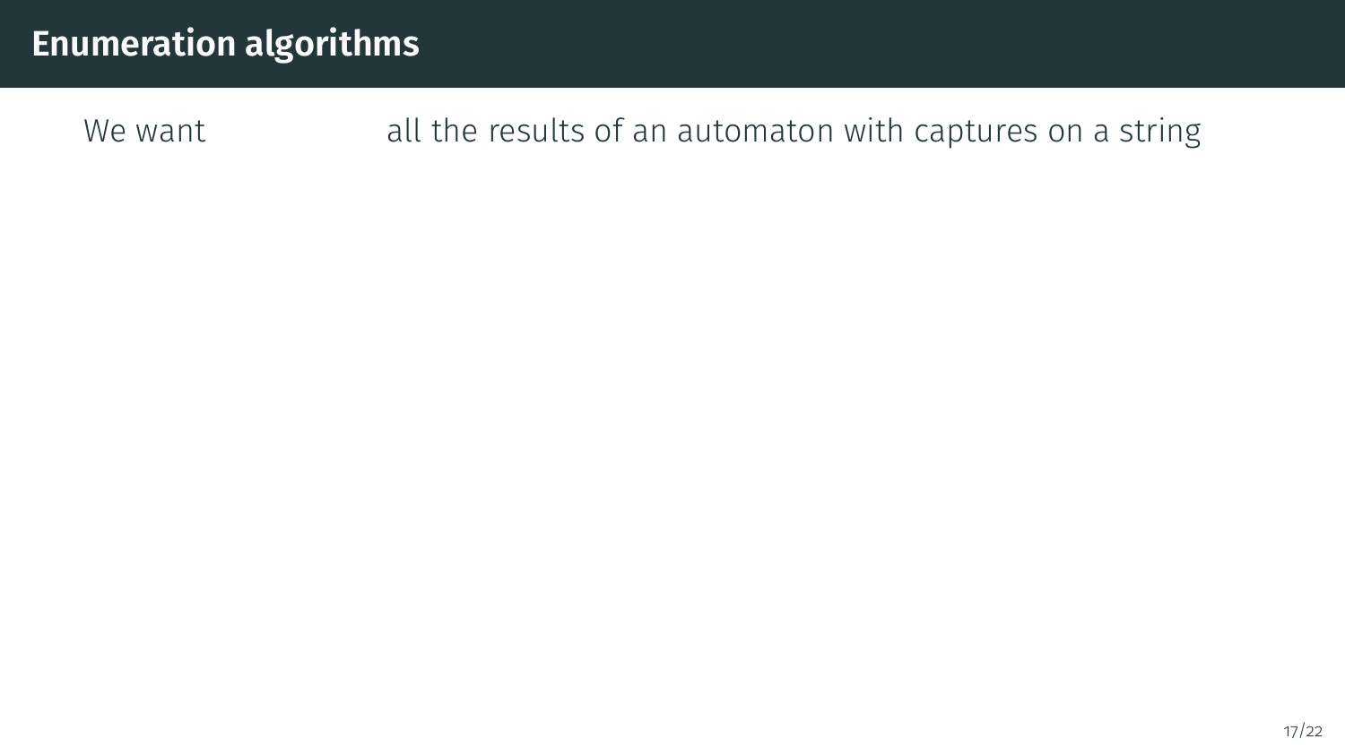# Enumeration algorithms

We want all the results of an automaton with captures on a string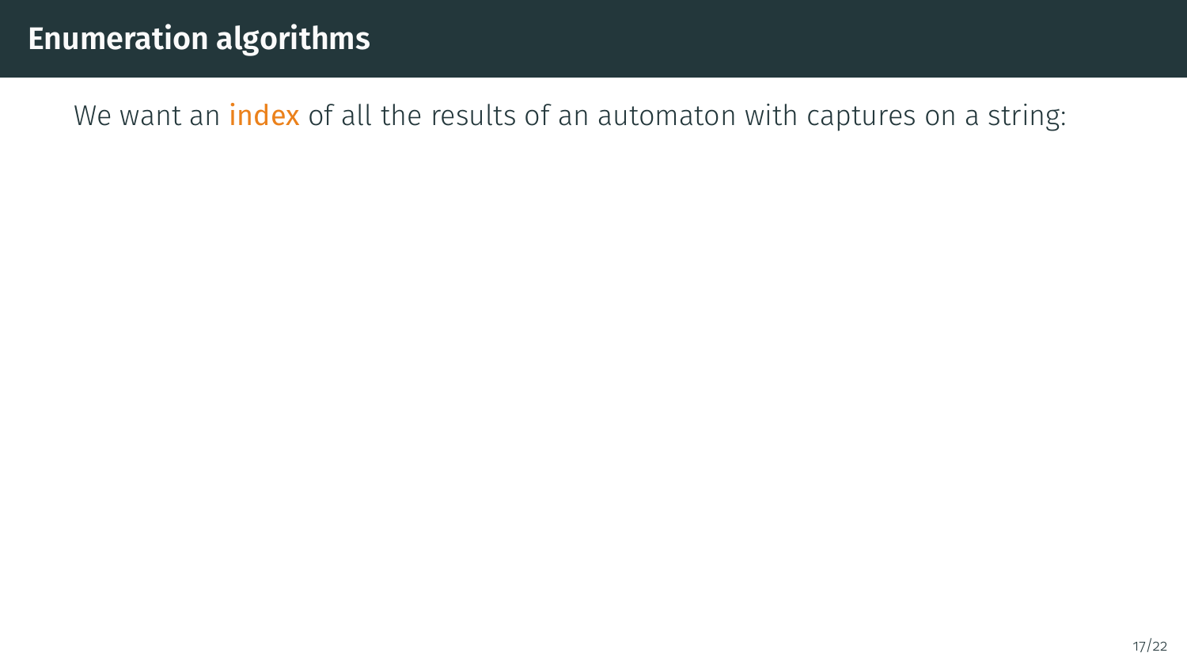# Enumeration algorithms

We want an index of all the results of an automaton with captures on a string: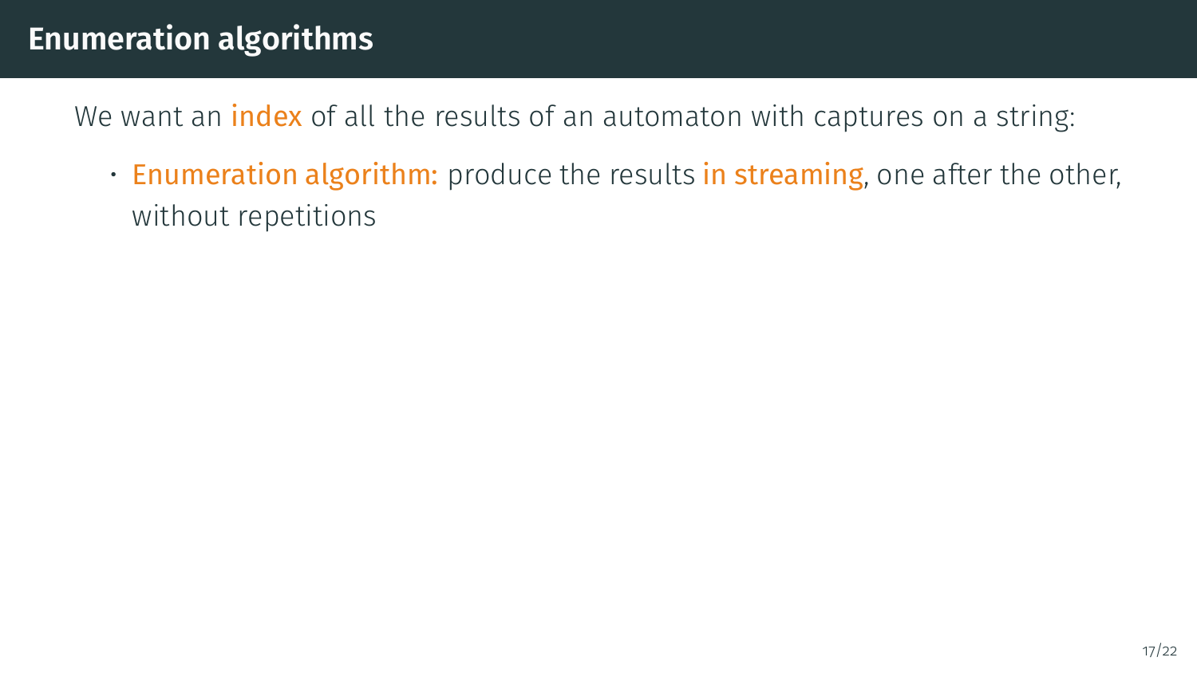# Enumeration algorithms

We want an **index** of all the results of an automaton with captures on a string:

- **Enumeration algorithm:** produce the results **in streaming**, one after the other, without repetitions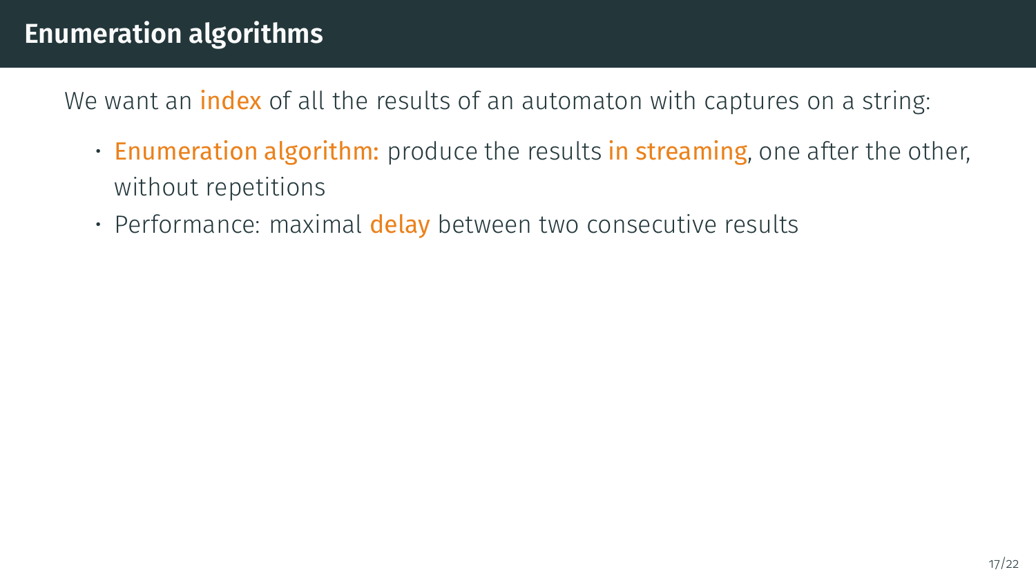# Enumeration algorithms

We want an index of all the results of an automaton with captures on a string:

- Enumeration algorithm: produce the results in streaming, one after the other, without repetitions
- Performance: maximal delay between two consecutive results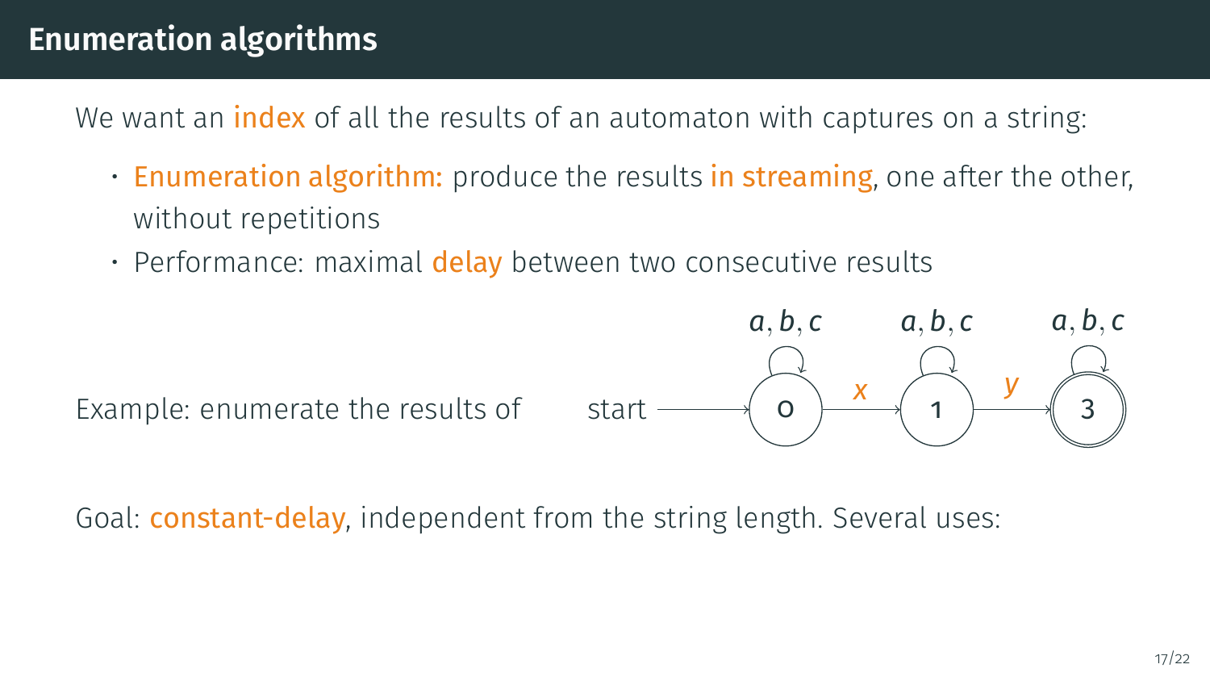# Enumeration algorithms

We want an index of all the results of an automaton with captures on a string:

- Enumeration algorithm: produce the results in streaming, one after the other, without repetitions
- Performance: maximal delay between two consecutive results

Example: enumerate the results of

start → 0 —$x$→ 1 —$y$→ 3 (states 0, 1, 3 each have a self-loop on $a, b, c$; state 3 is final)

Goal: constant-delay, independent from the string length. Several uses: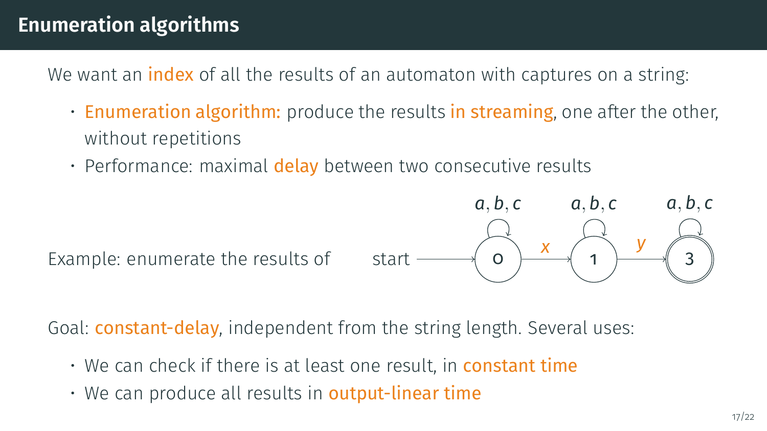# Enumeration algorithms

We want an index of all the results of an automaton with captures on a string:

- Enumeration algorithm: produce the results in streaming, one after the other, without repetitions
- Performance: maximal delay between two consecutive results

Example: enumerate the results of start → 0 —$x$→ 1 —$y$→ 3 (each state with a self-loop on $a, b, c$; state 3 is final)

Goal: constant-delay, independent from the string length. Several uses:

- We can check if there is at least one result, in constant time
- We can produce all results in output-linear time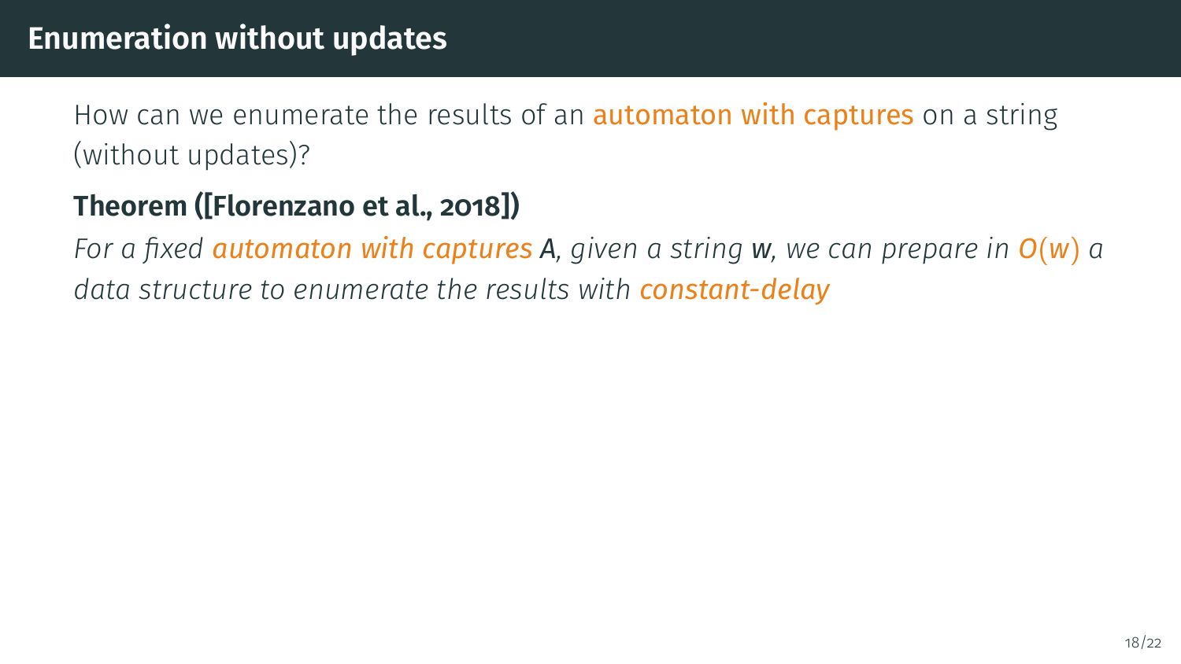# Enumeration without updates

How can we enumerate the results of an automaton with captures on a string (without updates)?

**Theorem ([Florenzano et al., 2018])**

*For a fixed automaton with captures $A$, given a string $w$, we can prepare in $O(w)$ a data structure to enumerate the results with constant-delay*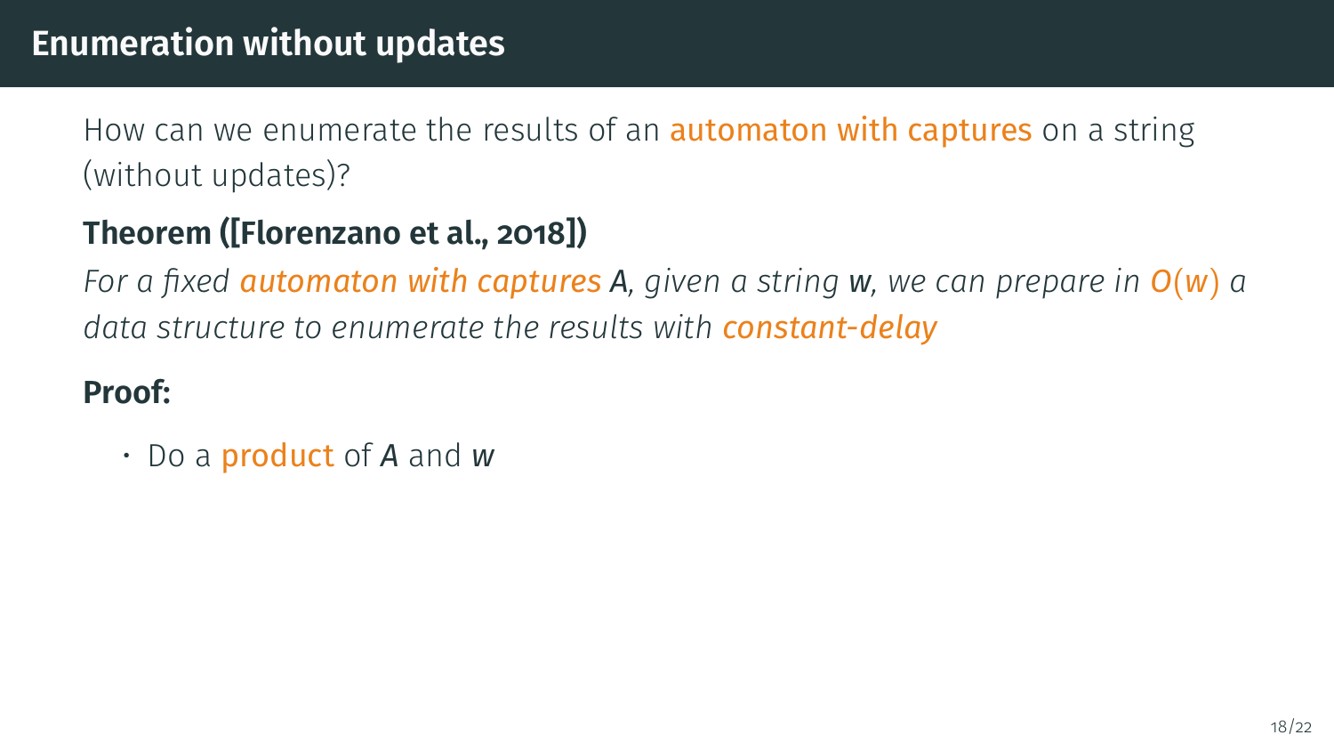# Enumeration without updates

How can we enumerate the results of an automaton with captures on a string (without updates)?

**Theorem ([Florenzano et al., 2018])**

*For a fixed automaton with captures $A$, given a string $w$, we can prepare in $O(w)$ a data structure to enumerate the results with constant-delay*

**Proof:**

- Do a product of $A$ and $w$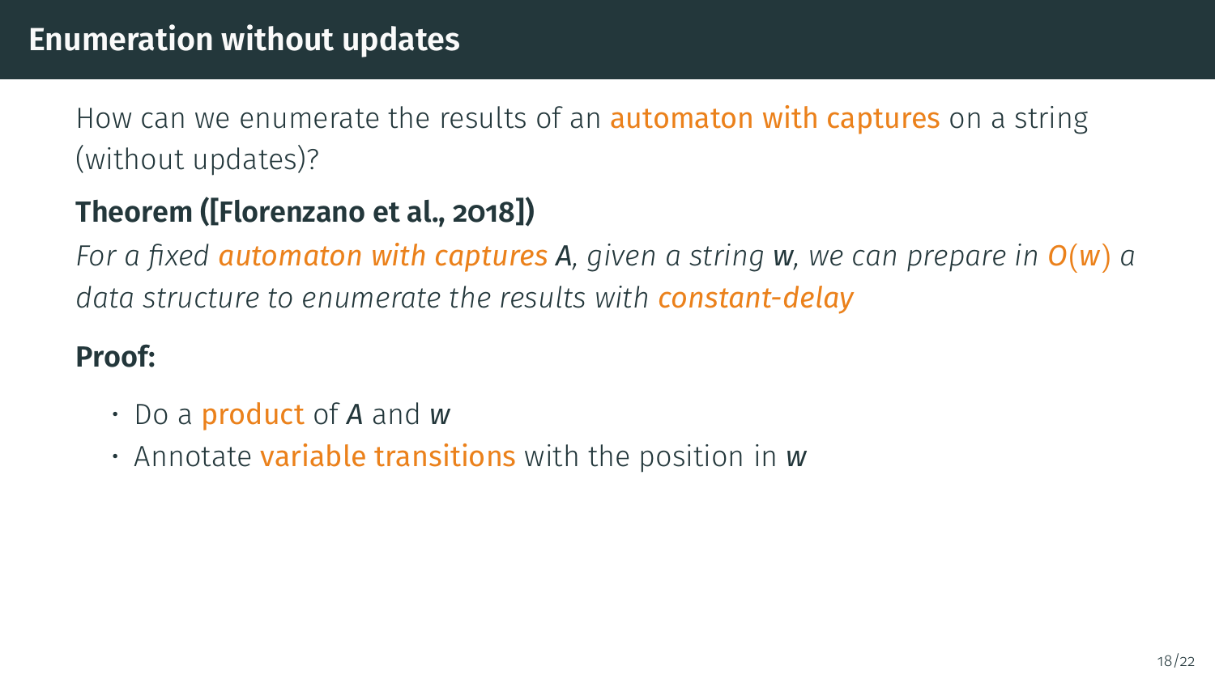# Enumeration without updates

How can we enumerate the results of an automaton with captures on a string (without updates)?

**Theorem ([Florenzano et al., 2018])**

*For a fixed automaton with captures $A$, given a string $w$, we can prepare in $O(w)$ a data structure to enumerate the results with constant-delay*

**Proof:**

- Do a product of $A$ and $w$
- Annotate variable transitions with the position in $w$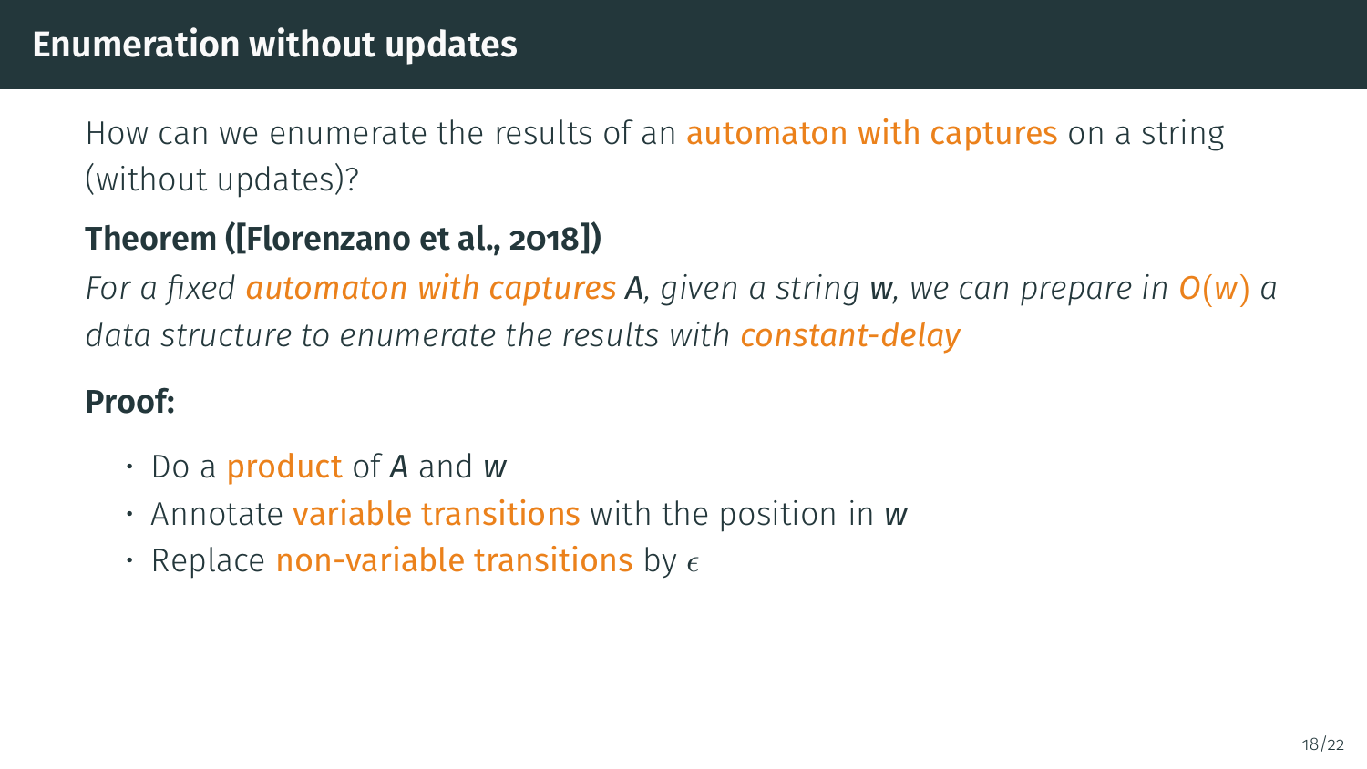# Enumeration without updates

How can we enumerate the results of an automaton with captures on a string (without updates)?

**Theorem ([Florenzano et al., 2018])**

*For a fixed automaton with captures $A$, given a string $w$, we can prepare in $O(w)$ a data structure to enumerate the results with constant-delay*

**Proof:**

- Do a product of $A$ and $w$
- Annotate variable transitions with the position in $w$
- Replace non-variable transitions by $\epsilon$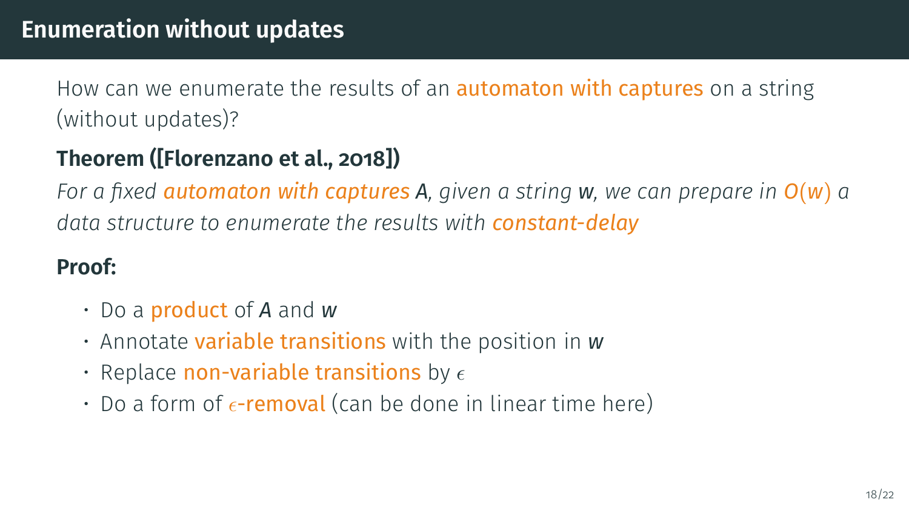# Enumeration without updates

How can we enumerate the results of an automaton with captures on a string (without updates)?

**Theorem ([Florenzano et al., 2018])**

*For a fixed automaton with captures $A$, given a string $w$, we can prepare in $O(w)$ a data structure to enumerate the results with constant-delay*

**Proof:**

- Do a product of $A$ and $w$
- Annotate variable transitions with the position in $w$
- Replace non-variable transitions by $\epsilon$
- Do a form of $\epsilon$-removal (can be done in linear time here)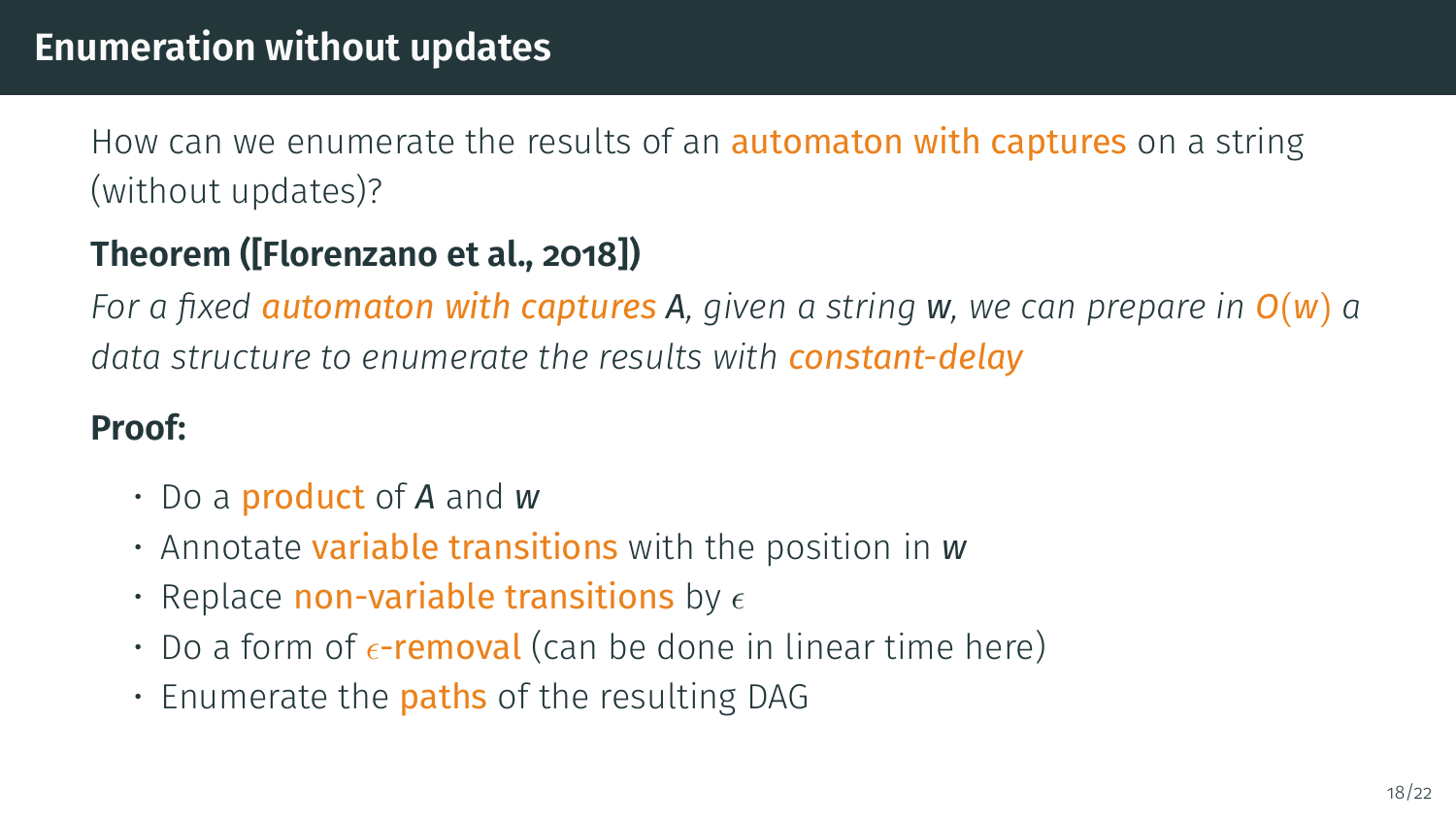# Enumeration without updates

How can we enumerate the results of an automaton with captures on a string (without updates)?

**Theorem ([Florenzano et al., 2018])**

*For a fixed automaton with captures $A$, given a string $w$, we can prepare in $O(w)$ a data structure to enumerate the results with constant-delay*

**Proof:**

- Do a product of $A$ and $w$
- Annotate variable transitions with the position in $w$
- Replace non-variable transitions by $\epsilon$
- Do a form of $\epsilon$-removal (can be done in linear time here)
- Enumerate the paths of the resulting DAG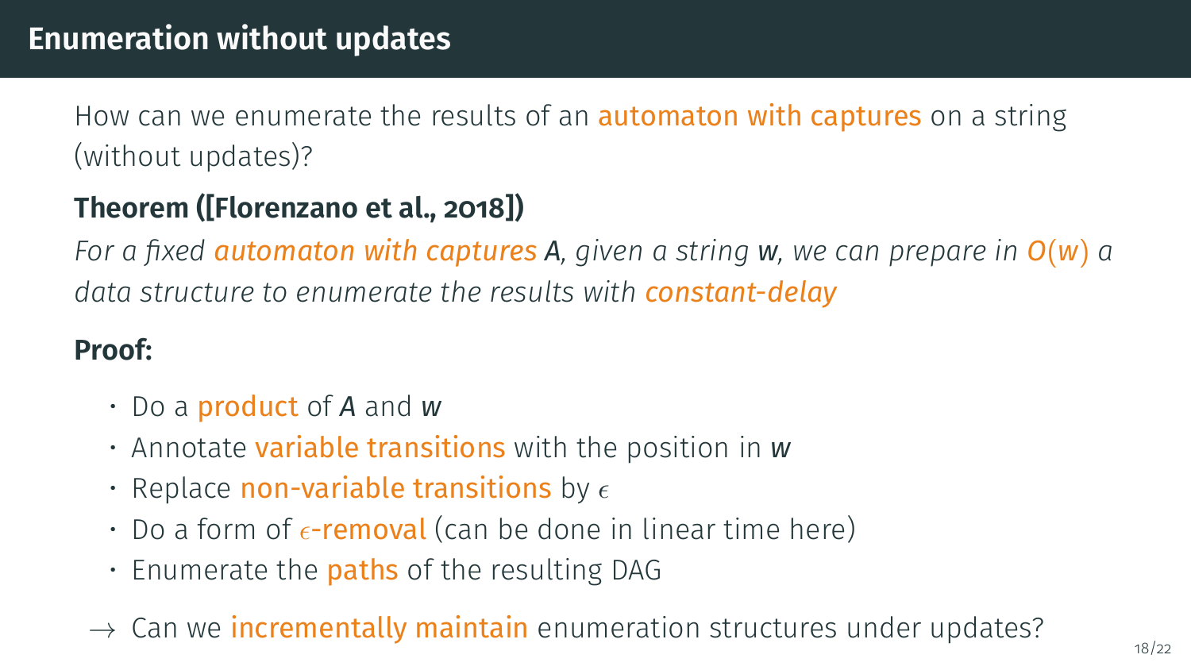# Enumeration without updates

How can we enumerate the results of an automaton with captures on a string (without updates)?

**Theorem ([Florenzano et al., 2018])**

*For a fixed automaton with captures $A$, given a string $w$, we can prepare in $O(w)$ a data structure to enumerate the results with constant-delay*

**Proof:**

- Do a product of $A$ and $w$
- Annotate variable transitions with the position in $w$
- Replace non-variable transitions by $\epsilon$
- Do a form of $\epsilon$-removal (can be done in linear time here)
- Enumerate the paths of the resulting DAG

$\rightarrow$ Can we incrementally maintain enumeration structures under updates?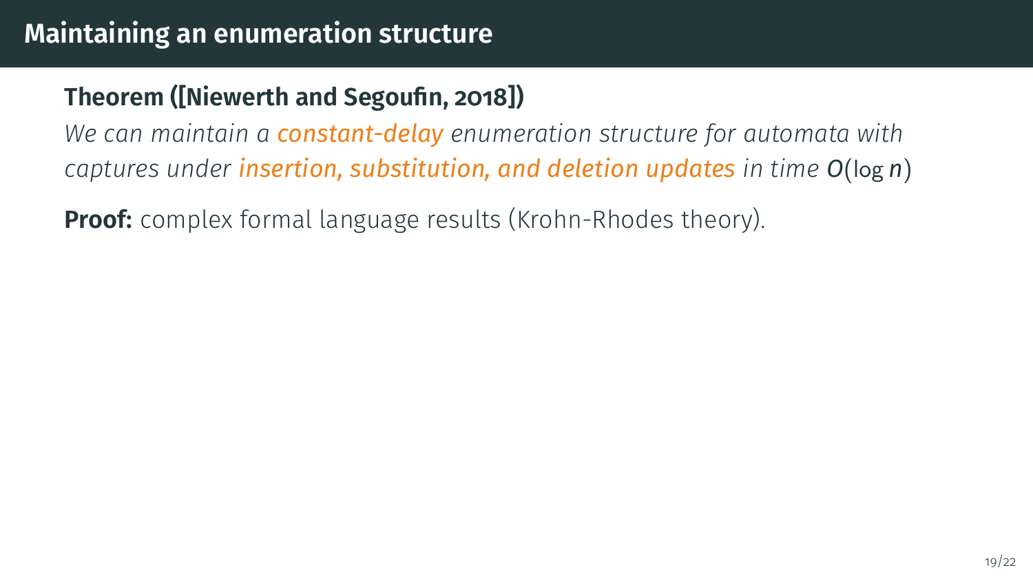# Maintaining an enumeration structure

**Theorem ([Niewerth and Segoufin, 2018])**

*We can maintain a* ***constant-delay*** *enumeration structure for automata with captures under* ***insertion, substitution, and deletion updates*** *in time* $O(\log n)$

**Proof:** complex formal language results (Krohn-Rhodes theory).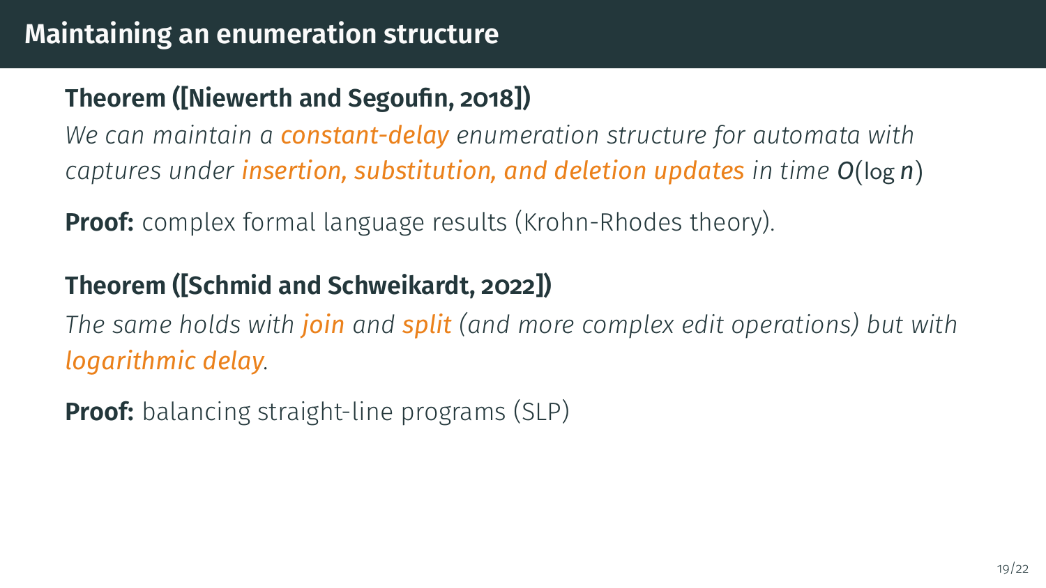# Maintaining an enumeration structure

**Theorem ([Niewerth and Segoufin, 2018])**

*We can maintain a constant-delay enumeration structure for automata with captures under insertion, substitution, and deletion updates in time* $O(\log n)$

**Proof:** complex formal language results (Krohn-Rhodes theory).

**Theorem ([Schmid and Schweikardt, 2022])**

*The same holds with join and split (and more complex edit operations) but with logarithmic delay.*

**Proof:** balancing straight-line programs (SLP)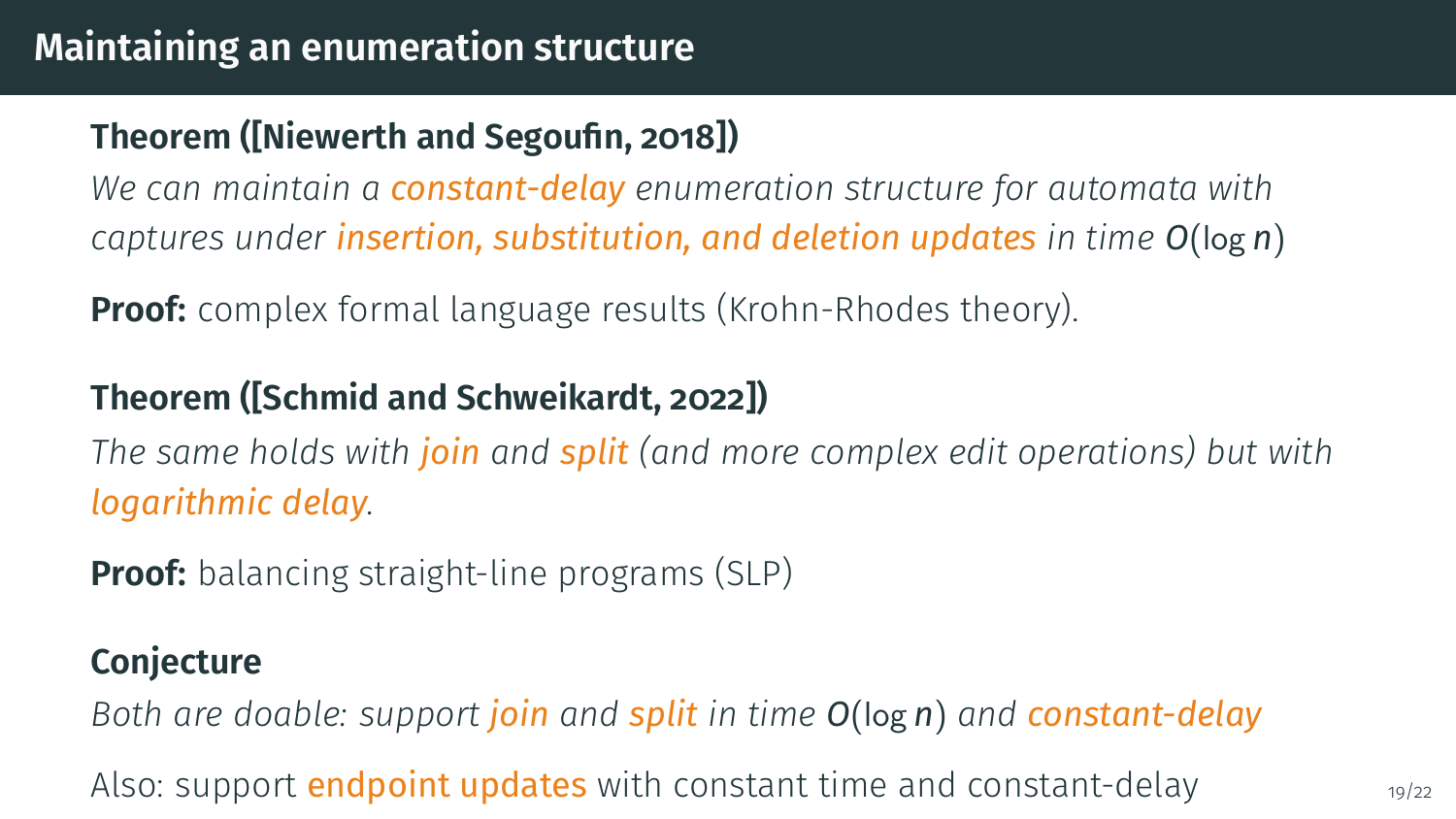# Maintaining an enumeration structure

**Theorem ([Niewerth and Segoufin, 2018])**

*We can maintain a constant-delay enumeration structure for automata with captures under insertion, substitution, and deletion updates in time $O(\log n)$*

**Proof:** complex formal language results (Krohn-Rhodes theory).

**Theorem ([Schmid and Schweikardt, 2022])**

*The same holds with join and split (and more complex edit operations) but with logarithmic delay.*

**Proof:** balancing straight-line programs (SLP)

**Conjecture**

*Both are doable: support join and split in time $O(\log n)$ and constant-delay*

Also: support endpoint updates with constant time and constant-delay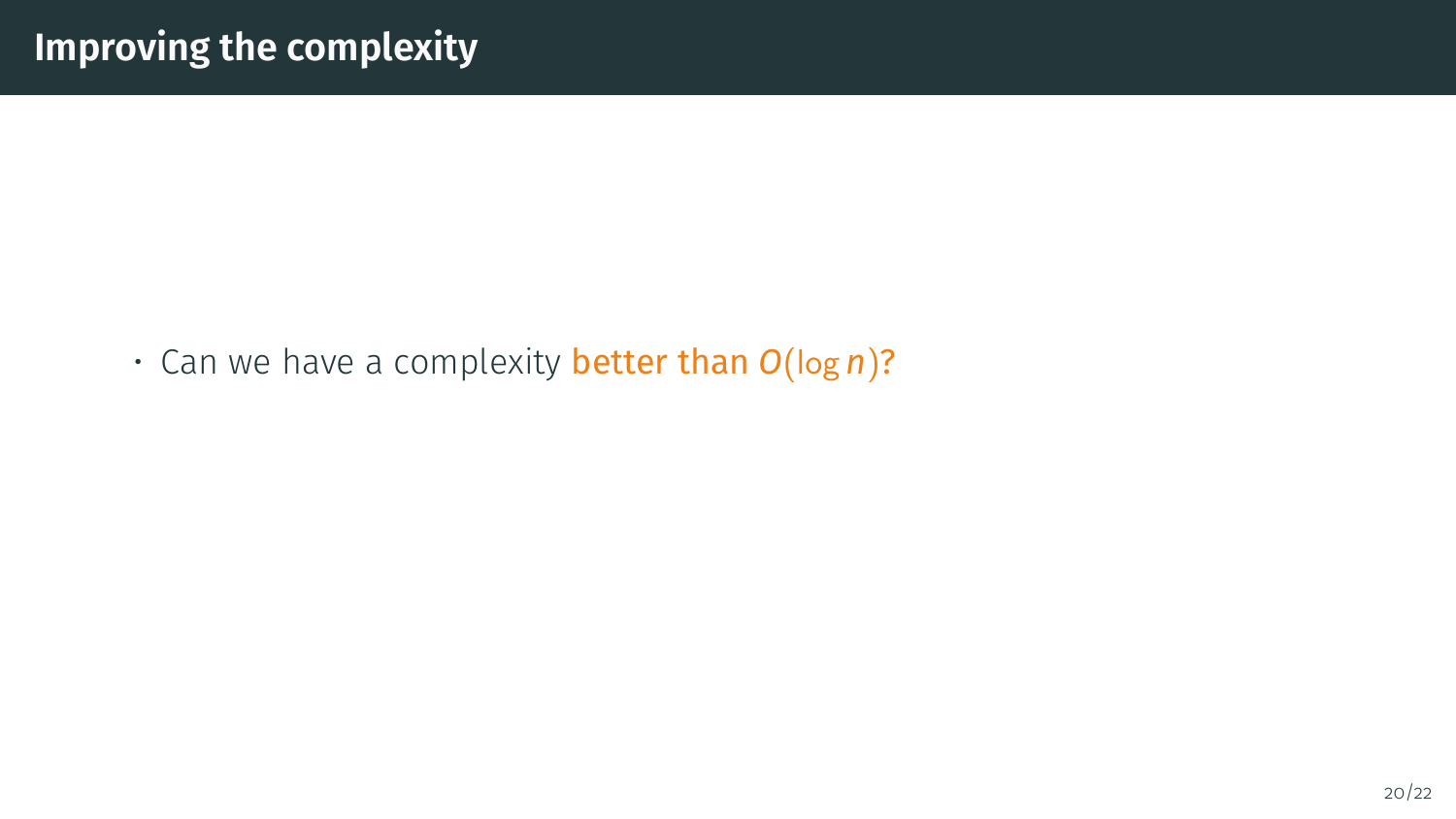# Improving the complexity

- Can we have a complexity **better than $O(\log n)$?**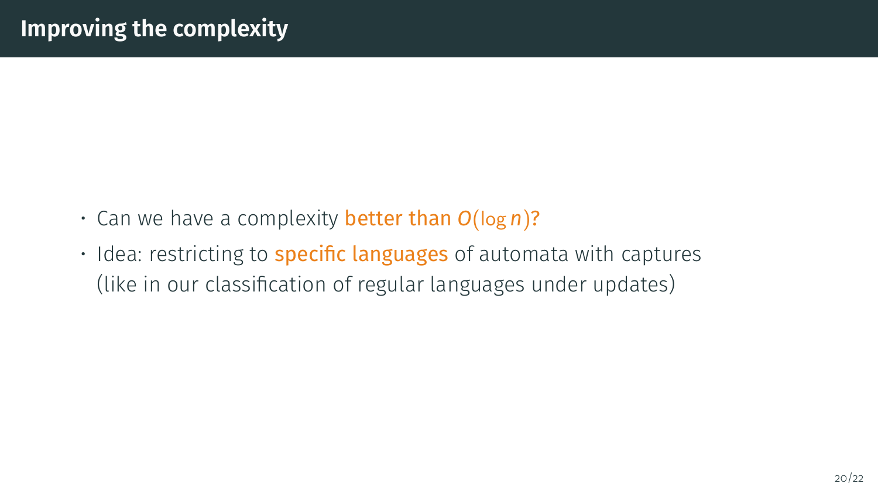# Improving the complexity

- Can we have a complexity **better than $O(\log n)$?**
- Idea: restricting to **specific languages** of automata with captures (like in our classification of regular languages under updates)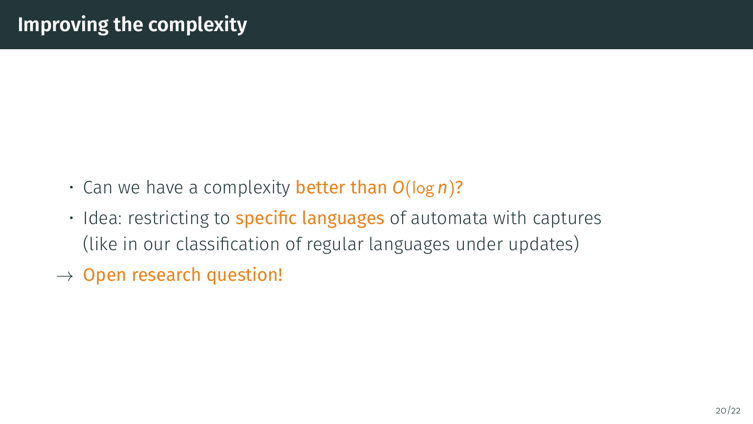# Improving the complexity

- Can we have a complexity **better than $O(\log n)$?**
- Idea: restricting to **specific languages** of automata with captures (like in our classification of regular languages under updates)

$\rightarrow$ **Open research question!**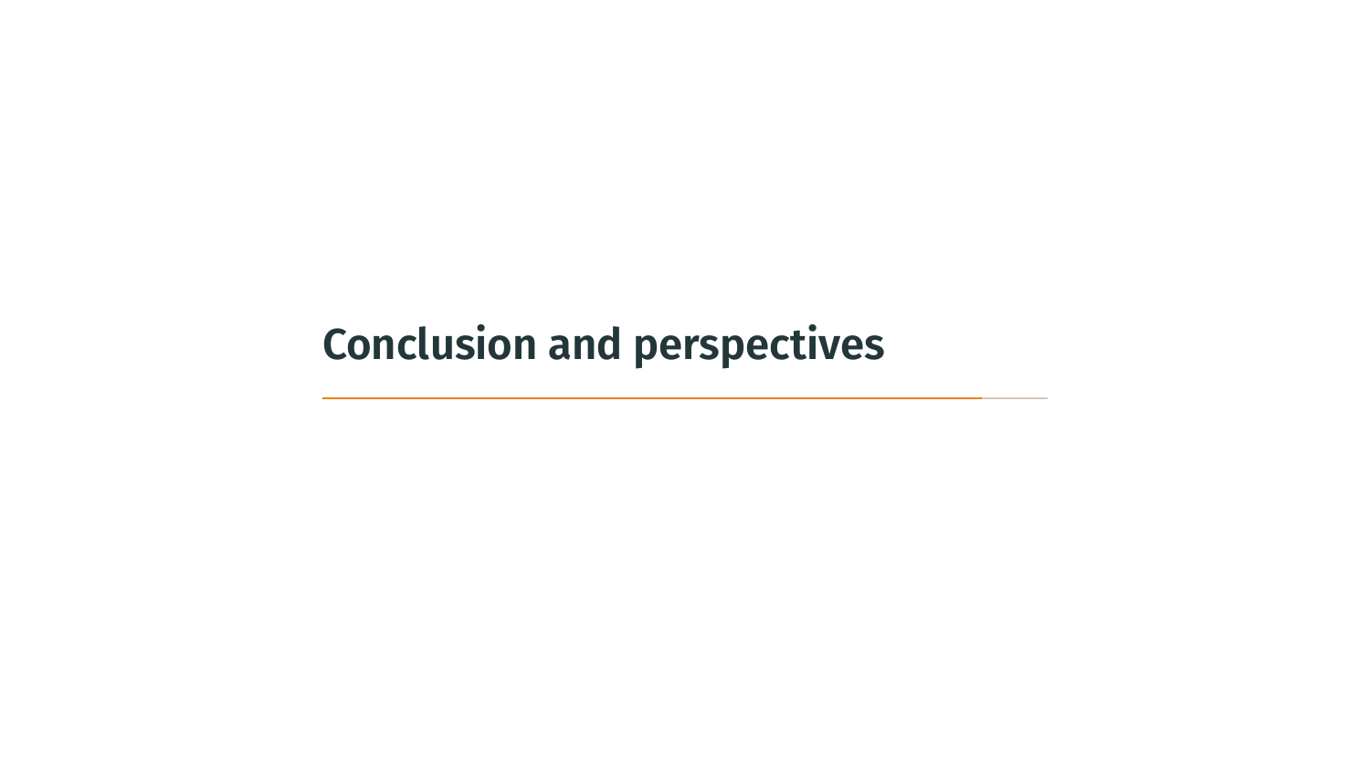# Conclusion and perspectives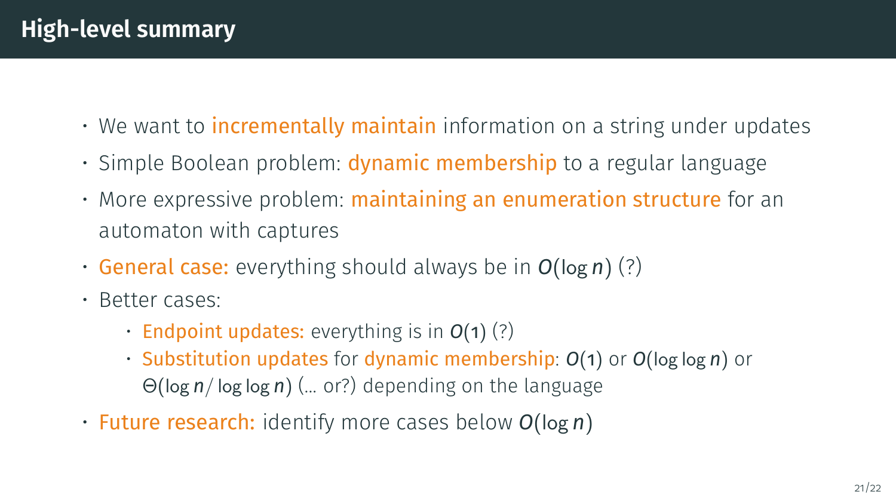# High-level summary

- We want to incrementally maintain information on a string under updates
- Simple Boolean problem: dynamic membership to a regular language
- More expressive problem: maintaining an enumeration structure for an automaton with captures
- General case: everything should always be in $O(\log n)$ (?)
- Better cases:
  - Endpoint updates: everything is in $O(1)$ (?)
  - Substitution updates for dynamic membership: $O(1)$ or $O(\log \log n)$ or $\Theta(\log n / \log \log n)$ (… or?) depending on the language
- Future research: identify more cases below $O(\log n)$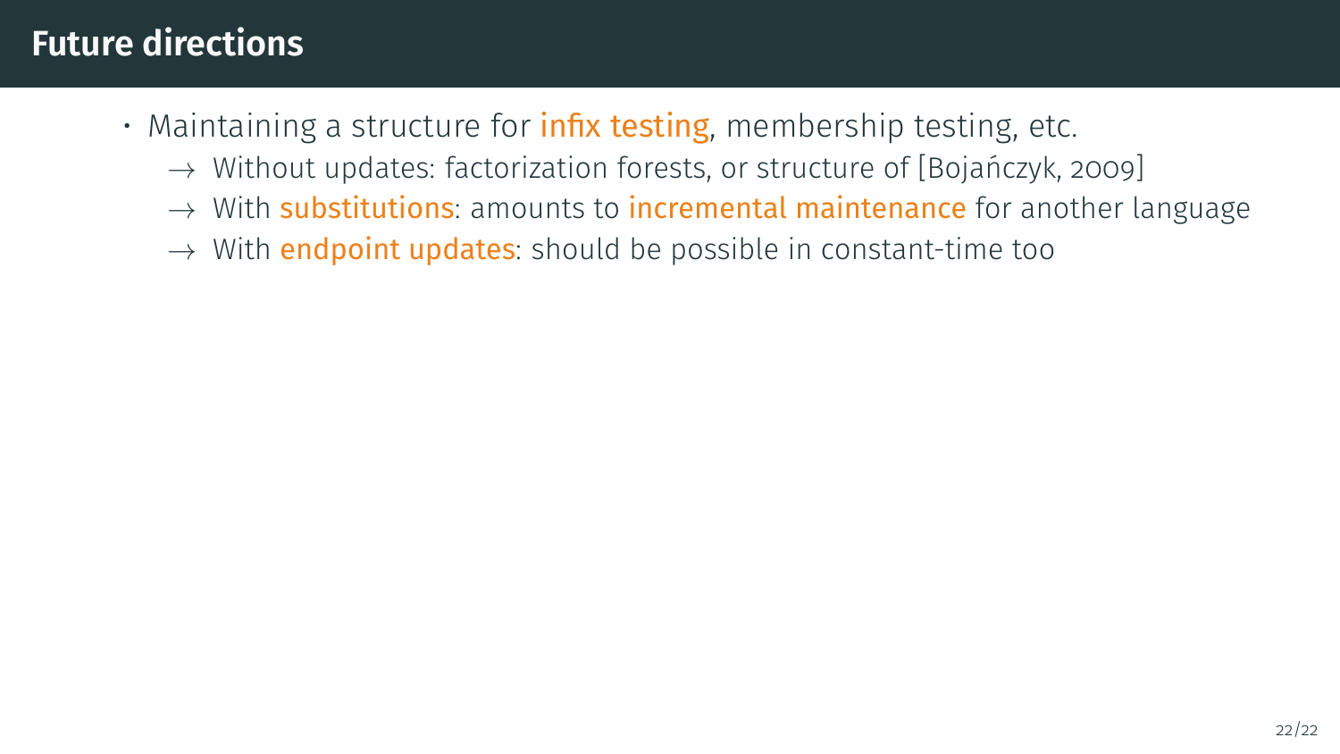# Future directions

- Maintaining a structure for infix testing, membership testing, etc.
  - $\rightarrow$ Without updates: factorization forests, or structure of [Bojańczyk, 2009]
  - $\rightarrow$ With substitutions: amounts to incremental maintenance for another language
  - $\rightarrow$ With endpoint updates: should be possible in constant-time too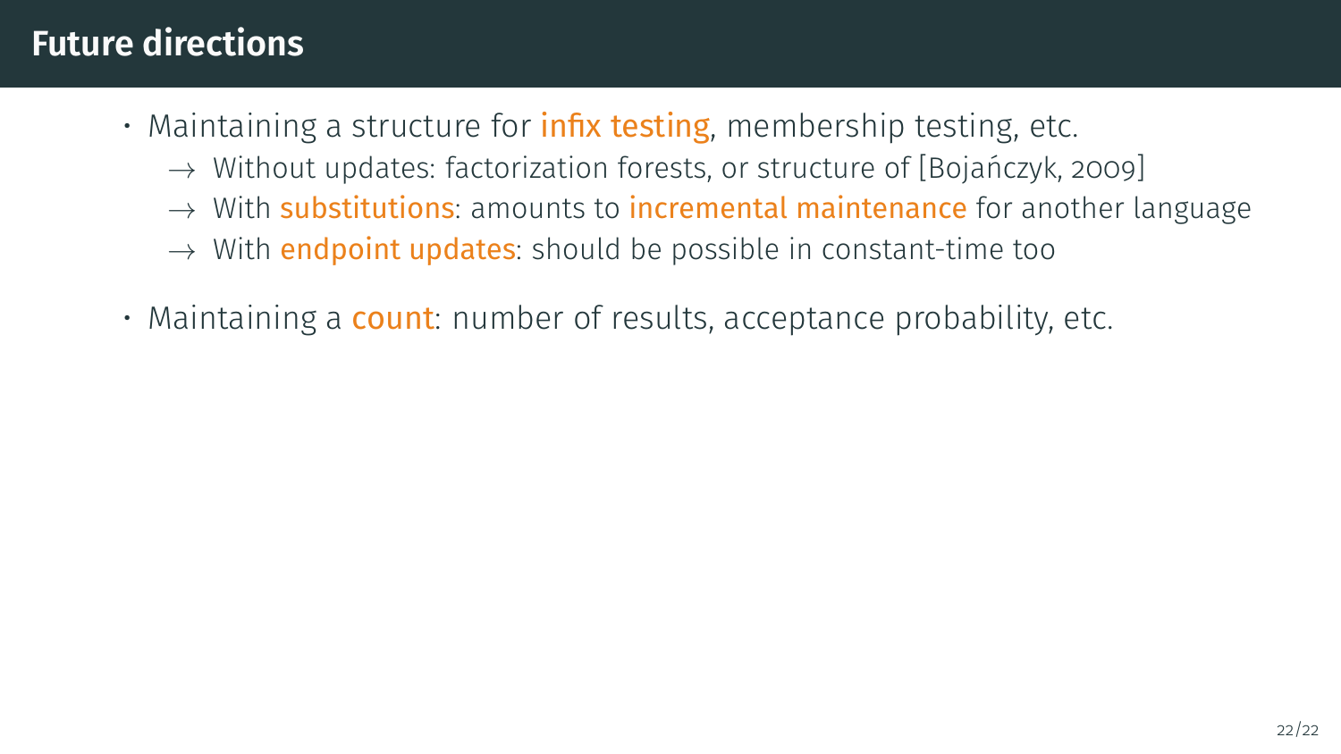# Future directions

- Maintaining a structure for infix testing, membership testing, etc.
  - → Without updates: factorization forests, or structure of [Bojańczyk, 2009]
  - → With substitutions: amounts to incremental maintenance for another language
  - → With endpoint updates: should be possible in constant-time too
- Maintaining a count: number of results, acceptance probability, etc.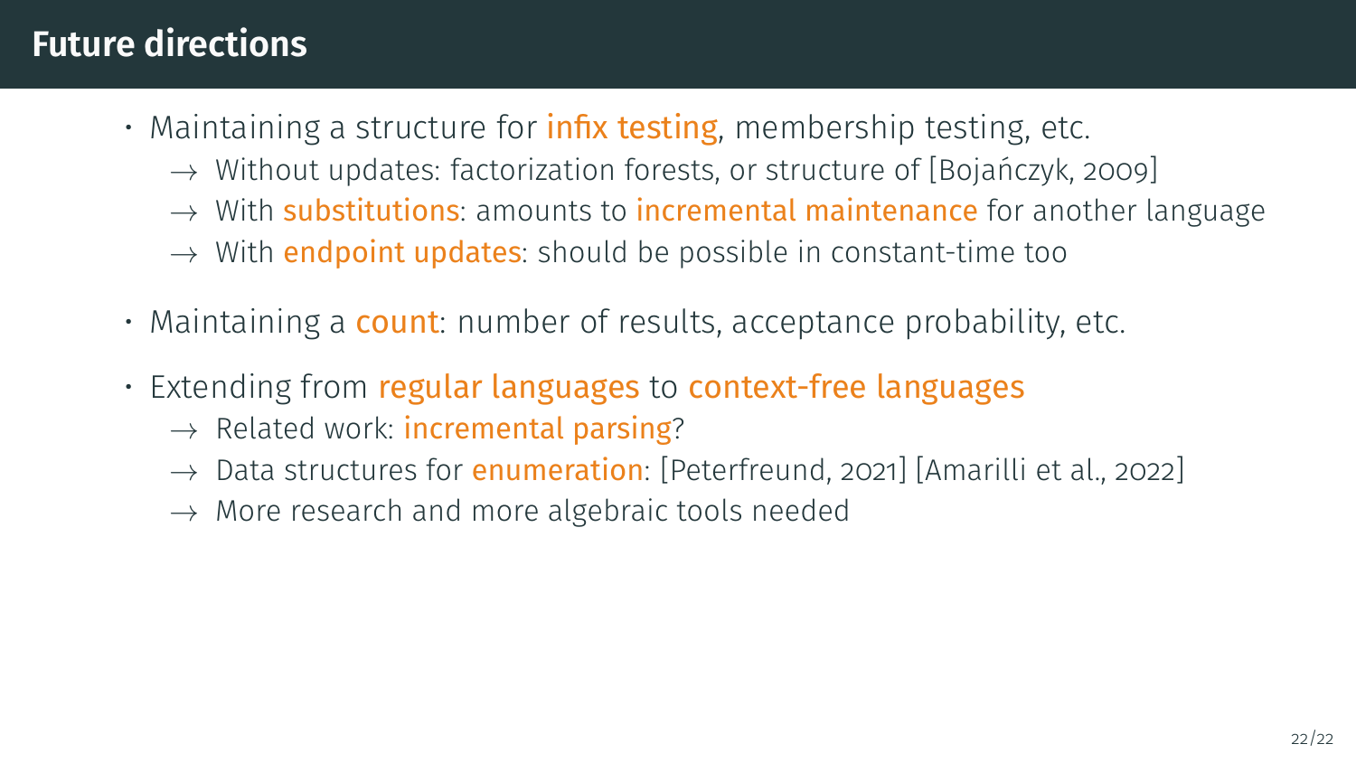# Future directions

- Maintaining a structure for infix testing, membership testing, etc.
  - → Without updates: factorization forests, or structure of [Bojańczyk, 2009]
  - → With substitutions: amounts to incremental maintenance for another language
  - → With endpoint updates: should be possible in constant-time too
- Maintaining a count: number of results, acceptance probability, etc.
- Extending from regular languages to context-free languages
  - → Related work: incremental parsing?
  - → Data structures for enumeration: [Peterfreund, 2021] [Amarilli et al., 2022]
  - → More research and more algebraic tools needed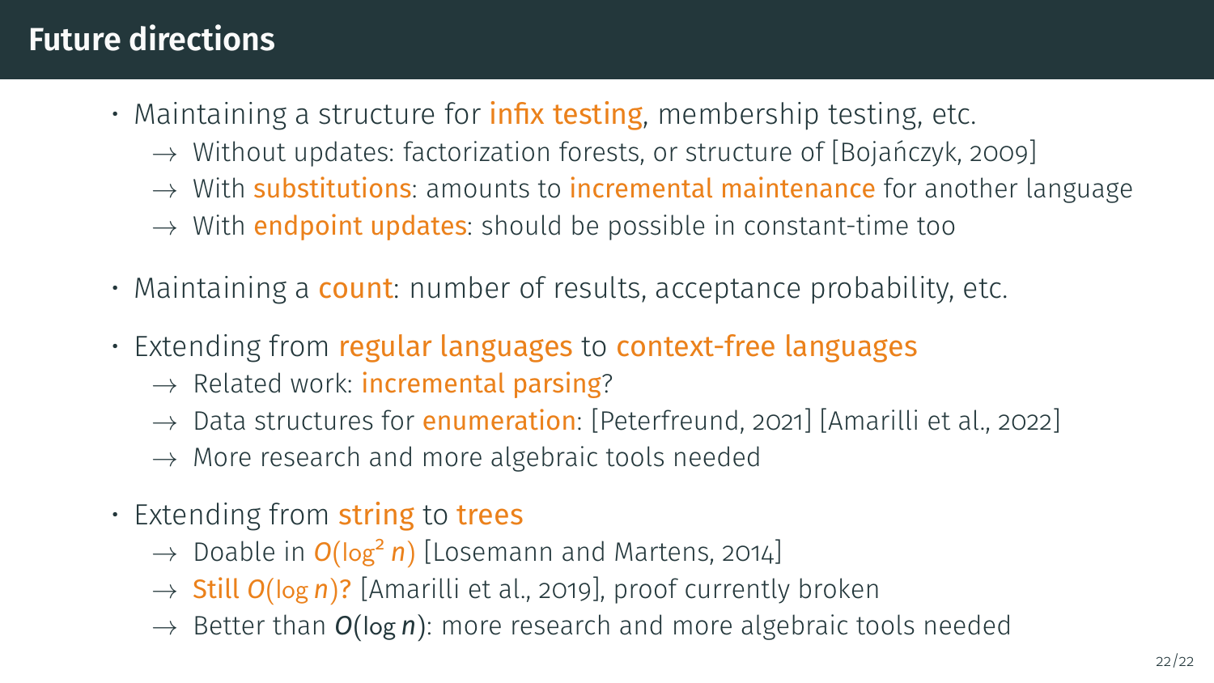# Future directions

- Maintaining a structure for infix testing, membership testing, etc.
  - → Without updates: factorization forests, or structure of [Bojańczyk, 2009]
  - → With substitutions: amounts to incremental maintenance for another language
  - → With endpoint updates: should be possible in constant-time too
- Maintaining a count: number of results, acceptance probability, etc.
- Extending from regular languages to context-free languages
  - → Related work: incremental parsing?
  - → Data structures for enumeration: [Peterfreund, 2021] [Amarilli et al., 2022]
  - → More research and more algebraic tools needed
- Extending from string to trees
  - → Doable in $O(\log^2 n)$ [Losemann and Martens, 2014]
  - → Still $O(\log n)$? [Amarilli et al., 2019], proof currently broken
  - → Better than $O(\log n)$: more research and more algebraic tools needed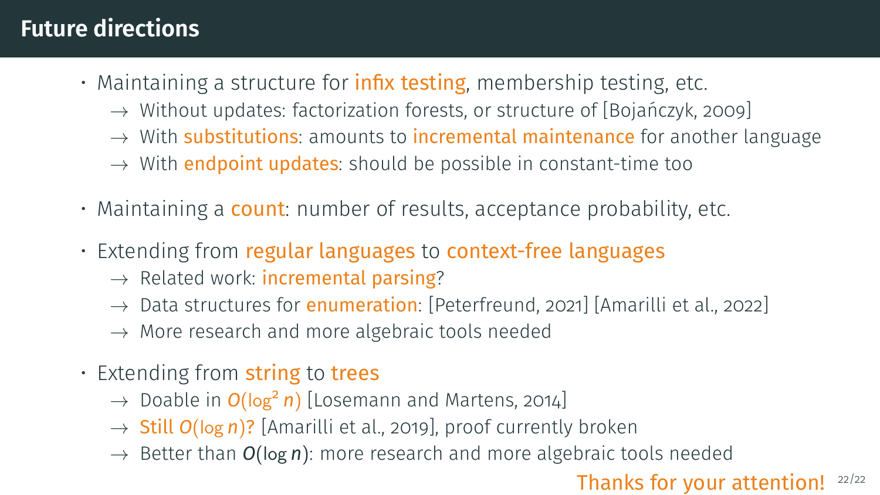# Future directions

- Maintaining a structure for infix testing, membership testing, etc.
  - → Without updates: factorization forests, or structure of [Bojańczyk, 2009]
  - → With substitutions: amounts to incremental maintenance for another language
  - → With endpoint updates: should be possible in constant-time too
- Maintaining a count: number of results, acceptance probability, etc.
- Extending from regular languages to context-free languages
  - → Related work: incremental parsing?
  - → Data structures for enumeration: [Peterfreund, 2021] [Amarilli et al., 2022]
  - → More research and more algebraic tools needed
- Extending from string to trees
  - → Doable in $O(\log^2 n)$ [Losemann and Martens, 2014]
  - → Still $O(\log n)$? [Amarilli et al., 2019], proof currently broken
  - → Better than $O(\log n)$: more research and more algebraic tools needed

Thanks for your attention!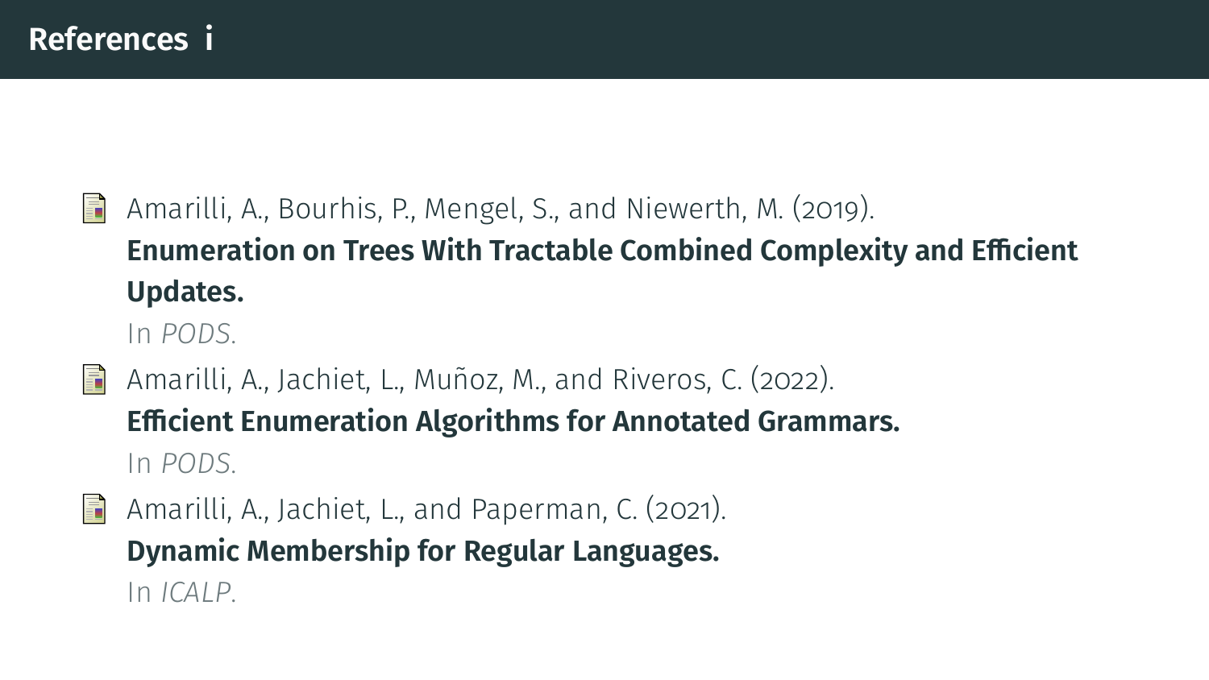# References i

- Amarilli, A., Bourhis, P., Mengel, S., and Niewerth, M. (2019).
  **Enumeration on Trees With Tractable Combined Complexity and Efficient Updates.**
  In *PODS*.
- Amarilli, A., Jachiet, L., Muñoz, M., and Riveros, C. (2022).
  **Efficient Enumeration Algorithms for Annotated Grammars.**
  In *PODS*.
- Amarilli, A., Jachiet, L., and Paperman, C. (2021).
  **Dynamic Membership for Regular Languages.**
  In *ICALP*.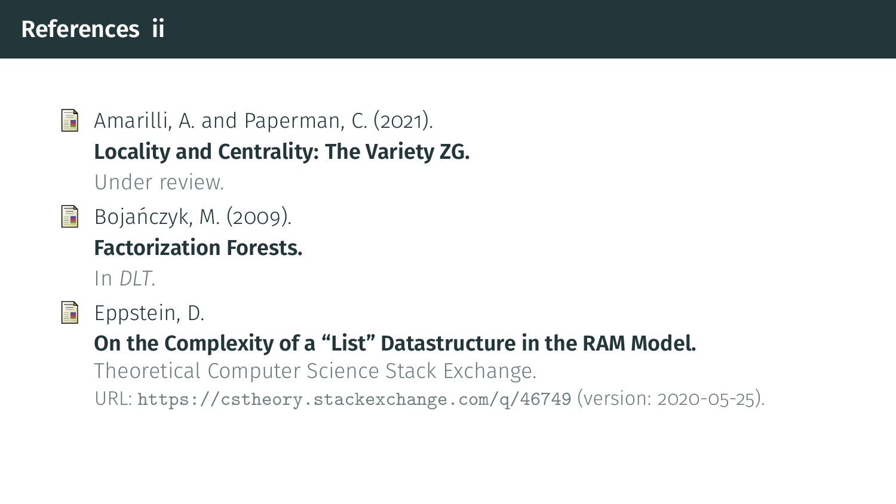# References ii

- Amarilli, A. and Paperman, C. (2021).
  **Locality and Centrality: The Variety ZG.**
  Under review.

- Bojańczyk, M. (2009).
  **Factorization Forests.**
  In *DLT*.

- Eppstein, D.
  **On the Complexity of a “List” Datastructure in the RAM Model.**
  Theoretical Computer Science Stack Exchange.
  URL: `https://cstheory.stackexchange.com/q/46749` (version: 2020-05-25).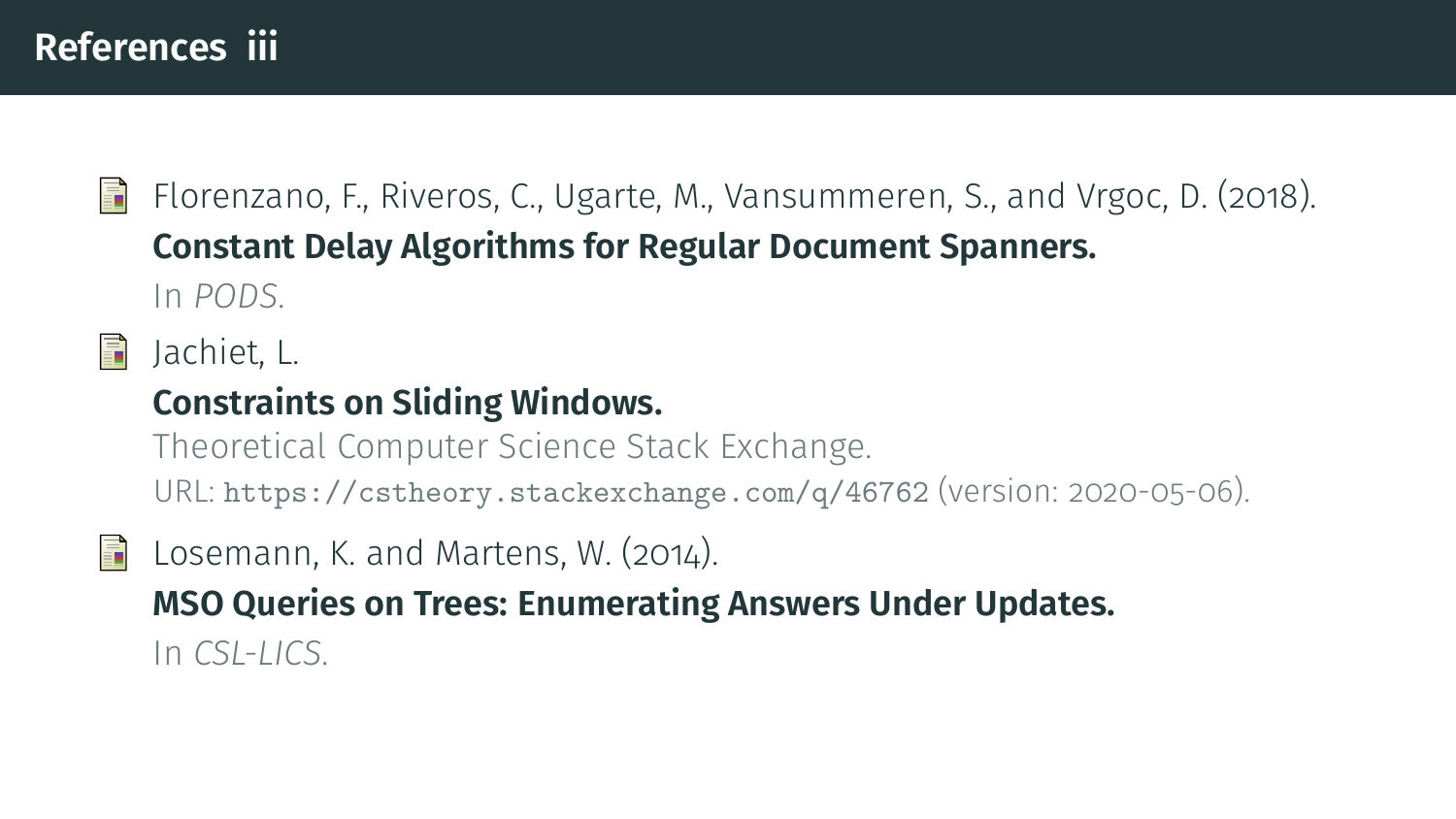# References iii

- Florenzano, F., Riveros, C., Ugarte, M., Vansummeren, S., and Vrgoc, D. (2018).
  **Constant Delay Algorithms for Regular Document Spanners.**
  In *PODS*.

- Jachiet, L.
  **Constraints on Sliding Windows.**
  Theoretical Computer Science Stack Exchange.
  URL: `https://cstheory.stackexchange.com/q/46762` (version: 2020-05-06).

- Losemann, K. and Martens, W. (2014).
  **MSO Queries on Trees: Enumerating Answers Under Updates.**
  In *CSL-LICS*.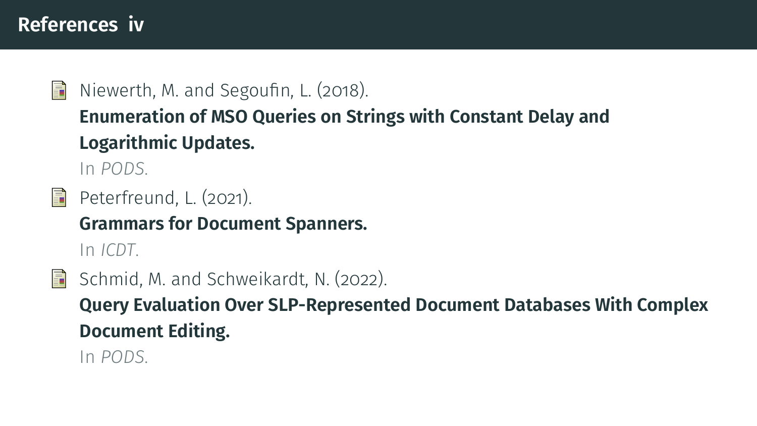## References iv

- Niewerth, M. and Segoufin, L. (2018).
  **Enumeration of MSO Queries on Strings with Constant Delay and Logarithmic Updates.**
  In *PODS*.
- Peterfreund, L. (2021).
  **Grammars for Document Spanners.**
  In *ICDT*.
- Schmid, M. and Schweikardt, N. (2022).
  **Query Evaluation Over SLP-Represented Document Databases With Complex Document Editing.**
  In *PODS*.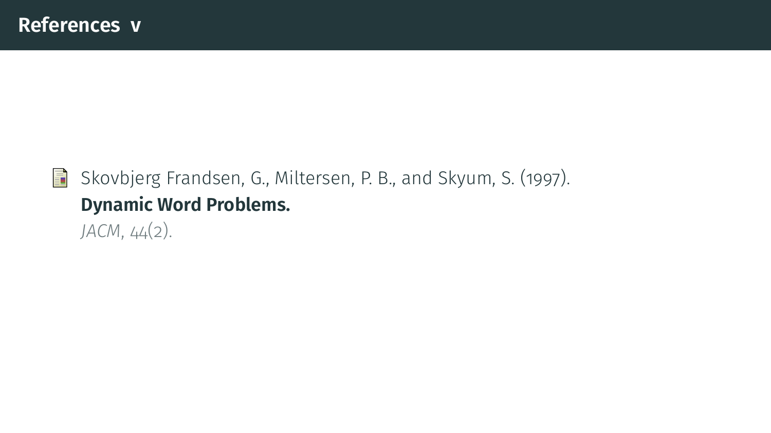# References v

- Skovbjerg Frandsen, G., Miltersen, P. B., and Skyum, S. (1997).
  **Dynamic Word Problems.**
  *JACM*, 44(2).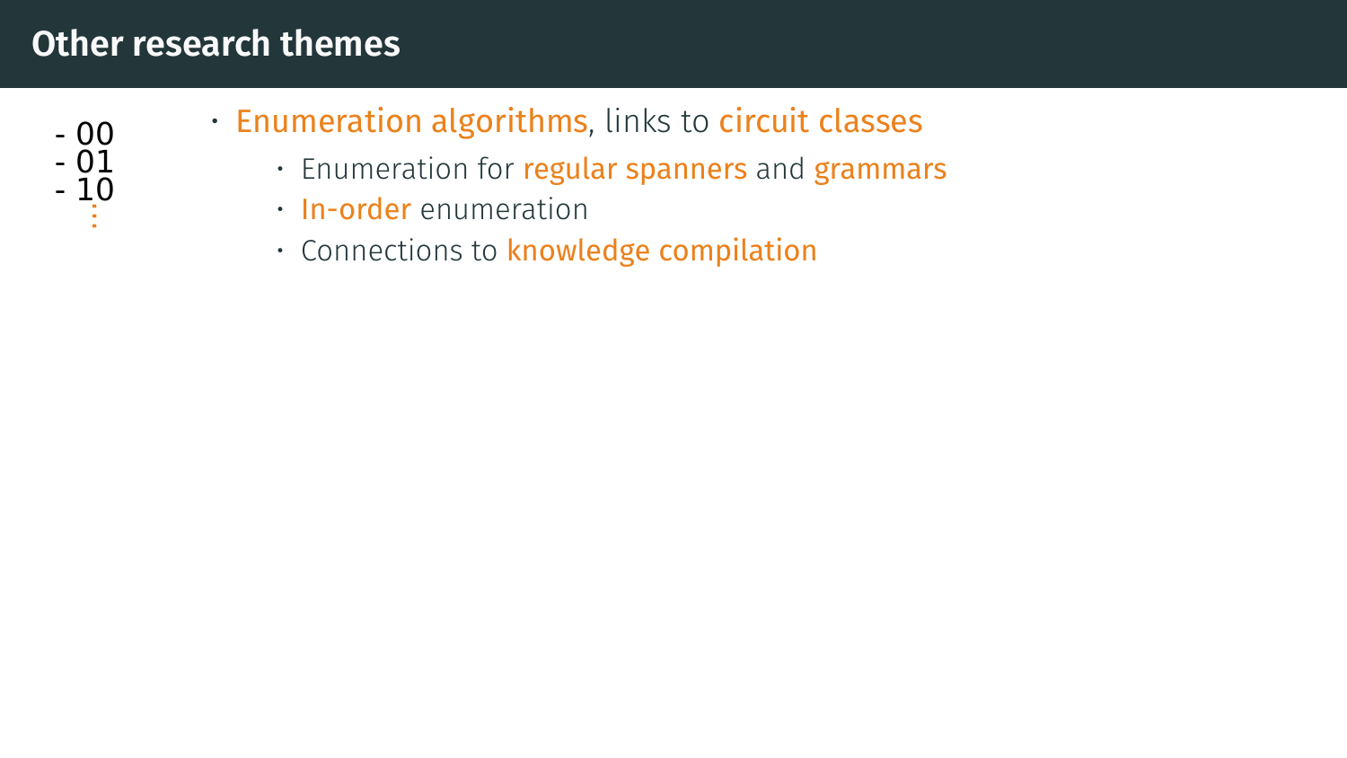# Other research themes

- 00
- 01
- 10

⋮

- Enumeration algorithms, links to circuit classes
  - Enumeration for regular spanners and grammars
  - In-order enumeration
  - Connections to knowledge compilation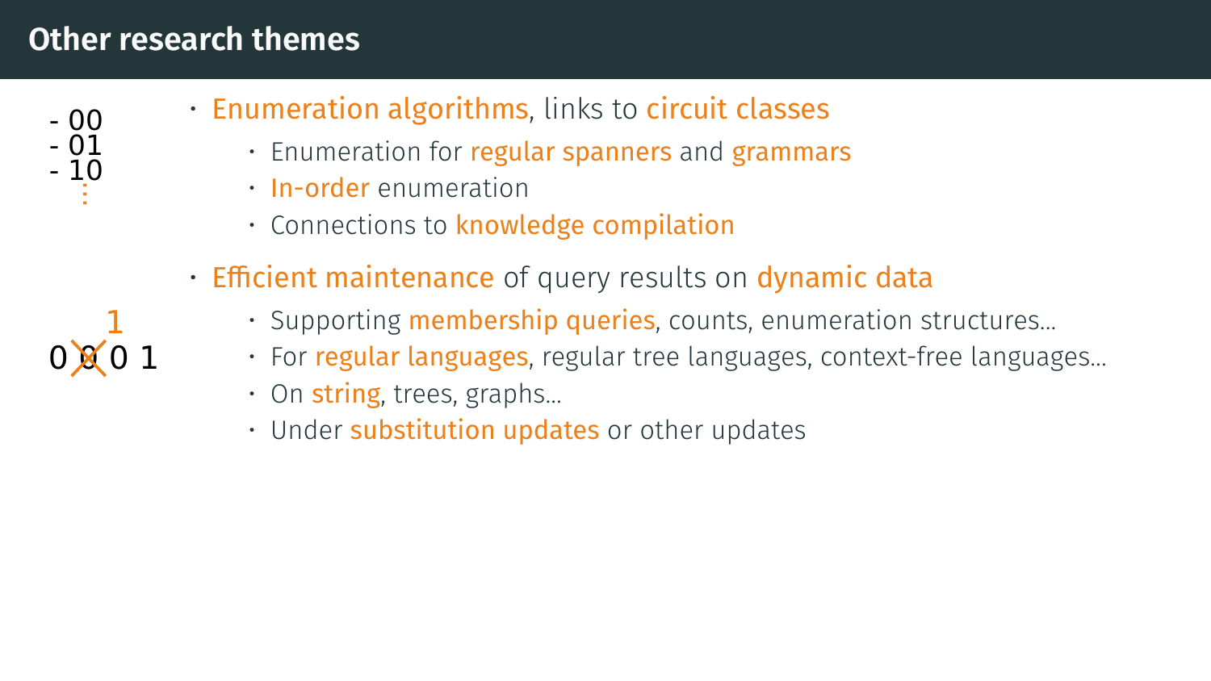# Other research themes

- 00
- 01
- 10

⋮

- Enumeration algorithms, links to circuit classes
  - Enumeration for regular spanners and grammars
  - In-order enumeration
  - Connections to knowledge compilation

1

0 0 0 1

- Efficient maintenance of query results on dynamic data
  - Supporting membership queries, counts, enumeration structures…
  - For regular languages, regular tree languages, context-free languages…
  - On string, trees, graphs…
  - Under substitution updates or other updates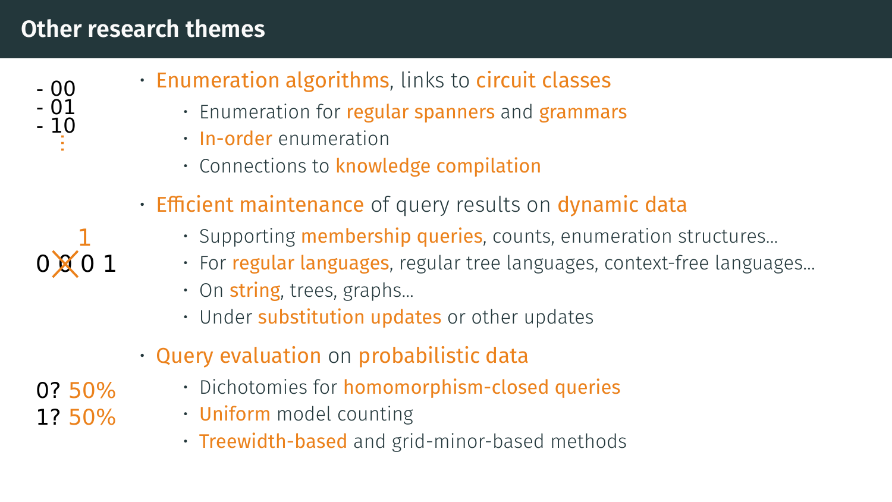# Other research themes

- 00
- 01
- 10
⋮

- Enumeration algorithms, links to circuit classes
  - Enumeration for regular spanners and grammars
  - In-order enumeration
  - Connections to knowledge compilation

0 0 0 1 (with the second 0 crossed out and replaced by 1)

- Efficient maintenance of query results on dynamic data
  - Supporting membership queries, counts, enumeration structures...
  - For regular languages, regular tree languages, context-free languages...
  - On string, trees, graphs...
  - Under substitution updates or other updates

0? 50%
1? 50%

- Query evaluation on probabilistic data
  - Dichotomies for homomorphism-closed queries
  - Uniform model counting
  - Treewidth-based and grid-minor-based methods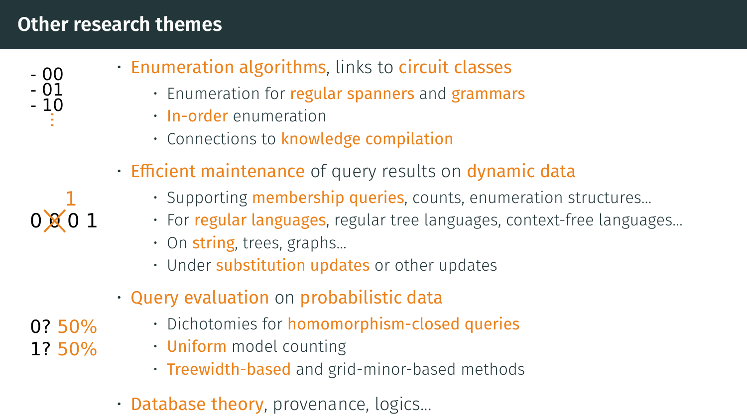# Other research themes

- 00
- 01
- 10

⋮

- Enumeration algorithms, links to circuit classes
  - Enumeration for regular spanners and grammars
  - In-order enumeration
  - Connections to knowledge compilation

0 ~~0~~ 1 0 1

- Efficient maintenance of query results on dynamic data
  - Supporting membership queries, counts, enumeration structures...
  - For regular languages, regular tree languages, context-free languages...
  - On string, trees, graphs...
  - Under substitution updates or other updates

0? 50%
1? 50%

- Query evaluation on probabilistic data
  - Dichotomies for homomorphism-closed queries
  - Uniform model counting
  - Treewidth-based and grid-minor-based methods
- Database theory, provenance, logics...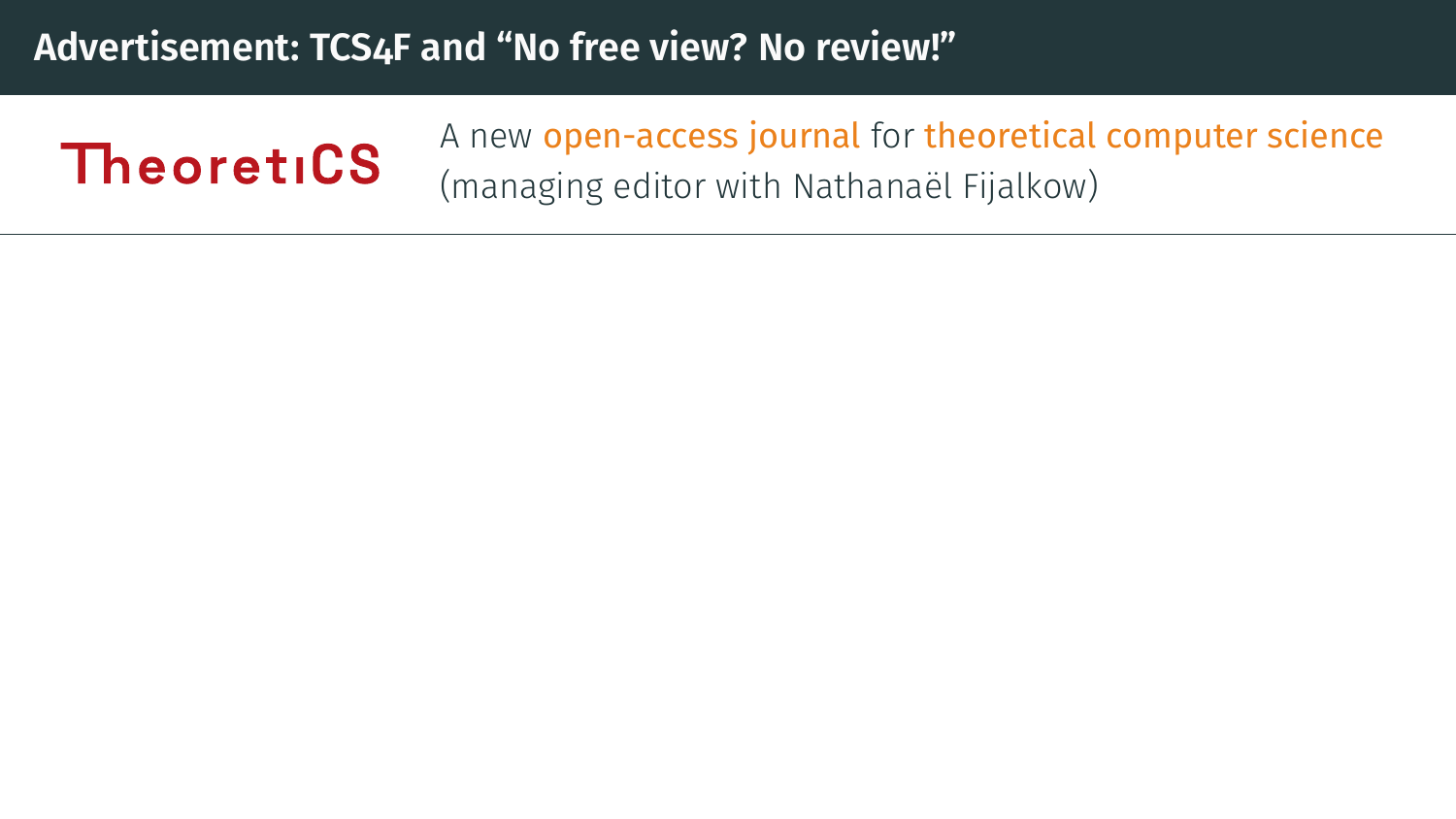# Advertisement: TCS4F and “No free view? No review!”

**TheoretiCS**

A new open-access journal for theoretical computer science (managing editor with Nathanaël Fijalkow)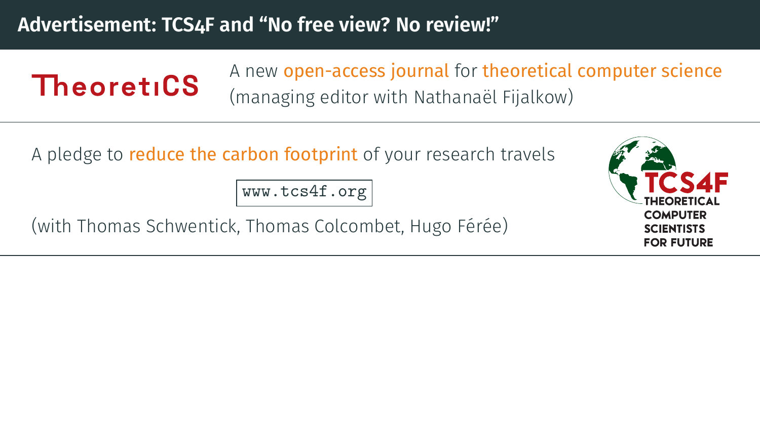# Advertisement: TCS4F and "No free view? No review!"

**TheoretiCS**

A new open-access journal for theoretical computer science (managing editor with Nathanaël Fijalkow)

---

A pledge to reduce the carbon footprint of your research travels

`www.tcs4f.org`

(with Thomas Schwentick, Thomas Colcombet, Hugo Férée)

TCS4F
THEORETICAL COMPUTER SCIENTISTS FOR FUTURE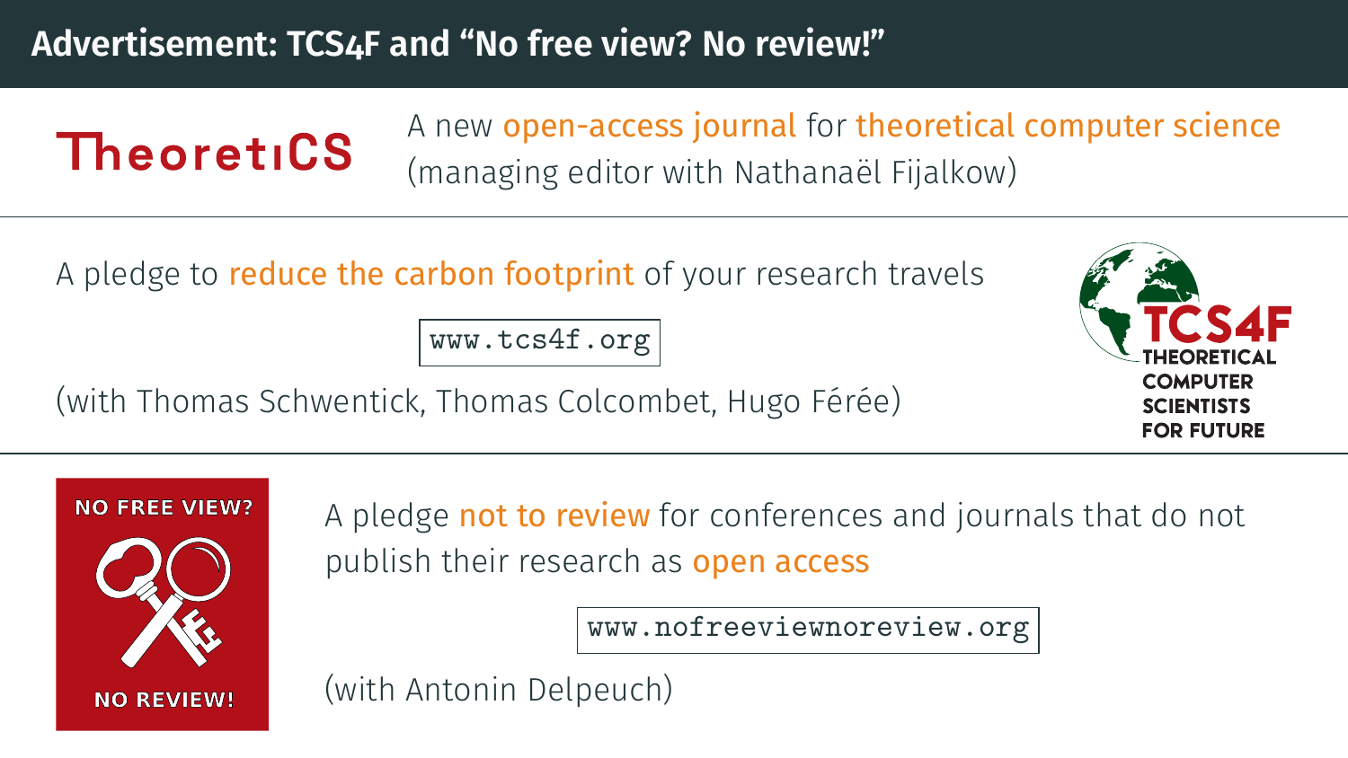# Advertisement: TCS4F and "No free view? No review!"

**TheoretiCS**

A new open-access journal for theoretical computer science (managing editor with Nathanaël Fijalkow)

---

A pledge to reduce the carbon footprint of your research travels

`www.tcs4f.org`

(with Thomas Schwentick, Thomas Colcombet, Hugo Férée)

TCS4F THEORETICAL COMPUTER SCIENTISTS FOR FUTURE

---

NO FREE VIEW? NO REVIEW!

A pledge not to review for conferences and journals that do not publish their research as open access

`www.nofreeviewnoreview.org`

(with Antonin Delpeuch)